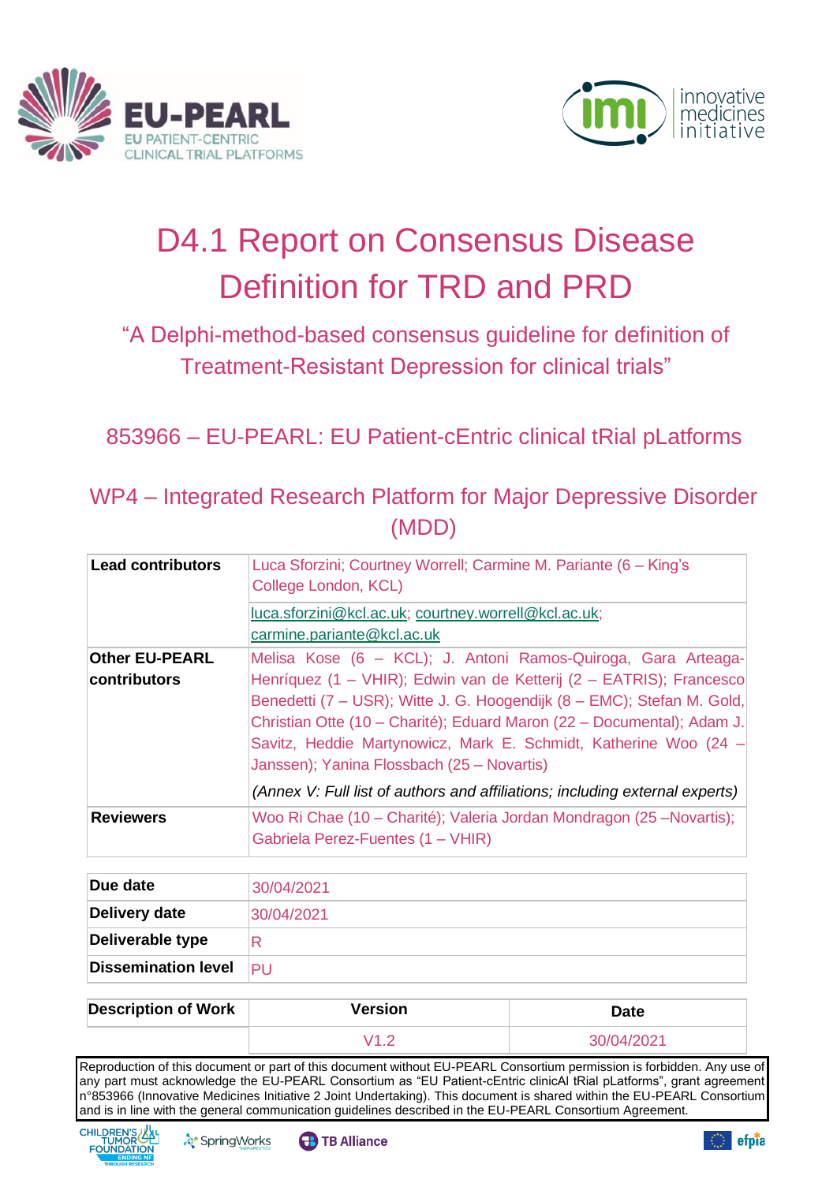# D4.1 Report on Consensus Disease Definition for TRD and PRD

## "A Delphi-method-based consensus guideline for definition of Treatment-Resistant Depression for clinical trials"

## 853966 – EU-PEARL: EU Patient-cEntric clinical tRial pLatforms

## WP4 – Integrated Research Platform for Major Depressive Disorder (MDD)

| | |
|---|---|
| **Lead contributors** | Luca Sforzini; Courtney Worrell; Carmine M. Pariante (6 – King's College London, KCL) |
| | luca.sforzini@kcl.ac.uk; courtney.worrell@kcl.ac.uk; carmine.pariante@kcl.ac.uk |
| **Other EU-PEARL contributors** | Melisa Kose (6 – KCL); J. Antoni Ramos-Quiroga, Gara Arteaga-Henríquez (1 – VHIR); Edwin van de Ketterij (2 – EATRIS); Francesco Benedetti (7 – USR); Witte J. G. Hoogendijk (8 – EMC); Stefan M. Gold, Christian Otte (10 – Charité); Eduard Maron (22 – Documental); Adam J. Savitz, Heddie Martynowicz, Mark E. Schmidt, Katherine Woo (24 – Janssen); Yanina Flossbach (25 – Novartis) |
| | *(Annex V: Full list of authors and affiliations; including external experts)* |
| **Reviewers** | Woo Ri Chae (10 – Charité); Valeria Jordan Mondragon (25 –Novartis); Gabriela Perez-Fuentes (1 – VHIR) |

| | |
|---|---|
| **Due date** | 30/04/2021 |
| **Delivery date** | 30/04/2021 |
| **Deliverable type** | R |
| **Dissemination level** | PU |

| **Description of Work** | Version | Date |
|---|---|---|
| | V1.2 | 30/04/2021 |

Reproduction of this document or part of this document without EU-PEARL Consortium permission is forbidden. Any use of any part must acknowledge the EU-PEARL Consortium as "EU Patient-cEntric clinicAl tRial pLatforms", grant agreement n°853966 (Innovative Medicines Initiative 2 Joint Undertaking). This document is shared within the EU-PEARL Consortium and is in line with the general communication guidelines described in the EU-PEARL Consortium Agreement.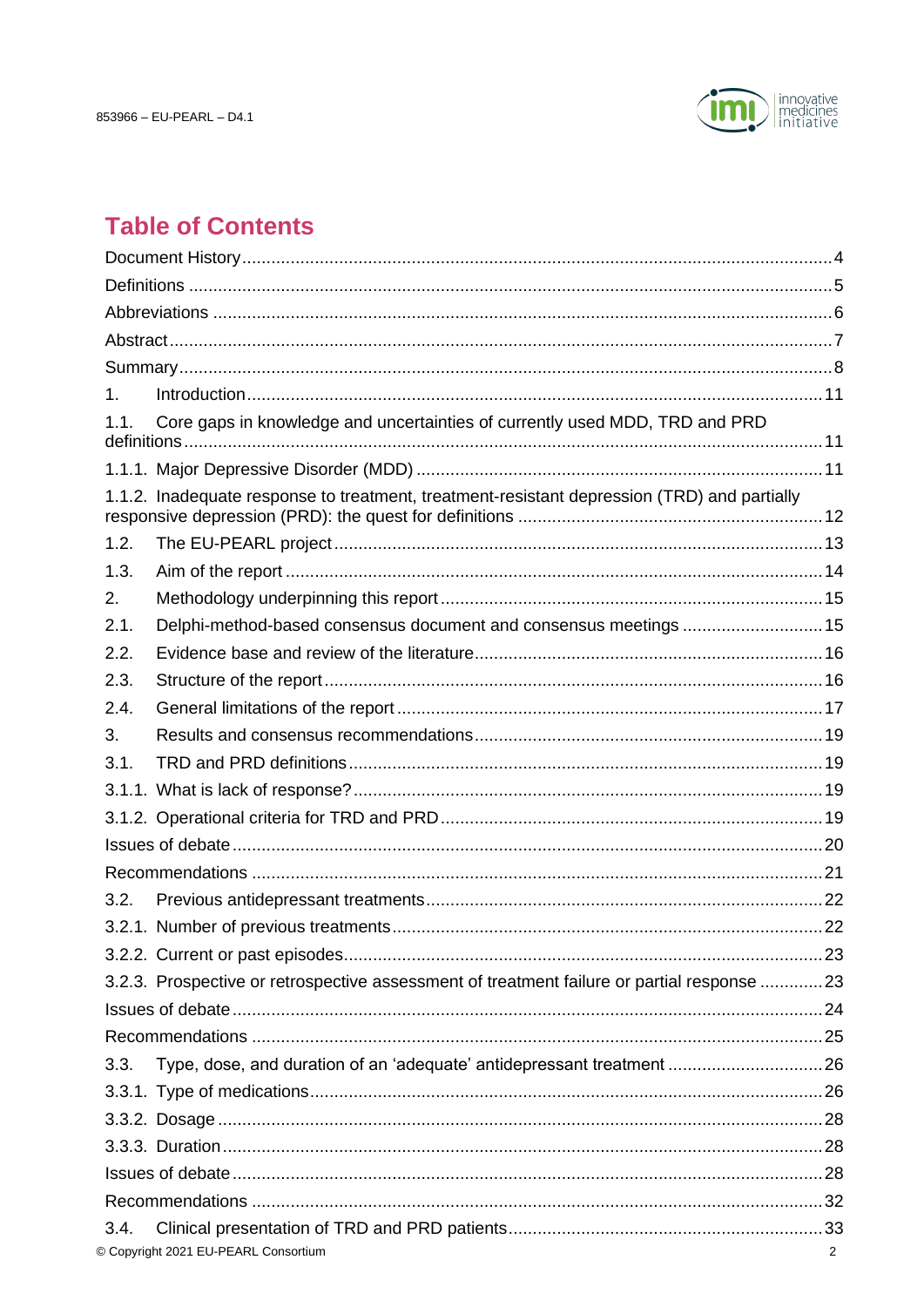# Table of Contents

Document History .......... 4

Definitions .......... 5

Abbreviations .......... 6

Abstract .......... 7

Summary .......... 8

1. Introduction .......... 11

1.1. Core gaps in knowledge and uncertainties of currently used MDD, TRD and PRD definitions .......... 11

1.1.1. Major Depressive Disorder (MDD) .......... 11

1.1.2. Inadequate response to treatment, treatment-resistant depression (TRD) and partially responsive depression (PRD): the quest for definitions .......... 12

1.2. The EU-PEARL project .......... 13

1.3. Aim of the report .......... 14

2. Methodology underpinning this report .......... 15

2.1. Delphi-method-based consensus document and consensus meetings .......... 15

2.2. Evidence base and review of the literature .......... 16

2.3. Structure of the report .......... 16

2.4. General limitations of the report .......... 17

3. Results and consensus recommendations .......... 19

3.1. TRD and PRD definitions .......... 19

3.1.1. What is lack of response? .......... 19

3.1.2. Operational criteria for TRD and PRD .......... 19

Issues of debate .......... 20

Recommendations .......... 21

3.2. Previous antidepressant treatments .......... 22

3.2.1. Number of previous treatments .......... 22

3.2.2. Current or past episodes .......... 23

3.2.3. Prospective or retrospective assessment of treatment failure or partial response .......... 23

Issues of debate .......... 24

Recommendations .......... 25

3.3. Type, dose, and duration of an 'adequate' antidepressant treatment .......... 26

3.3.1. Type of medications .......... 26

3.3.2. Dosage .......... 28

3.3.3. Duration .......... 28

Issues of debate .......... 28

Recommendations .......... 32

3.4. Clinical presentation of TRD and PRD patients .......... 33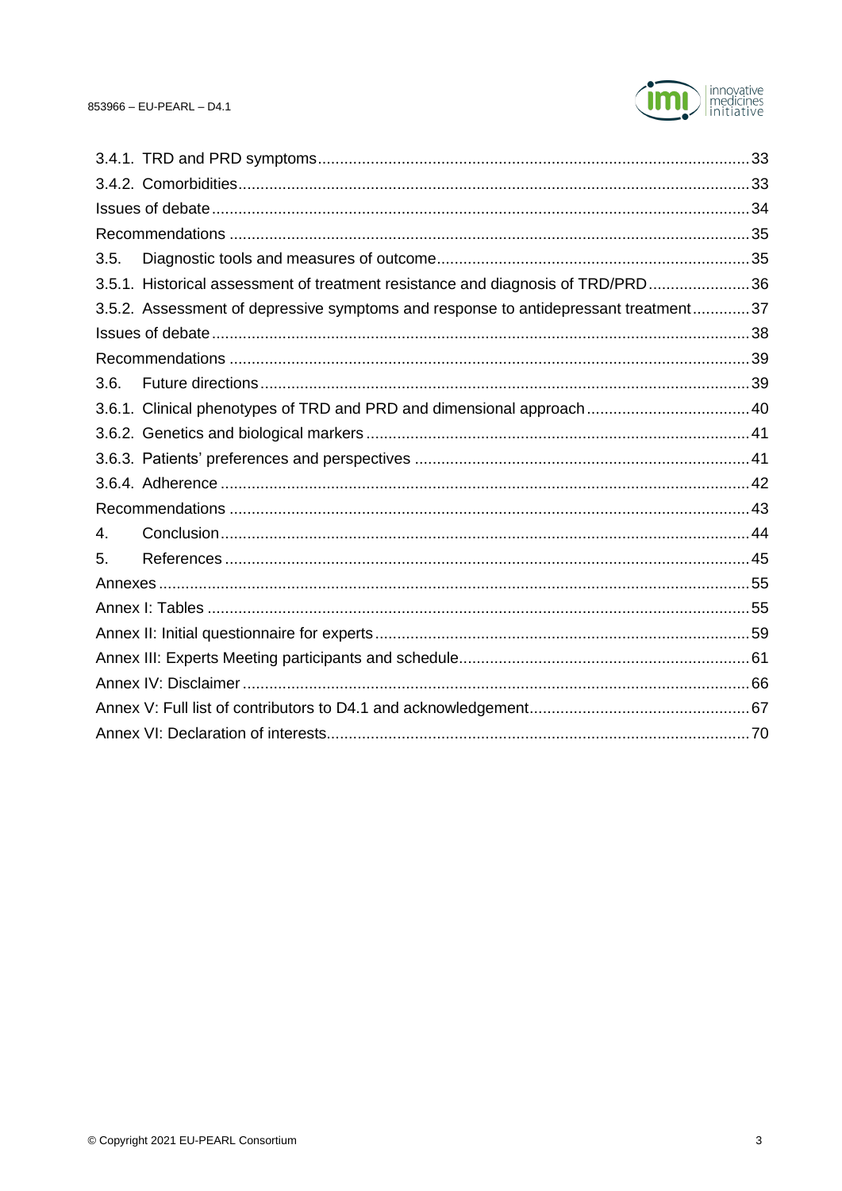3.4.1. TRD and PRD symptoms ..... 33
3.4.2. Comorbidities ..... 33
Issues of debate ..... 34
Recommendations ..... 35
3.5. Diagnostic tools and measures of outcome ..... 35
3.5.1. Historical assessment of treatment resistance and diagnosis of TRD/PRD ..... 36
3.5.2. Assessment of depressive symptoms and response to antidepressant treatment ..... 37
Issues of debate ..... 38
Recommendations ..... 39
3.6. Future directions ..... 39
3.6.1. Clinical phenotypes of TRD and PRD and dimensional approach ..... 40
3.6.2. Genetics and biological markers ..... 41
3.6.3. Patients' preferences and perspectives ..... 41
3.6.4. Adherence ..... 42
Recommendations ..... 43
4. Conclusion ..... 44
5. References ..... 45
Annexes ..... 55
Annex I: Tables ..... 55
Annex II: Initial questionnaire for experts ..... 59
Annex III: Experts Meeting participants and schedule ..... 61
Annex IV: Disclaimer ..... 66
Annex V: Full list of contributors to D4.1 and acknowledgement ..... 67
Annex VI: Declaration of interests ..... 70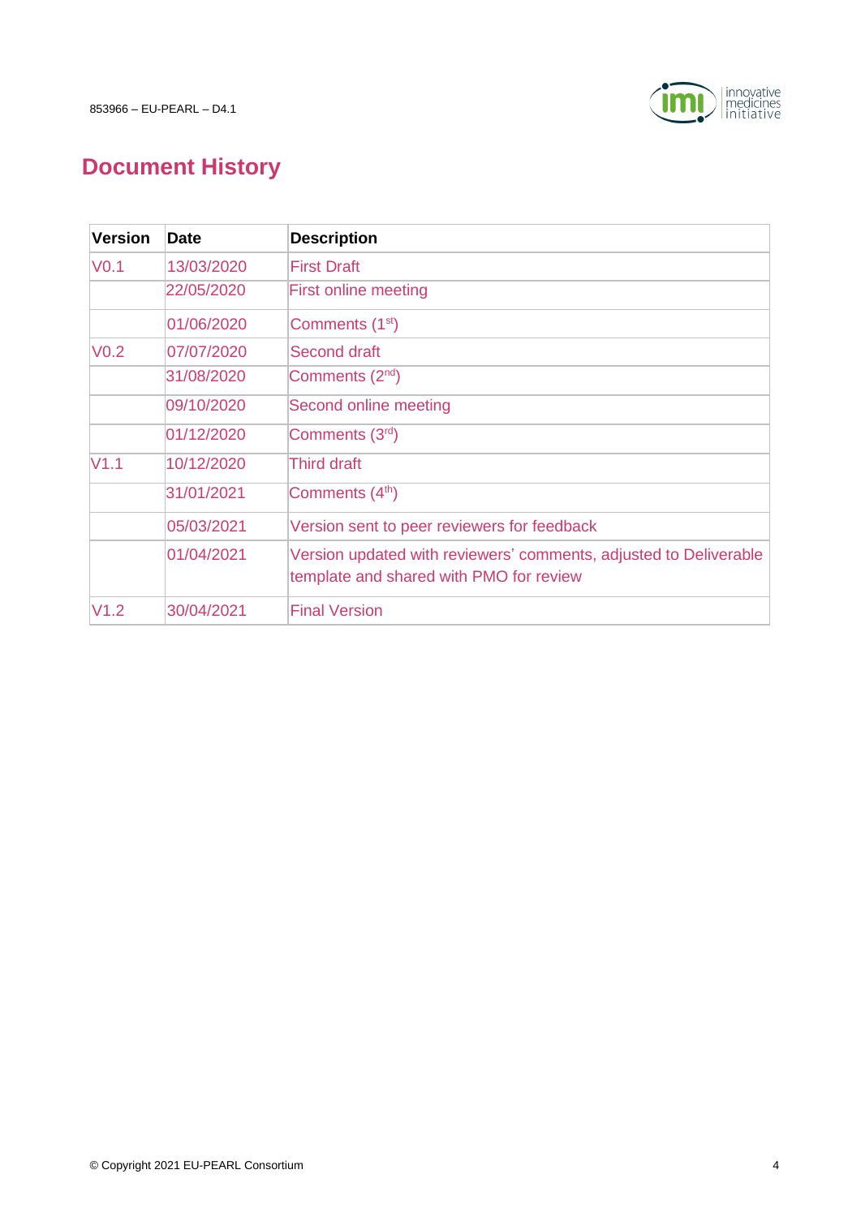# Document History

| Version | Date | Description |
|---|---|---|
| V0.1 | 13/03/2020 | First Draft |
| | 22/05/2020 | First online meeting |
| | 01/06/2020 | Comments (1st) |
| V0.2 | 07/07/2020 | Second draft |
| | 31/08/2020 | Comments (2nd) |
| | 09/10/2020 | Second online meeting |
| | 01/12/2020 | Comments (3rd) |
| V1.1 | 10/12/2020 | Third draft |
| | 31/01/2021 | Comments (4th) |
| | 05/03/2021 | Version sent to peer reviewers for feedback |
| | 01/04/2021 | Version updated with reviewers' comments, adjusted to Deliverable template and shared with PMO for review |
| V1.2 | 30/04/2021 | Final Version |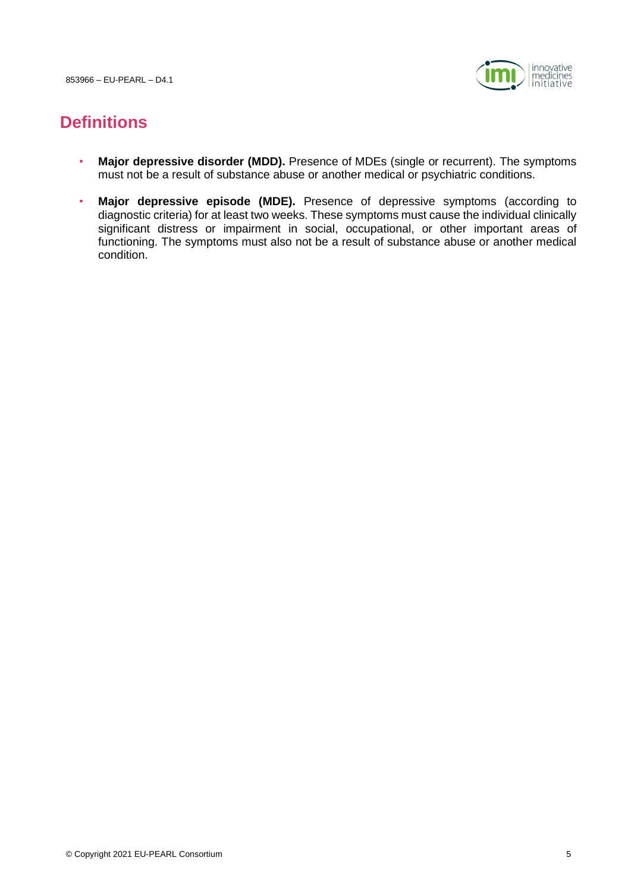# Definitions

- **Major depressive disorder (MDD).** Presence of MDEs (single or recurrent). The symptoms must not be a result of substance abuse or another medical or psychiatric conditions.
- **Major depressive episode (MDE).** Presence of depressive symptoms (according to diagnostic criteria) for at least two weeks. These symptoms must cause the individual clinically significant distress or impairment in social, occupational, or other important areas of functioning. The symptoms must also not be a result of substance abuse or another medical condition.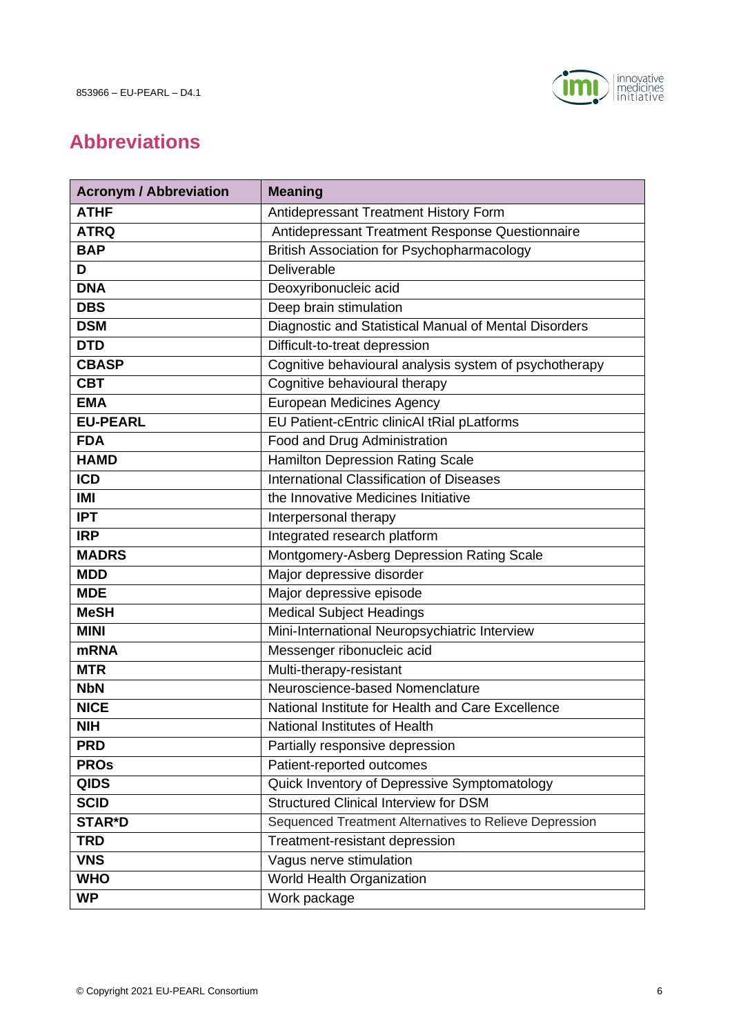## Abbreviations

| Acronym / Abbreviation | Meaning |
|---|---|
| **ATHF** | Antidepressant Treatment History Form |
| **ATRQ** | Antidepressant Treatment Response Questionnaire |
| **BAP** | British Association for Psychopharmacology |
| **D** | Deliverable |
| **DNA** | Deoxyribonucleic acid |
| **DBS** | Deep brain stimulation |
| **DSM** | Diagnostic and Statistical Manual of Mental Disorders |
| **DTD** | Difficult-to-treat depression |
| **CBASP** | Cognitive behavioural analysis system of psychotherapy |
| **CBT** | Cognitive behavioural therapy |
| **EMA** | European Medicines Agency |
| **EU-PEARL** | EU Patient-cEntric clinicAl tRial pLatforms |
| **FDA** | Food and Drug Administration |
| **HAMD** | Hamilton Depression Rating Scale |
| **ICD** | International Classification of Diseases |
| **IMI** | the Innovative Medicines Initiative |
| **IPT** | Interpersonal therapy |
| **IRP** | Integrated research platform |
| **MADRS** | Montgomery-Asberg Depression Rating Scale |
| **MDD** | Major depressive disorder |
| **MDE** | Major depressive episode |
| **MeSH** | Medical Subject Headings |
| **MINI** | Mini-International Neuropsychiatric Interview |
| **mRNA** | Messenger ribonucleic acid |
| **MTR** | Multi-therapy-resistant |
| **NbN** | Neuroscience-based Nomenclature |
| **NICE** | National Institute for Health and Care Excellence |
| **NIH** | National Institutes of Health |
| **PRD** | Partially responsive depression |
| **PROs** | Patient-reported outcomes |
| **QIDS** | Quick Inventory of Depressive Symptomatology |
| **SCID** | Structured Clinical Interview for DSM |
| **STAR*D** | Sequenced Treatment Alternatives to Relieve Depression |
| **TRD** | Treatment-resistant depression |
| **VNS** | Vagus nerve stimulation |
| **WHO** | World Health Organization |
| **WP** | Work package |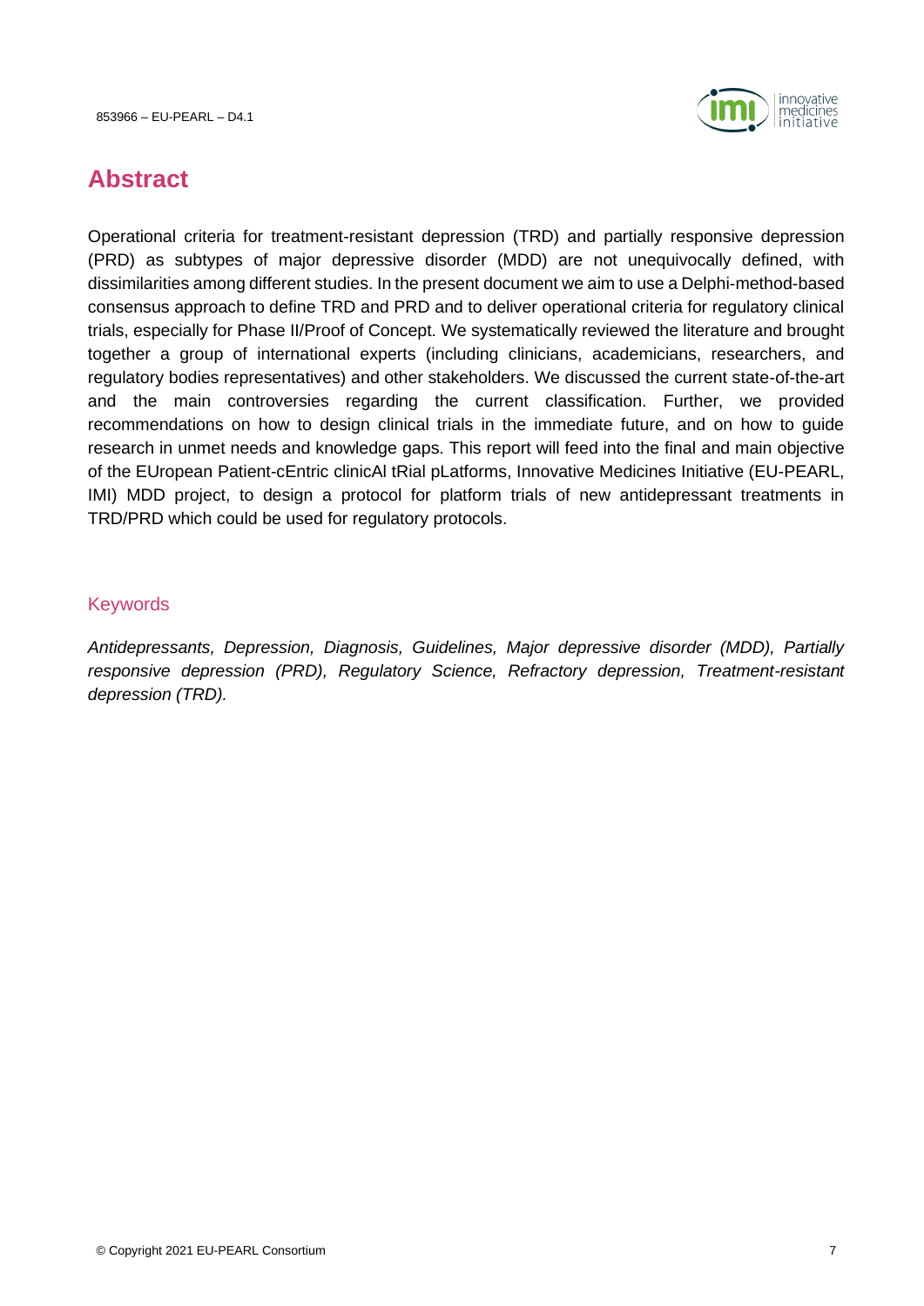# Abstract

Operational criteria for treatment-resistant depression (TRD) and partially responsive depression (PRD) as subtypes of major depressive disorder (MDD) are not unequivocally defined, with dissimilarities among different studies. In the present document we aim to use a Delphi-method-based consensus approach to define TRD and PRD and to deliver operational criteria for regulatory clinical trials, especially for Phase II/Proof of Concept. We systematically reviewed the literature and brought together a group of international experts (including clinicians, academicians, researchers, and regulatory bodies representatives) and other stakeholders. We discussed the current state-of-the-art and the main controversies regarding the current classification. Further, we provided recommendations on how to design clinical trials in the immediate future, and on how to guide research in unmet needs and knowledge gaps. This report will feed into the final and main objective of the EUropean Patient-cEntric clinicAl tRial pLatforms, Innovative Medicines Initiative (EU-PEARL, IMI) MDD project, to design a protocol for platform trials of new antidepressant treatments in TRD/PRD which could be used for regulatory protocols.

## Keywords

*Antidepressants, Depression, Diagnosis, Guidelines, Major depressive disorder (MDD), Partially responsive depression (PRD), Regulatory Science, Refractory depression, Treatment-resistant depression (TRD).*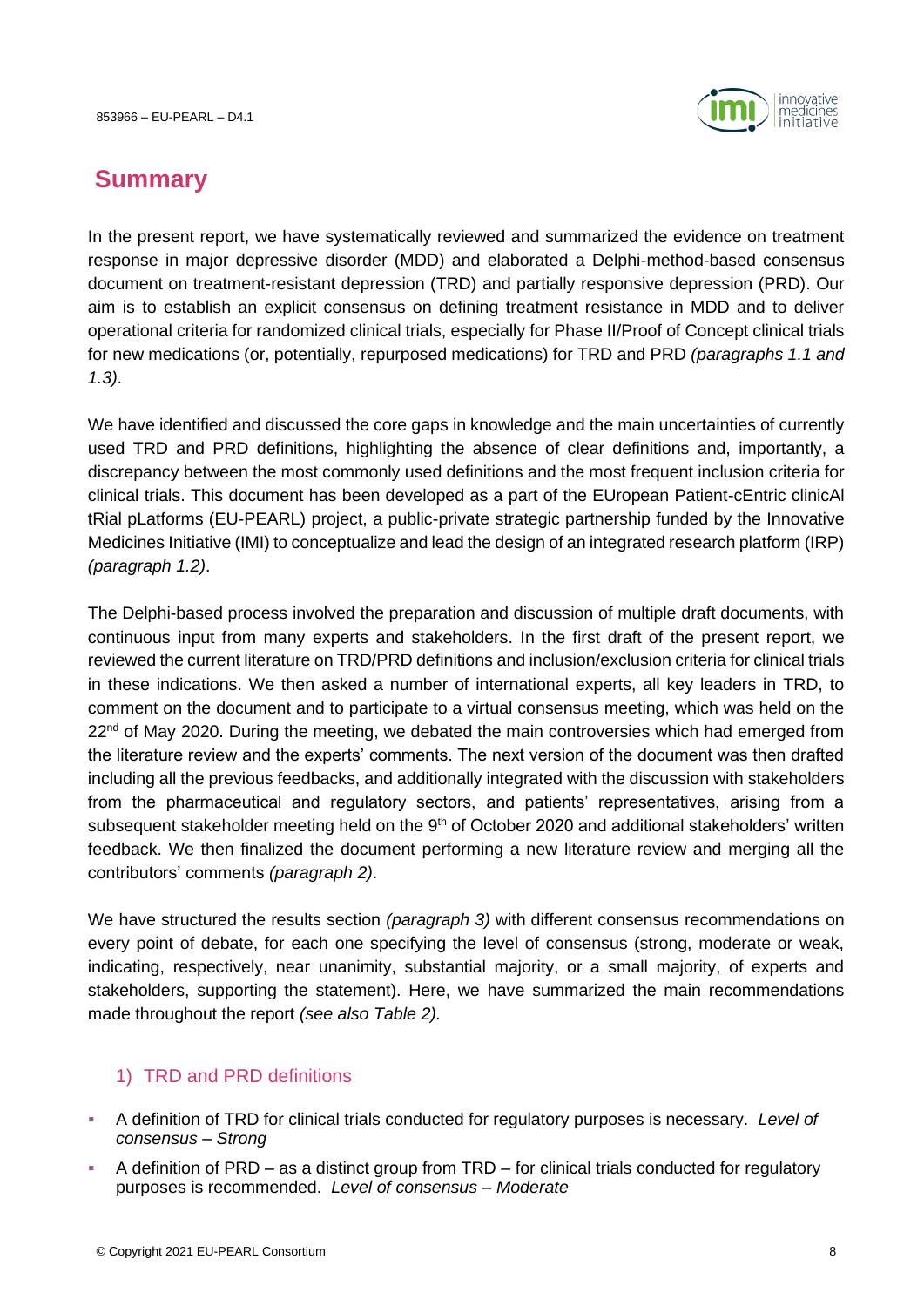# Summary

In the present report, we have systematically reviewed and summarized the evidence on treatment response in major depressive disorder (MDD) and elaborated a Delphi-method-based consensus document on treatment-resistant depression (TRD) and partially responsive depression (PRD). Our aim is to establish an explicit consensus on defining treatment resistance in MDD and to deliver operational criteria for randomized clinical trials, especially for Phase II/Proof of Concept clinical trials for new medications (or, potentially, repurposed medications) for TRD and PRD *(paragraphs 1.1 and 1.3)*.

We have identified and discussed the core gaps in knowledge and the main uncertainties of currently used TRD and PRD definitions, highlighting the absence of clear definitions and, importantly, a discrepancy between the most commonly used definitions and the most frequent inclusion criteria for clinical trials. This document has been developed as a part of the EUropean Patient-cEntric clinicAl tRial pLatforms (EU-PEARL) project, a public-private strategic partnership funded by the Innovative Medicines Initiative (IMI) to conceptualize and lead the design of an integrated research platform (IRP) *(paragraph 1.2)*.

The Delphi-based process involved the preparation and discussion of multiple draft documents, with continuous input from many experts and stakeholders. In the first draft of the present report, we reviewed the current literature on TRD/PRD definitions and inclusion/exclusion criteria for clinical trials in these indications. We then asked a number of international experts, all key leaders in TRD, to comment on the document and to participate to a virtual consensus meeting, which was held on the 22nd of May 2020. During the meeting, we debated the main controversies which had emerged from the literature review and the experts' comments. The next version of the document was then drafted including all the previous feedbacks, and additionally integrated with the discussion with stakeholders from the pharmaceutical and regulatory sectors, and patients' representatives, arising from a subsequent stakeholder meeting held on the 9th of October 2020 and additional stakeholders' written feedback. We then finalized the document performing a new literature review and merging all the contributors' comments *(paragraph 2)*.

We have structured the results section *(paragraph 3)* with different consensus recommendations on every point of debate, for each one specifying the level of consensus (strong, moderate or weak, indicating, respectively, near unanimity, substantial majority, or a small majority, of experts and stakeholders, supporting the statement). Here, we have summarized the main recommendations made throughout the report *(see also Table 2).*

### 1) TRD and PRD definitions

- A definition of TRD for clinical trials conducted for regulatory purposes is necessary. *Level of consensus – Strong*
- A definition of PRD – as a distinct group from TRD – for clinical trials conducted for regulatory purposes is recommended. *Level of consensus – Moderate*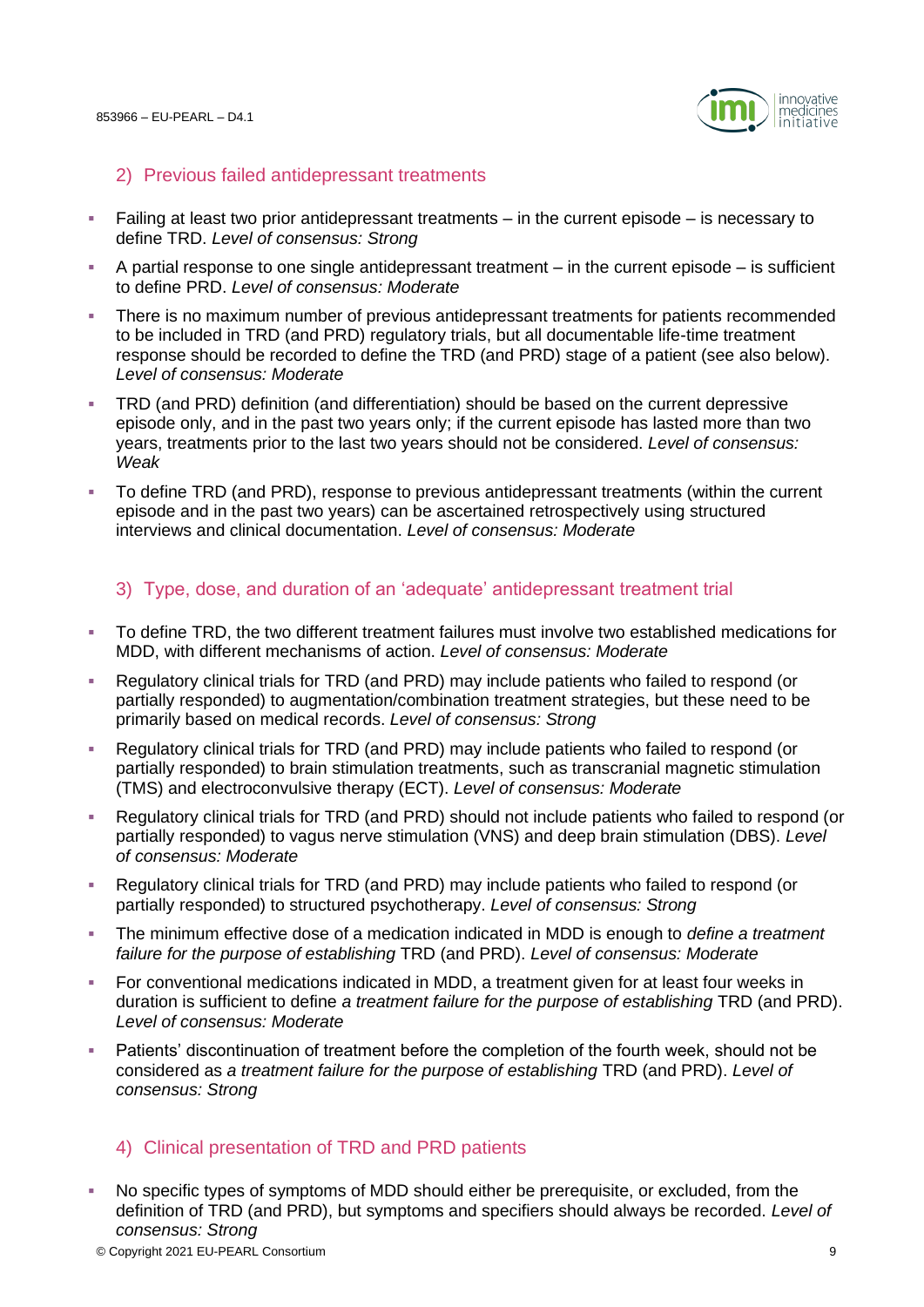### 2) Previous failed antidepressant treatments

- Failing at least two prior antidepressant treatments – in the current episode – is necessary to define TRD. *Level of consensus: Strong*
- A partial response to one single antidepressant treatment – in the current episode – is sufficient to define PRD. *Level of consensus: Moderate*
- There is no maximum number of previous antidepressant treatments for patients recommended to be included in TRD (and PRD) regulatory trials, but all documentable life-time treatment response should be recorded to define the TRD (and PRD) stage of a patient (see also below). *Level of consensus: Moderate*
- TRD (and PRD) definition (and differentiation) should be based on the current depressive episode only, and in the past two years only; if the current episode has lasted more than two years, treatments prior to the last two years should not be considered. *Level of consensus: Weak*
- To define TRD (and PRD), response to previous antidepressant treatments (within the current episode and in the past two years) can be ascertained retrospectively using structured interviews and clinical documentation. *Level of consensus: Moderate*

### 3) Type, dose, and duration of an 'adequate' antidepressant treatment trial

- To define TRD, the two different treatment failures must involve two established medications for MDD, with different mechanisms of action. *Level of consensus: Moderate*
- Regulatory clinical trials for TRD (and PRD) may include patients who failed to respond (or partially responded) to augmentation/combination treatment strategies, but these need to be primarily based on medical records. *Level of consensus: Strong*
- Regulatory clinical trials for TRD (and PRD) may include patients who failed to respond (or partially responded) to brain stimulation treatments, such as transcranial magnetic stimulation (TMS) and electroconvulsive therapy (ECT). *Level of consensus: Moderate*
- Regulatory clinical trials for TRD (and PRD) should not include patients who failed to respond (or partially responded) to vagus nerve stimulation (VNS) and deep brain stimulation (DBS). *Level of consensus: Moderate*
- Regulatory clinical trials for TRD (and PRD) may include patients who failed to respond (or partially responded) to structured psychotherapy. *Level of consensus: Strong*
- The minimum effective dose of a medication indicated in MDD is enough to *define a treatment failure for the purpose of establishing* TRD (and PRD). *Level of consensus: Moderate*
- For conventional medications indicated in MDD, a treatment given for at least four weeks in duration is sufficient to define *a treatment failure for the purpose of establishing* TRD (and PRD). *Level of consensus: Moderate*
- Patients' discontinuation of treatment before the completion of the fourth week, should not be considered as *a treatment failure for the purpose of establishing* TRD (and PRD). *Level of consensus: Strong*

### 4) Clinical presentation of TRD and PRD patients

- No specific types of symptoms of MDD should either be prerequisite, or excluded, from the definition of TRD (and PRD), but symptoms and specifiers should always be recorded. *Level of consensus: Strong*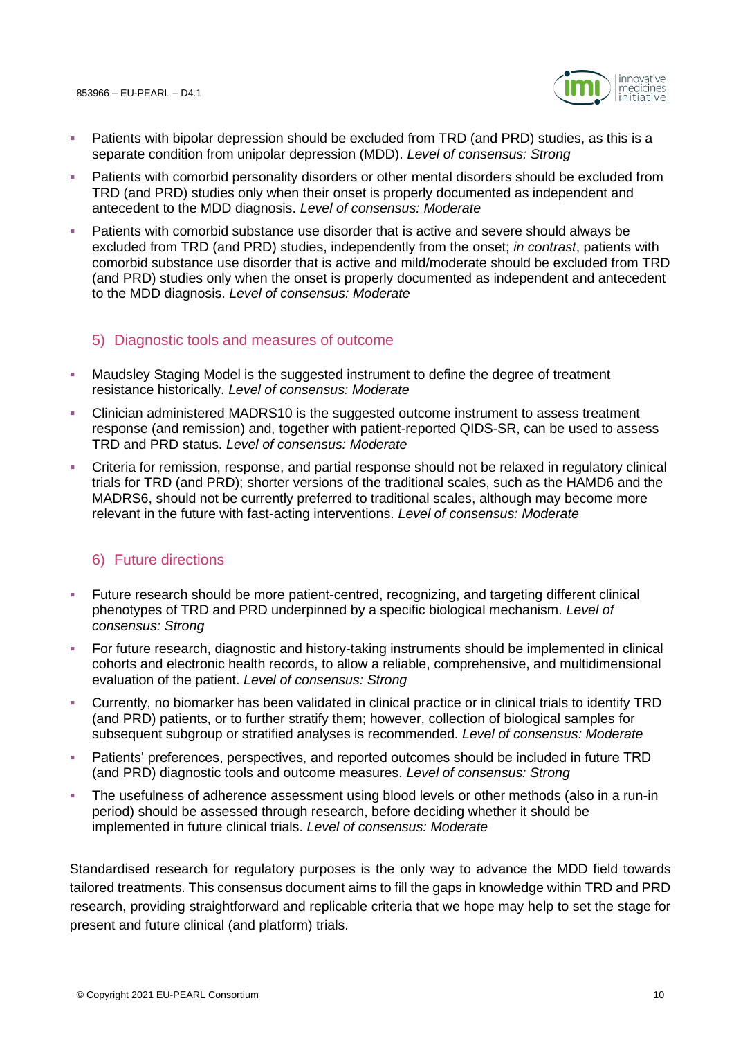- Patients with bipolar depression should be excluded from TRD (and PRD) studies, as this is a separate condition from unipolar depression (MDD). *Level of consensus: Strong*
- Patients with comorbid personality disorders or other mental disorders should be excluded from TRD (and PRD) studies only when their onset is properly documented as independent and antecedent to the MDD diagnosis. *Level of consensus: Moderate*
- Patients with comorbid substance use disorder that is active and severe should always be excluded from TRD (and PRD) studies, independently from the onset; *in contrast*, patients with comorbid substance use disorder that is active and mild/moderate should be excluded from TRD (and PRD) studies only when the onset is properly documented as independent and antecedent to the MDD diagnosis. *Level of consensus: Moderate*

### 5) Diagnostic tools and measures of outcome

- Maudsley Staging Model is the suggested instrument to define the degree of treatment resistance historically. *Level of consensus: Moderate*
- Clinician administered MADRS10 is the suggested outcome instrument to assess treatment response (and remission) and, together with patient-reported QIDS-SR, can be used to assess TRD and PRD status. *Level of consensus: Moderate*
- Criteria for remission, response, and partial response should not be relaxed in regulatory clinical trials for TRD (and PRD); shorter versions of the traditional scales, such as the HAMD6 and the MADRS6, should not be currently preferred to traditional scales, although may become more relevant in the future with fast-acting interventions. *Level of consensus: Moderate*

### 6) Future directions

- Future research should be more patient-centred, recognizing, and targeting different clinical phenotypes of TRD and PRD underpinned by a specific biological mechanism. *Level of consensus: Strong*
- For future research, diagnostic and history-taking instruments should be implemented in clinical cohorts and electronic health records, to allow a reliable, comprehensive, and multidimensional evaluation of the patient. *Level of consensus: Strong*
- Currently, no biomarker has been validated in clinical practice or in clinical trials to identify TRD (and PRD) patients, or to further stratify them; however, collection of biological samples for subsequent subgroup or stratified analyses is recommended. *Level of consensus: Moderate*
- Patients' preferences, perspectives, and reported outcomes should be included in future TRD (and PRD) diagnostic tools and outcome measures. *Level of consensus: Strong*
- The usefulness of adherence assessment using blood levels or other methods (also in a run-in period) should be assessed through research, before deciding whether it should be implemented in future clinical trials. *Level of consensus: Moderate*

Standardised research for regulatory purposes is the only way to advance the MDD field towards tailored treatments. This consensus document aims to fill the gaps in knowledge within TRD and PRD research, providing straightforward and replicable criteria that we hope may help to set the stage for present and future clinical (and platform) trials.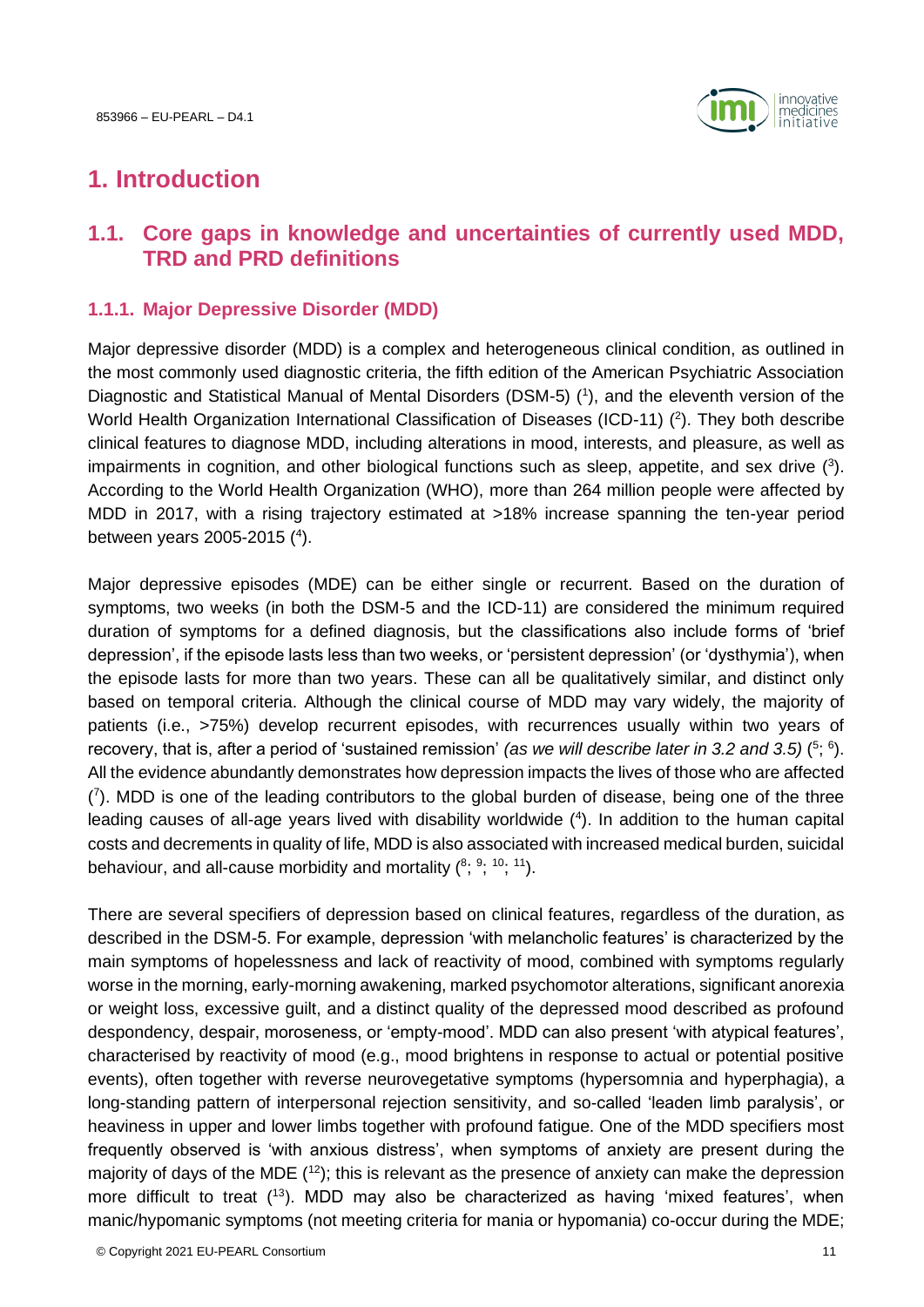# 1. Introduction

## 1.1. Core gaps in knowledge and uncertainties of currently used MDD, TRD and PRD definitions

### 1.1.1. Major Depressive Disorder (MDD)

Major depressive disorder (MDD) is a complex and heterogeneous clinical condition, as outlined in the most commonly used diagnostic criteria, the fifth edition of the American Psychiatric Association Diagnostic and Statistical Manual of Mental Disorders (DSM-5) ([1]), and the eleventh version of the World Health Organization International Classification of Diseases (ICD-11) ([2]). They both describe clinical features to diagnose MDD, including alterations in mood, interests, and pleasure, as well as impairments in cognition, and other biological functions such as sleep, appetite, and sex drive ([3]). According to the World Health Organization (WHO), more than 264 million people were affected by MDD in 2017, with a rising trajectory estimated at >18% increase spanning the ten-year period between years 2005-2015 ([4]).

Major depressive episodes (MDE) can be either single or recurrent. Based on the duration of symptoms, two weeks (in both the DSM-5 and the ICD-11) are considered the minimum required duration of symptoms for a defined diagnosis, but the classifications also include forms of 'brief depression', if the episode lasts less than two weeks, or 'persistent depression' (or 'dysthymia'), when the episode lasts for more than two years. These can all be qualitatively similar, and distinct only based on temporal criteria. Although the clinical course of MDD may vary widely, the majority of patients (i.e., >75%) develop recurrent episodes, with recurrences usually within two years of recovery, that is, after a period of 'sustained remission' *(as we will describe later in 3.2 and 3.5)* ([5]; [6]). All the evidence abundantly demonstrates how depression impacts the lives of those who are affected ([7]). MDD is one of the leading contributors to the global burden of disease, being one of the three leading causes of all-age years lived with disability worldwide ([4]). In addition to the human capital costs and decrements in quality of life, MDD is also associated with increased medical burden, suicidal behaviour, and all-cause morbidity and mortality ([8]; [9]; [10]; [11]).

There are several specifiers of depression based on clinical features, regardless of the duration, as described in the DSM-5. For example, depression 'with melancholic features' is characterized by the main symptoms of hopelessness and lack of reactivity of mood, combined with symptoms regularly worse in the morning, early-morning awakening, marked psychomotor alterations, significant anorexia or weight loss, excessive guilt, and a distinct quality of the depressed mood described as profound despondency, despair, moroseness, or 'empty-mood'. MDD can also present 'with atypical features', characterised by reactivity of mood (e.g., mood brightens in response to actual or potential positive events), often together with reverse neurovegetative symptoms (hypersomnia and hyperphagia), a long-standing pattern of interpersonal rejection sensitivity, and so-called 'leaden limb paralysis', or heaviness in upper and lower limbs together with profound fatigue. One of the MDD specifiers most frequently observed is 'with anxious distress', when symptoms of anxiety are present during the majority of days of the MDE ([12]); this is relevant as the presence of anxiety can make the depression more difficult to treat ([13]). MDD may also be characterized as having 'mixed features', when manic/hypomanic symptoms (not meeting criteria for mania or hypomania) co-occur during the MDE;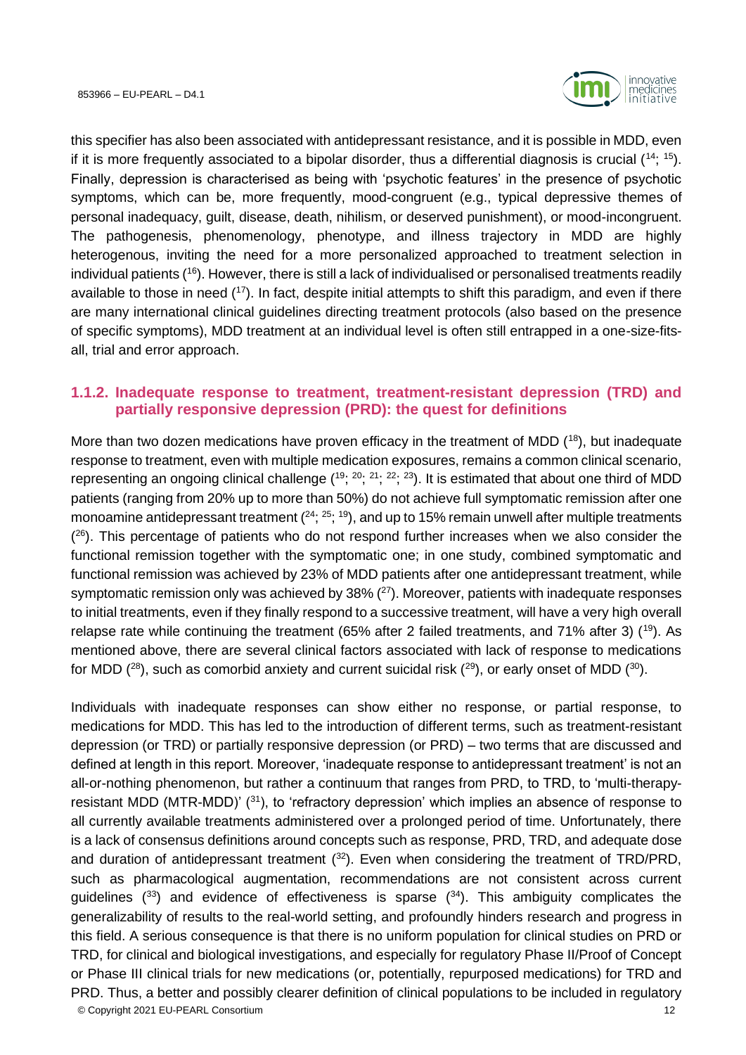this specifier has also been associated with antidepressant resistance, and it is possible in MDD, even if it is more frequently associated to a bipolar disorder, thus a differential diagnosis is crucial ([14; 15]). Finally, depression is characterised as being with 'psychotic features' in the presence of psychotic symptoms, which can be, more frequently, mood-congruent (e.g., typical depressive themes of personal inadequacy, guilt, disease, death, nihilism, or deserved punishment), or mood-incongruent. The pathogenesis, phenomenology, phenotype, and illness trajectory in MDD are highly heterogenous, inviting the need for a more personalized approached to treatment selection in individual patients ([16]). However, there is still a lack of individualised or personalised treatments readily available to those in need ([17]). In fact, despite initial attempts to shift this paradigm, and even if there are many international clinical guidelines directing treatment protocols (also based on the presence of specific symptoms), MDD treatment at an individual level is often still entrapped in a one-size-fits-all, trial and error approach.

### 1.1.2. Inadequate response to treatment, treatment-resistant depression (TRD) and partially responsive depression (PRD): the quest for definitions

More than two dozen medications have proven efficacy in the treatment of MDD ([18]), but inadequate response to treatment, even with multiple medication exposures, remains a common clinical scenario, representing an ongoing clinical challenge ([19; 20; 21; 22; 23]). It is estimated that about one third of MDD patients (ranging from 20% up to more than 50%) do not achieve full symptomatic remission after one monoamine antidepressant treatment ([24; 25; 19]), and up to 15% remain unwell after multiple treatments ([26]). This percentage of patients who do not respond further increases when we also consider the functional remission together with the symptomatic one; in one study, combined symptomatic and functional remission was achieved by 23% of MDD patients after one antidepressant treatment, while symptomatic remission only was achieved by 38% ([27]). Moreover, patients with inadequate responses to initial treatments, even if they finally respond to a successive treatment, will have a very high overall relapse rate while continuing the treatment (65% after 2 failed treatments, and 71% after 3) ([19]). As mentioned above, there are several clinical factors associated with lack of response to medications for MDD ([28]), such as comorbid anxiety and current suicidal risk ([29]), or early onset of MDD ([30]).

Individuals with inadequate responses can show either no response, or partial response, to medications for MDD. This has led to the introduction of different terms, such as treatment-resistant depression (or TRD) or partially responsive depression (or PRD) – two terms that are discussed and defined at length in this report. Moreover, 'inadequate response to antidepressant treatment' is not an all-or-nothing phenomenon, but rather a continuum that ranges from PRD, to TRD, to 'multi-therapy-resistant MDD (MTR-MDD)' ([31]), to 'refractory depression' which implies an absence of response to all currently available treatments administered over a prolonged period of time. Unfortunately, there is a lack of consensus definitions around concepts such as response, PRD, TRD, and adequate dose and duration of antidepressant treatment ([32]). Even when considering the treatment of TRD/PRD, such as pharmacological augmentation, recommendations are not consistent across current guidelines ([33]) and evidence of effectiveness is sparse ([34]). This ambiguity complicates the generalizability of results to the real-world setting, and profoundly hinders research and progress in this field. A serious consequence is that there is no uniform population for clinical studies on PRD or TRD, for clinical and biological investigations, and especially for regulatory Phase II/Proof of Concept or Phase III clinical trials for new medications (or, potentially, repurposed medications) for TRD and PRD. Thus, a better and possibly clearer definition of clinical populations to be included in regulatory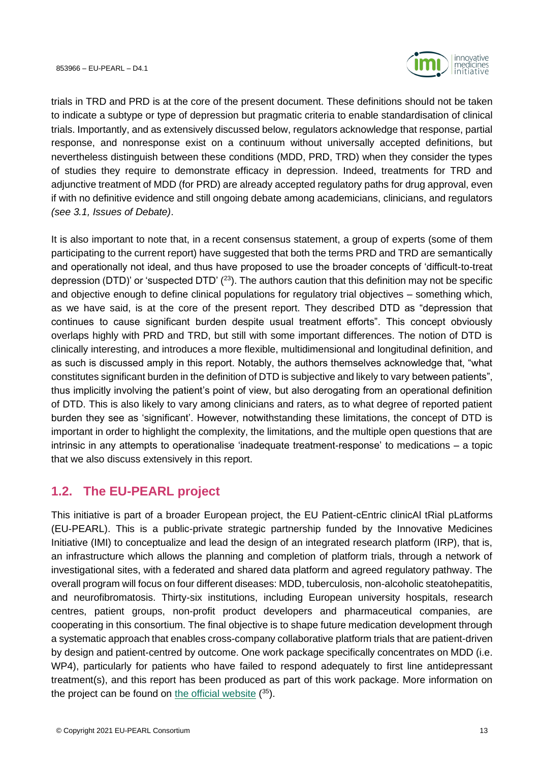trials in TRD and PRD is at the core of the present document. These definitions should not be taken to indicate a subtype or type of depression but pragmatic criteria to enable standardisation of clinical trials. Importantly, and as extensively discussed below, regulators acknowledge that response, partial response, and nonresponse exist on a continuum without universally accepted definitions, but nevertheless distinguish between these conditions (MDD, PRD, TRD) when they consider the types of studies they require to demonstrate efficacy in depression. Indeed, treatments for TRD and adjunctive treatment of MDD (for PRD) are already accepted regulatory paths for drug approval, even if with no definitive evidence and still ongoing debate among academicians, clinicians, and regulators *(see 3.1, Issues of Debate)*.

It is also important to note that, in a recent consensus statement, a group of experts (some of them participating to the current report) have suggested that both the terms PRD and TRD are semantically and operationally not ideal, and thus have proposed to use the broader concepts of 'difficult-to-treat depression (DTD)' or 'suspected DTD' ([23]). The authors caution that this definition may not be specific and objective enough to define clinical populations for regulatory trial objectives – something which, as we have said, is at the core of the present report. They described DTD as "depression that continues to cause significant burden despite usual treatment efforts". This concept obviously overlaps highly with PRD and TRD, but still with some important differences. The notion of DTD is clinically interesting, and introduces a more flexible, multidimensional and longitudinal definition, and as such is discussed amply in this report. Notably, the authors themselves acknowledge that, "what constitutes significant burden in the definition of DTD is subjective and likely to vary between patients", thus implicitly involving the patient's point of view, but also derogating from an operational definition of DTD. This is also likely to vary among clinicians and raters, as to what degree of reported patient burden they see as 'significant'. However, notwithstanding these limitations, the concept of DTD is important in order to highlight the complexity, the limitations, and the multiple open questions that are intrinsic in any attempts to operationalise 'inadequate treatment-response' to medications – a topic that we also discuss extensively in this report.

## 1.2. The EU-PEARL project

This initiative is part of a broader European project, the EU Patient-cEntric clinicAl tRial pLatforms (EU-PEARL). This is a public-private strategic partnership funded by the Innovative Medicines Initiative (IMI) to conceptualize and lead the design of an integrated research platform (IRP), that is, an infrastructure which allows the planning and completion of platform trials, through a network of investigational sites, with a federated and shared data platform and agreed regulatory pathway. The overall program will focus on four different diseases: MDD, tuberculosis, non-alcoholic steatohepatitis, and neurofibromatosis. Thirty-six institutions, including European university hospitals, research centres, patient groups, non-profit product developers and pharmaceutical companies, are cooperating in this consortium. The final objective is to shape future medication development through a systematic approach that enables cross-company collaborative platform trials that are patient-driven by design and patient-centred by outcome. One work package specifically concentrates on MDD (i.e. WP4), particularly for patients who have failed to respond adequately to first line antidepressant treatment(s), and this report has been produced as part of this work package. More information on the project can be found on the official website ([35]).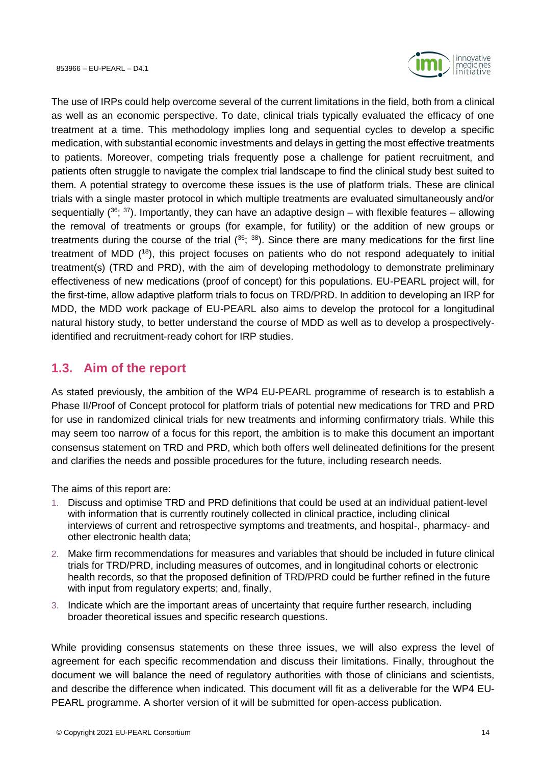The use of IRPs could help overcome several of the current limitations in the field, both from a clinical as well as an economic perspective. To date, clinical trials typically evaluated the efficacy of one treatment at a time. This methodology implies long and sequential cycles to develop a specific medication, with substantial economic investments and delays in getting the most effective treatments to patients. Moreover, competing trials frequently pose a challenge for patient recruitment, and patients often struggle to navigate the complex trial landscape to find the clinical study best suited to them. A potential strategy to overcome these issues is the use of platform trials. These are clinical trials with a single master protocol in which multiple treatments are evaluated simultaneously and/or sequentially ([36; 37]). Importantly, they can have an adaptive design – with flexible features – allowing the removal of treatments or groups (for example, for futility) or the addition of new groups or treatments during the course of the trial ([36; 38]). Since there are many medications for the first line treatment of MDD ([18]), this project focuses on patients who do not respond adequately to initial treatment(s) (TRD and PRD), with the aim of developing methodology to demonstrate preliminary effectiveness of new medications (proof of concept) for this populations. EU-PEARL project will, for the first-time, allow adaptive platform trials to focus on TRD/PRD. In addition to developing an IRP for MDD, the MDD work package of EU-PEARL also aims to develop the protocol for a longitudinal natural history study, to better understand the course of MDD as well as to develop a prospectively-identified and recruitment-ready cohort for IRP studies.

## 1.3. Aim of the report

As stated previously, the ambition of the WP4 EU-PEARL programme of research is to establish a Phase II/Proof of Concept protocol for platform trials of potential new medications for TRD and PRD for use in randomized clinical trials for new treatments and informing confirmatory trials. While this may seem too narrow of a focus for this report, the ambition is to make this document an important consensus statement on TRD and PRD, which both offers well delineated definitions for the present and clarifies the needs and possible procedures for the future, including research needs.

The aims of this report are:

1. Discuss and optimise TRD and PRD definitions that could be used at an individual patient-level with information that is currently routinely collected in clinical practice, including clinical interviews of current and retrospective symptoms and treatments, and hospital-, pharmacy- and other electronic health data;
2. Make firm recommendations for measures and variables that should be included in future clinical trials for TRD/PRD, including measures of outcomes, and in longitudinal cohorts or electronic health records, so that the proposed definition of TRD/PRD could be further refined in the future with input from regulatory experts; and, finally,
3. Indicate which are the important areas of uncertainty that require further research, including broader theoretical issues and specific research questions.

While providing consensus statements on these three issues, we will also express the level of agreement for each specific recommendation and discuss their limitations. Finally, throughout the document we will balance the need of regulatory authorities with those of clinicians and scientists, and describe the difference when indicated. This document will fit as a deliverable for the WP4 EU-PEARL programme. A shorter version of it will be submitted for open-access publication.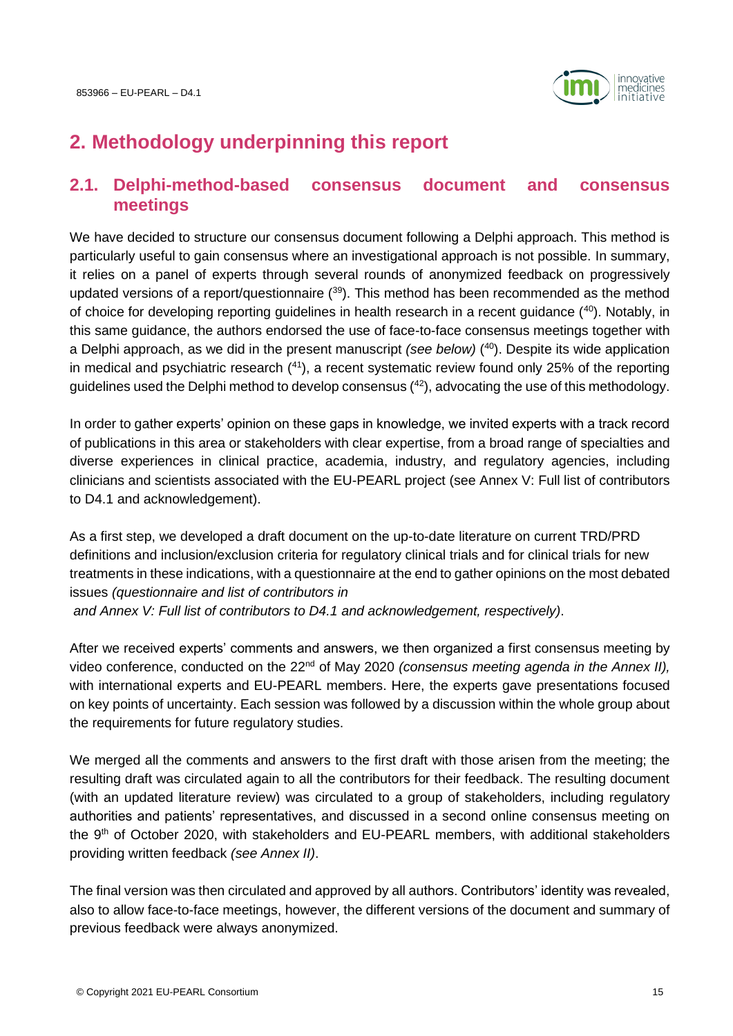## 2. Methodology underpinning this report

### 2.1. Delphi-method-based consensus document and consensus meetings

We have decided to structure our consensus document following a Delphi approach. This method is particularly useful to gain consensus where an investigational approach is not possible. In summary, it relies on a panel of experts through several rounds of anonymized feedback on progressively updated versions of a report/questionnaire ([39]). This method has been recommended as the method of choice for developing reporting guidelines in health research in a recent guidance ([40]). Notably, in this same guidance, the authors endorsed the use of face-to-face consensus meetings together with a Delphi approach, as we did in the present manuscript *(see below)* ([40]). Despite its wide application in medical and psychiatric research ([41]), a recent systematic review found only 25% of the reporting guidelines used the Delphi method to develop consensus ([42]), advocating the use of this methodology.

In order to gather experts' opinion on these gaps in knowledge, we invited experts with a track record of publications in this area or stakeholders with clear expertise, from a broad range of specialties and diverse experiences in clinical practice, academia, industry, and regulatory agencies, including clinicians and scientists associated with the EU-PEARL project (see Annex V: Full list of contributors to D4.1 and acknowledgement).

As a first step, we developed a draft document on the up-to-date literature on current TRD/PRD definitions and inclusion/exclusion criteria for regulatory clinical trials and for clinical trials for new treatments in these indications, with a questionnaire at the end to gather opinions on the most debated issues *(questionnaire and list of contributors in and Annex V: Full list of contributors to D4.1 and acknowledgement, respectively)*.

After we received experts' comments and answers, we then organized a first consensus meeting by video conference, conducted on the 22nd of May 2020 *(consensus meeting agenda in the Annex II),* with international experts and EU-PEARL members. Here, the experts gave presentations focused on key points of uncertainty. Each session was followed by a discussion within the whole group about the requirements for future regulatory studies.

We merged all the comments and answers to the first draft with those arisen from the meeting; the resulting draft was circulated again to all the contributors for their feedback. The resulting document (with an updated literature review) was circulated to a group of stakeholders, including regulatory authorities and patients' representatives, and discussed in a second online consensus meeting on the 9th of October 2020, with stakeholders and EU-PEARL members, with additional stakeholders providing written feedback *(see Annex II)*.

The final version was then circulated and approved by all authors. Contributors' identity was revealed, also to allow face-to-face meetings, however, the different versions of the document and summary of previous feedback were always anonymized.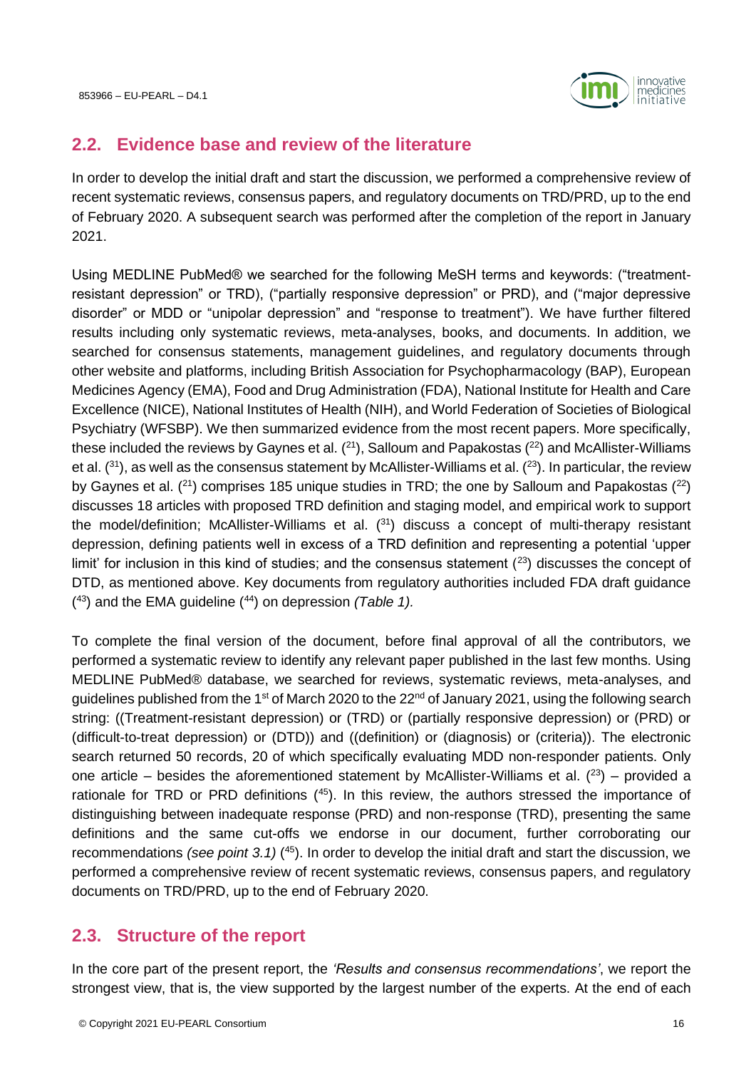## 2.2. Evidence base and review of the literature

In order to develop the initial draft and start the discussion, we performed a comprehensive review of recent systematic reviews, consensus papers, and regulatory documents on TRD/PRD, up to the end of February 2020. A subsequent search was performed after the completion of the report in January 2021.

Using MEDLINE PubMed® we searched for the following MeSH terms and keywords: ("treatment-resistant depression" or TRD), ("partially responsive depression" or PRD), and ("major depressive disorder" or MDD or "unipolar depression" and "response to treatment"). We have further filtered results including only systematic reviews, meta-analyses, books, and documents. In addition, we searched for consensus statements, management guidelines, and regulatory documents through other website and platforms, including British Association for Psychopharmacology (BAP), European Medicines Agency (EMA), Food and Drug Administration (FDA), National Institute for Health and Care Excellence (NICE), National Institutes of Health (NIH), and World Federation of Societies of Biological Psychiatry (WFSBP). We then summarized evidence from the most recent papers. More specifically, these included the reviews by Gaynes et al. ([21]), Salloum and Papakostas ([22]) and McAllister-Williams et al. ([31]), as well as the consensus statement by McAllister-Williams et al. ([23]). In particular, the review by Gaynes et al. ([21]) comprises 185 unique studies in TRD; the one by Salloum and Papakostas ([22]) discusses 18 articles with proposed TRD definition and staging model, and empirical work to support the model/definition; McAllister-Williams et al. ([31]) discuss a concept of multi-therapy resistant depression, defining patients well in excess of a TRD definition and representing a potential 'upper limit' for inclusion in this kind of studies; and the consensus statement ([23]) discusses the concept of DTD, as mentioned above. Key documents from regulatory authorities included FDA draft guidance ([43]) and the EMA guideline ([44]) on depression *(Table 1).*

To complete the final version of the document, before final approval of all the contributors, we performed a systematic review to identify any relevant paper published in the last few months. Using MEDLINE PubMed® database, we searched for reviews, systematic reviews, meta-analyses, and guidelines published from the 1st of March 2020 to the 22nd of January 2021, using the following search string: ((Treatment-resistant depression) or (TRD) or (partially responsive depression) or (PRD) or (difficult-to-treat depression) or (DTD)) and ((definition) or (diagnosis) or (criteria)). The electronic search returned 50 records, 20 of which specifically evaluating MDD non-responder patients. Only one article – besides the aforementioned statement by McAllister-Williams et al. ([23]) – provided a rationale for TRD or PRD definitions ([45]). In this review, the authors stressed the importance of distinguishing between inadequate response (PRD) and non-response (TRD), presenting the same definitions and the same cut-offs we endorse in our document, further corroborating our recommendations *(see point 3.1)* ([45]). In order to develop the initial draft and start the discussion, we performed a comprehensive review of recent systematic reviews, consensus papers, and regulatory documents on TRD/PRD, up to the end of February 2020.

## 2.3. Structure of the report

In the core part of the present report, the *'Results and consensus recommendations'*, we report the strongest view, that is, the view supported by the largest number of the experts. At the end of each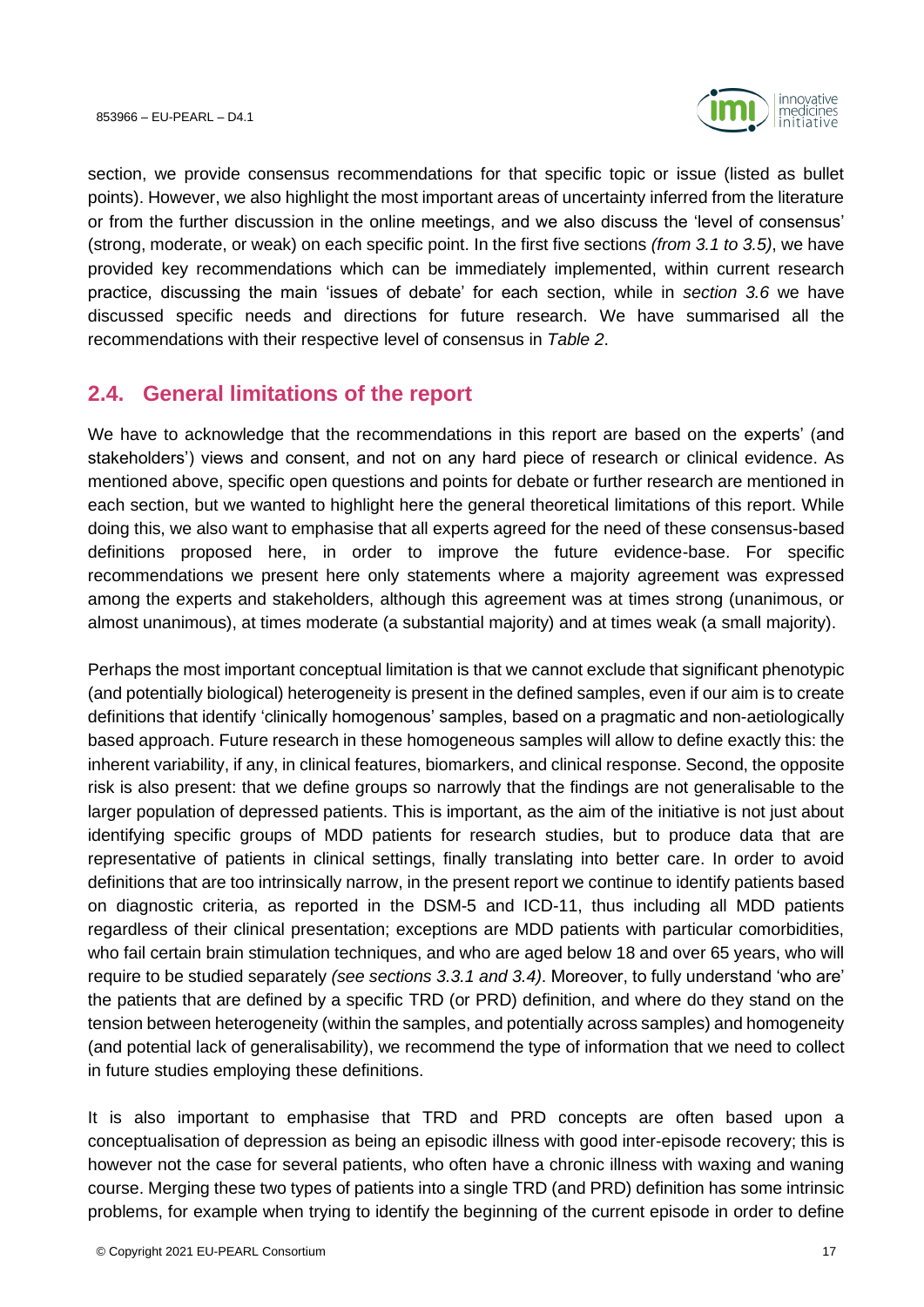section, we provide consensus recommendations for that specific topic or issue (listed as bullet points). However, we also highlight the most important areas of uncertainty inferred from the literature or from the further discussion in the online meetings, and we also discuss the 'level of consensus' (strong, moderate, or weak) on each specific point. In the first five sections *(from 3.1 to 3.5)*, we have provided key recommendations which can be immediately implemented, within current research practice, discussing the main 'issues of debate' for each section, while in *section 3.6* we have discussed specific needs and directions for future research. We have summarised all the recommendations with their respective level of consensus in *Table 2*.

## 2.4. General limitations of the report

We have to acknowledge that the recommendations in this report are based on the experts' (and stakeholders') views and consent, and not on any hard piece of research or clinical evidence. As mentioned above, specific open questions and points for debate or further research are mentioned in each section, but we wanted to highlight here the general theoretical limitations of this report. While doing this, we also want to emphasise that all experts agreed for the need of these consensus-based definitions proposed here, in order to improve the future evidence-base. For specific recommendations we present here only statements where a majority agreement was expressed among the experts and stakeholders, although this agreement was at times strong (unanimous, or almost unanimous), at times moderate (a substantial majority) and at times weak (a small majority).

Perhaps the most important conceptual limitation is that we cannot exclude that significant phenotypic (and potentially biological) heterogeneity is present in the defined samples, even if our aim is to create definitions that identify 'clinically homogenous' samples, based on a pragmatic and non-aetiologically based approach. Future research in these homogeneous samples will allow to define exactly this: the inherent variability, if any, in clinical features, biomarkers, and clinical response. Second, the opposite risk is also present: that we define groups so narrowly that the findings are not generalisable to the larger population of depressed patients. This is important, as the aim of the initiative is not just about identifying specific groups of MDD patients for research studies, but to produce data that are representative of patients in clinical settings, finally translating into better care. In order to avoid definitions that are too intrinsically narrow, in the present report we continue to identify patients based on diagnostic criteria, as reported in the DSM-5 and ICD-11, thus including all MDD patients regardless of their clinical presentation; exceptions are MDD patients with particular comorbidities, who fail certain brain stimulation techniques, and who are aged below 18 and over 65 years, who will require to be studied separately *(see sections 3.3.1 and 3.4)*. Moreover, to fully understand 'who are' the patients that are defined by a specific TRD (or PRD) definition, and where do they stand on the tension between heterogeneity (within the samples, and potentially across samples) and homogeneity (and potential lack of generalisability), we recommend the type of information that we need to collect in future studies employing these definitions.

It is also important to emphasise that TRD and PRD concepts are often based upon a conceptualisation of depression as being an episodic illness with good inter-episode recovery; this is however not the case for several patients, who often have a chronic illness with waxing and waning course. Merging these two types of patients into a single TRD (and PRD) definition has some intrinsic problems, for example when trying to identify the beginning of the current episode in order to define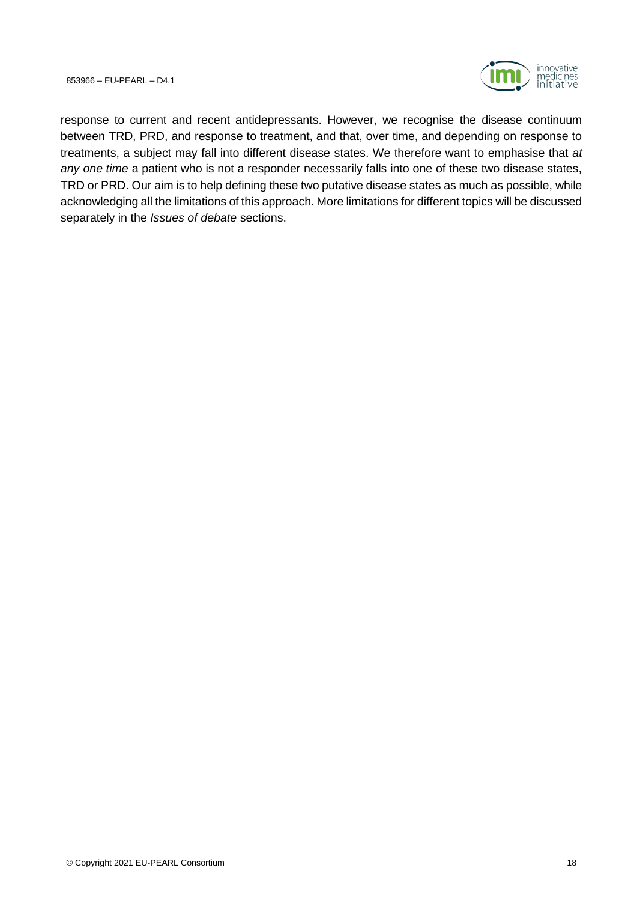response to current and recent antidepressants. However, we recognise the disease continuum between TRD, PRD, and response to treatment, and that, over time, and depending on response to treatments, a subject may fall into different disease states. We therefore want to emphasise that *at any one time* a patient who is not a responder necessarily falls into one of these two disease states, TRD or PRD. Our aim is to help defining these two putative disease states as much as possible, while acknowledging all the limitations of this approach. More limitations for different topics will be discussed separately in the *Issues of debate* sections.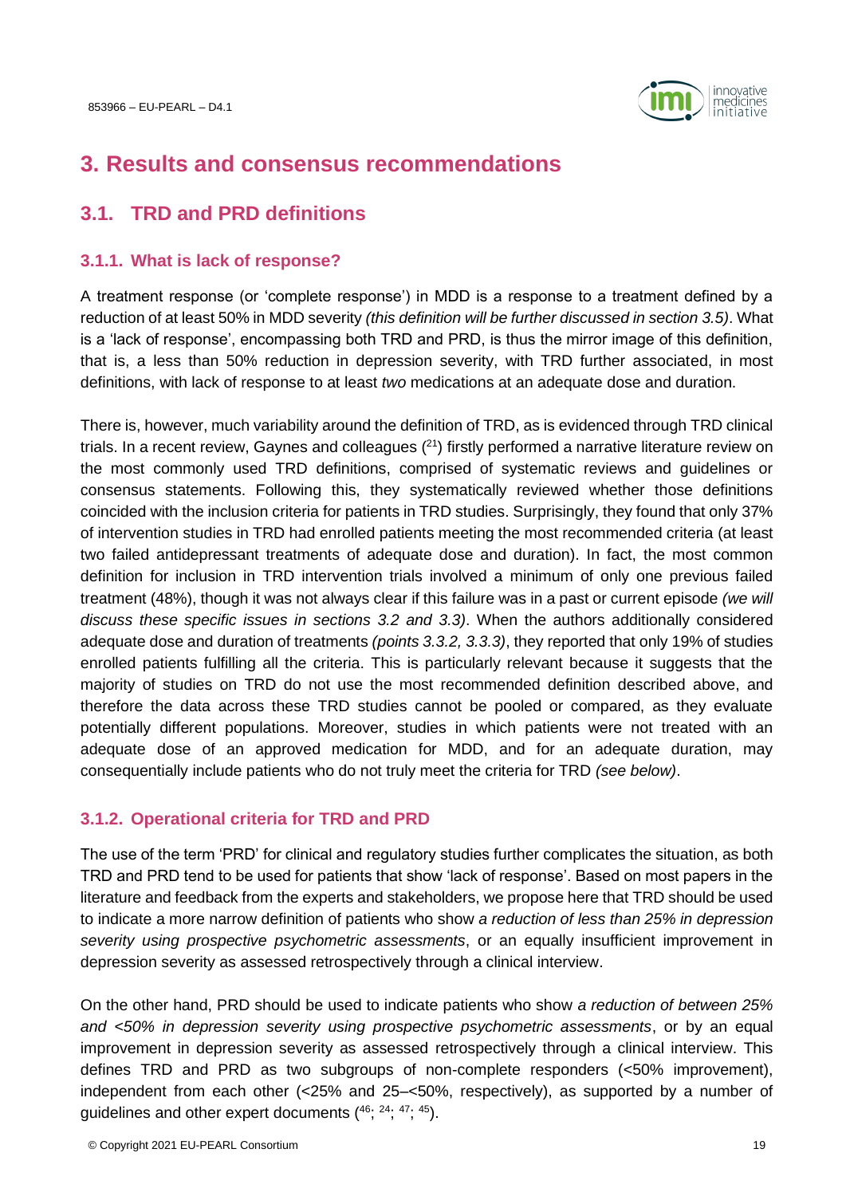# 3. Results and consensus recommendations

## 3.1. TRD and PRD definitions

### 3.1.1. What is lack of response?

A treatment response (or 'complete response') in MDD is a response to a treatment defined by a reduction of at least 50% in MDD severity *(this definition will be further discussed in section 3.5)*. What is a 'lack of response', encompassing both TRD and PRD, is thus the mirror image of this definition, that is, a less than 50% reduction in depression severity, with TRD further associated, in most definitions, with lack of response to at least *two* medications at an adequate dose and duration.

There is, however, much variability around the definition of TRD, as is evidenced through TRD clinical trials. In a recent review, Gaynes and colleagues ([21]) firstly performed a narrative literature review on the most commonly used TRD definitions, comprised of systematic reviews and guidelines or consensus statements. Following this, they systematically reviewed whether those definitions coincided with the inclusion criteria for patients in TRD studies. Surprisingly, they found that only 37% of intervention studies in TRD had enrolled patients meeting the most recommended criteria (at least two failed antidepressant treatments of adequate dose and duration). In fact, the most common definition for inclusion in TRD intervention trials involved a minimum of only one previous failed treatment (48%), though it was not always clear if this failure was in a past or current episode *(we will discuss these specific issues in sections 3.2 and 3.3)*. When the authors additionally considered adequate dose and duration of treatments *(points 3.3.2, 3.3.3)*, they reported that only 19% of studies enrolled patients fulfilling all the criteria. This is particularly relevant because it suggests that the majority of studies on TRD do not use the most recommended definition described above, and therefore the data across these TRD studies cannot be pooled or compared, as they evaluate potentially different populations. Moreover, studies in which patients were not treated with an adequate dose of an approved medication for MDD, and for an adequate duration, may consequentially include patients who do not truly meet the criteria for TRD *(see below)*.

### 3.1.2. Operational criteria for TRD and PRD

The use of the term 'PRD' for clinical and regulatory studies further complicates the situation, as both TRD and PRD tend to be used for patients that show 'lack of response'. Based on most papers in the literature and feedback from the experts and stakeholders, we propose here that TRD should be used to indicate a more narrow definition of patients who show *a reduction of less than 25% in depression severity using prospective psychometric assessments*, or an equally insufficient improvement in depression severity as assessed retrospectively through a clinical interview.

On the other hand, PRD should be used to indicate patients who show *a reduction of between 25% and <50% in depression severity using prospective psychometric assessments*, or by an equal improvement in depression severity as assessed retrospectively through a clinical interview. This defines TRD and PRD as two subgroups of non-complete responders (<50% improvement), independent from each other (<25% and 25–<50%, respectively), as supported by a number of guidelines and other expert documents ([46; 24; 47; 45]).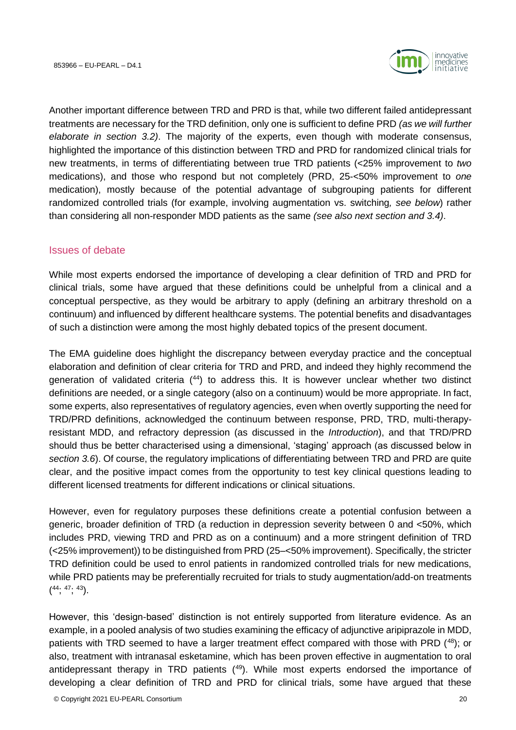Another important difference between TRD and PRD is that, while two different failed antidepressant treatments are necessary for the TRD definition, only one is sufficient to define PRD *(as we will further elaborate in section 3.2)*. The majority of the experts, even though with moderate consensus, highlighted the importance of this distinction between TRD and PRD for randomized clinical trials for new treatments, in terms of differentiating between true TRD patients (<25% improvement to *two* medications), and those who respond but not completely (PRD, 25-<50% improvement to *one* medication), mostly because of the potential advantage of subgrouping patients for different randomized controlled trials (for example, involving augmentation vs. switching*, see below*) rather than considering all non-responder MDD patients as the same *(see also next section and 3.4)*.

## Issues of debate

While most experts endorsed the importance of developing a clear definition of TRD and PRD for clinical trials, some have argued that these definitions could be unhelpful from a clinical and a conceptual perspective, as they would be arbitrary to apply (defining an arbitrary threshold on a continuum) and influenced by different healthcare systems. The potential benefits and disadvantages of such a distinction were among the most highly debated topics of the present document.

The EMA guideline does highlight the discrepancy between everyday practice and the conceptual elaboration and definition of clear criteria for TRD and PRD, and indeed they highly recommend the generation of validated criteria ([44]) to address this. It is however unclear whether two distinct definitions are needed, or a single category (also on a continuum) would be more appropriate. In fact, some experts, also representatives of regulatory agencies, even when overtly supporting the need for TRD/PRD definitions, acknowledged the continuum between response, PRD, TRD, multi-therapy-resistant MDD, and refractory depression (as discussed in the *Introduction*), and that TRD/PRD should thus be better characterised using a dimensional, 'staging' approach (as discussed below in *section 3.6*). Of course, the regulatory implications of differentiating between TRD and PRD are quite clear, and the positive impact comes from the opportunity to test key clinical questions leading to different licensed treatments for different indications or clinical situations.

However, even for regulatory purposes these definitions create a potential confusion between a generic, broader definition of TRD (a reduction in depression severity between 0 and <50%, which includes PRD, viewing TRD and PRD as on a continuum) and a more stringent definition of TRD (<25% improvement)) to be distinguished from PRD (25–<50% improvement). Specifically, the stricter TRD definition could be used to enrol patients in randomized controlled trials for new medications, while PRD patients may be preferentially recruited for trials to study augmentation/add-on treatments ([44]; [47]; [43]).

However, this 'design-based' distinction is not entirely supported from literature evidence. As an example, in a pooled analysis of two studies examining the efficacy of adjunctive aripiprazole in MDD, patients with TRD seemed to have a larger treatment effect compared with those with PRD ([48]); or also, treatment with intranasal esketamine, which has been proven effective in augmentation to oral antidepressant therapy in TRD patients ([49]). While most experts endorsed the importance of developing a clear definition of TRD and PRD for clinical trials, some have argued that these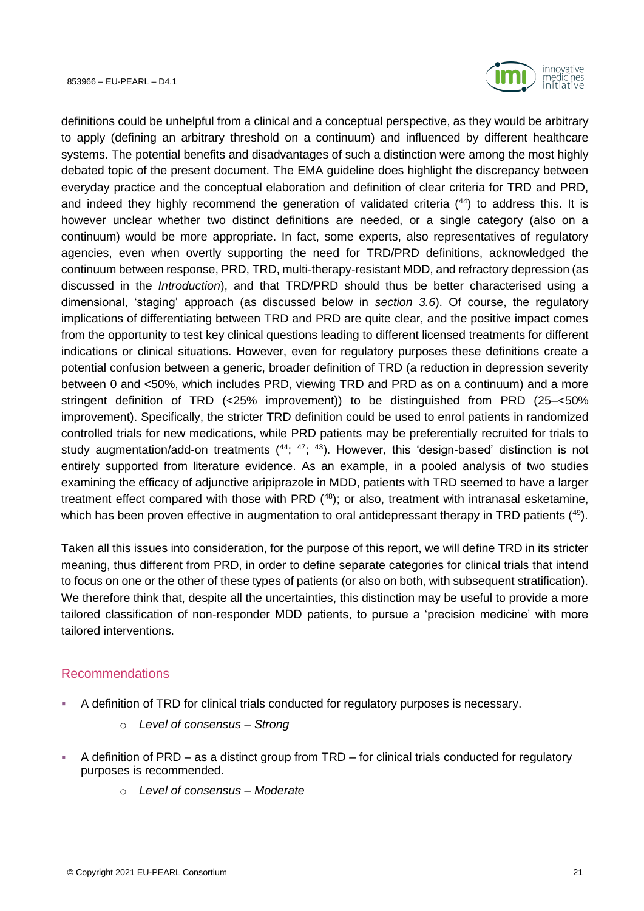definitions could be unhelpful from a clinical and a conceptual perspective, as they would be arbitrary to apply (defining an arbitrary threshold on a continuum) and influenced by different healthcare systems. The potential benefits and disadvantages of such a distinction were among the most highly debated topic of the present document. The EMA guideline does highlight the discrepancy between everyday practice and the conceptual elaboration and definition of clear criteria for TRD and PRD, and indeed they highly recommend the generation of validated criteria ([44]) to address this. It is however unclear whether two distinct definitions are needed, or a single category (also on a continuum) would be more appropriate. In fact, some experts, also representatives of regulatory agencies, even when overtly supporting the need for TRD/PRD definitions, acknowledged the continuum between response, PRD, TRD, multi-therapy-resistant MDD, and refractory depression (as discussed in the *Introduction*), and that TRD/PRD should thus be better characterised using a dimensional, 'staging' approach (as discussed below in *section 3.6*). Of course, the regulatory implications of differentiating between TRD and PRD are quite clear, and the positive impact comes from the opportunity to test key clinical questions leading to different licensed treatments for different indications or clinical situations. However, even for regulatory purposes these definitions create a potential confusion between a generic, broader definition of TRD (a reduction in depression severity between 0 and <50%, which includes PRD, viewing TRD and PRD as on a continuum) and a more stringent definition of TRD (<25% improvement)) to be distinguished from PRD (25–<50% improvement). Specifically, the stricter TRD definition could be used to enrol patients in randomized controlled trials for new medications, while PRD patients may be preferentially recruited for trials to study augmentation/add-on treatments ([44]; [47]; [43]). However, this 'design-based' distinction is not entirely supported from literature evidence. As an example, in a pooled analysis of two studies examining the efficacy of adjunctive aripiprazole in MDD, patients with TRD seemed to have a larger treatment effect compared with those with PRD ([48]); or also, treatment with intranasal esketamine, which has been proven effective in augmentation to oral antidepressant therapy in TRD patients ([49]).

Taken all this issues into consideration, for the purpose of this report, we will define TRD in its stricter meaning, thus different from PRD, in order to define separate categories for clinical trials that intend to focus on one or the other of these types of patients (or also on both, with subsequent stratification). We therefore think that, despite all the uncertainties, this distinction may be useful to provide a more tailored classification of non-responder MDD patients, to pursue a 'precision medicine' with more tailored interventions.

### Recommendations

- A definition of TRD for clinical trials conducted for regulatory purposes is necessary.
  - *Level of consensus – Strong*
- A definition of PRD – as a distinct group from TRD – for clinical trials conducted for regulatory purposes is recommended.
  - *Level of consensus – Moderate*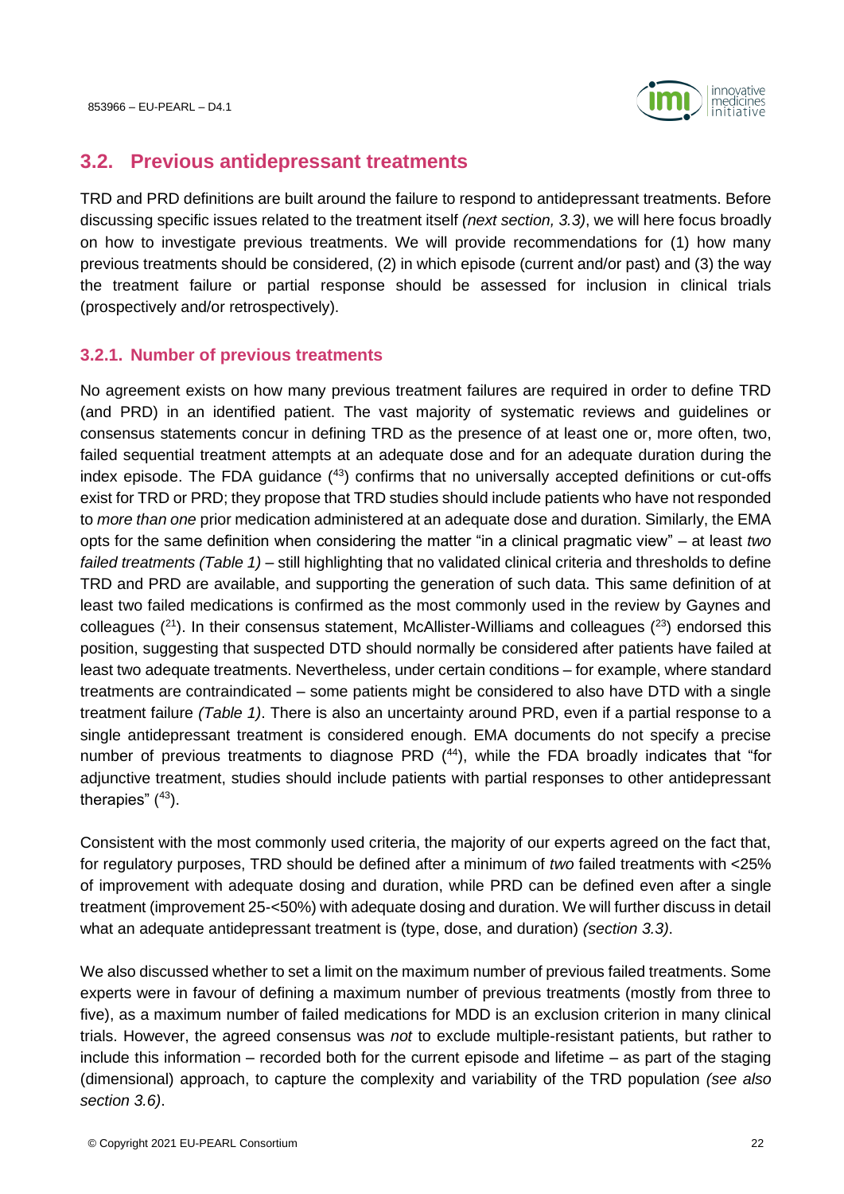## 3.2. Previous antidepressant treatments

TRD and PRD definitions are built around the failure to respond to antidepressant treatments. Before discussing specific issues related to the treatment itself *(next section, 3.3)*, we will here focus broadly on how to investigate previous treatments. We will provide recommendations for (1) how many previous treatments should be considered, (2) in which episode (current and/or past) and (3) the way the treatment failure or partial response should be assessed for inclusion in clinical trials (prospectively and/or retrospectively).

### 3.2.1. Number of previous treatments

No agreement exists on how many previous treatment failures are required in order to define TRD (and PRD) in an identified patient. The vast majority of systematic reviews and guidelines or consensus statements concur in defining TRD as the presence of at least one or, more often, two, failed sequential treatment attempts at an adequate dose and for an adequate duration during the index episode. The FDA guidance ([43]) confirms that no universally accepted definitions or cut-offs exist for TRD or PRD; they propose that TRD studies should include patients who have not responded to *more than one* prior medication administered at an adequate dose and duration. Similarly, the EMA opts for the same definition when considering the matter "in a clinical pragmatic view" – at least *two failed treatments (Table 1)* – still highlighting that no validated clinical criteria and thresholds to define TRD and PRD are available, and supporting the generation of such data. This same definition of at least two failed medications is confirmed as the most commonly used in the review by Gaynes and colleagues ([21]). In their consensus statement, McAllister-Williams and colleagues ([23]) endorsed this position, suggesting that suspected DTD should normally be considered after patients have failed at least two adequate treatments. Nevertheless, under certain conditions – for example, where standard treatments are contraindicated – some patients might be considered to also have DTD with a single treatment failure *(Table 1)*. There is also an uncertainty around PRD, even if a partial response to a single antidepressant treatment is considered enough. EMA documents do not specify a precise number of previous treatments to diagnose PRD ([44]), while the FDA broadly indicates that "for adjunctive treatment, studies should include patients with partial responses to other antidepressant therapies" ([43]).

Consistent with the most commonly used criteria, the majority of our experts agreed on the fact that, for regulatory purposes, TRD should be defined after a minimum of *two* failed treatments with <25% of improvement with adequate dosing and duration, while PRD can be defined even after a single treatment (improvement 25-<50%) with adequate dosing and duration. We will further discuss in detail what an adequate antidepressant treatment is (type, dose, and duration) *(section 3.3)*.

We also discussed whether to set a limit on the maximum number of previous failed treatments. Some experts were in favour of defining a maximum number of previous treatments (mostly from three to five), as a maximum number of failed medications for MDD is an exclusion criterion in many clinical trials. However, the agreed consensus was *not* to exclude multiple-resistant patients, but rather to include this information – recorded both for the current episode and lifetime – as part of the staging (dimensional) approach, to capture the complexity and variability of the TRD population *(see also section 3.6)*.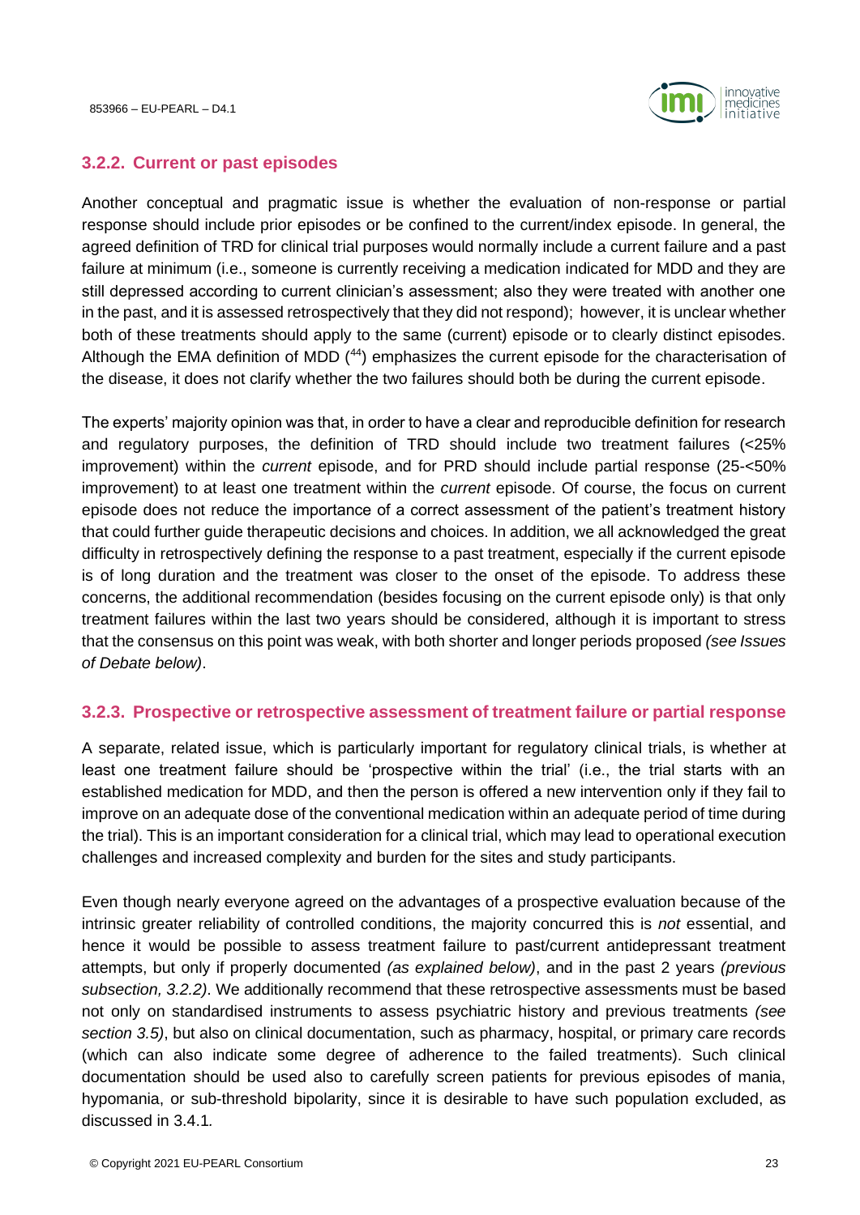### 3.2.2. Current or past episodes

Another conceptual and pragmatic issue is whether the evaluation of non-response or partial response should include prior episodes or be confined to the current/index episode. In general, the agreed definition of TRD for clinical trial purposes would normally include a current failure and a past failure at minimum (i.e., someone is currently receiving a medication indicated for MDD and they are still depressed according to current clinician's assessment; also they were treated with another one in the past, and it is assessed retrospectively that they did not respond); however, it is unclear whether both of these treatments should apply to the same (current) episode or to clearly distinct episodes. Although the EMA definition of MDD ([44]) emphasizes the current episode for the characterisation of the disease, it does not clarify whether the two failures should both be during the current episode.

The experts' majority opinion was that, in order to have a clear and reproducible definition for research and regulatory purposes, the definition of TRD should include two treatment failures (<25% improvement) within the *current* episode, and for PRD should include partial response (25-<50% improvement) to at least one treatment within the *current* episode. Of course, the focus on current episode does not reduce the importance of a correct assessment of the patient's treatment history that could further guide therapeutic decisions and choices. In addition, we all acknowledged the great difficulty in retrospectively defining the response to a past treatment, especially if the current episode is of long duration and the treatment was closer to the onset of the episode. To address these concerns, the additional recommendation (besides focusing on the current episode only) is that only treatment failures within the last two years should be considered, although it is important to stress that the consensus on this point was weak, with both shorter and longer periods proposed *(see Issues of Debate below)*.

### 3.2.3. Prospective or retrospective assessment of treatment failure or partial response

A separate, related issue, which is particularly important for regulatory clinical trials, is whether at least one treatment failure should be 'prospective within the trial' (i.e., the trial starts with an established medication for MDD, and then the person is offered a new intervention only if they fail to improve on an adequate dose of the conventional medication within an adequate period of time during the trial). This is an important consideration for a clinical trial, which may lead to operational execution challenges and increased complexity and burden for the sites and study participants.

Even though nearly everyone agreed on the advantages of a prospective evaluation because of the intrinsic greater reliability of controlled conditions, the majority concurred this is *not* essential, and hence it would be possible to assess treatment failure to past/current antidepressant treatment attempts, but only if properly documented *(as explained below)*, and in the past 2 years *(previous subsection, 3.2.2)*. We additionally recommend that these retrospective assessments must be based not only on standardised instruments to assess psychiatric history and previous treatments *(see section 3.5)*, but also on clinical documentation, such as pharmacy, hospital, or primary care records (which can also indicate some degree of adherence to the failed treatments). Such clinical documentation should be used also to carefully screen patients for previous episodes of mania, hypomania, or sub-threshold bipolarity, since it is desirable to have such population excluded, as discussed in 3.4.1.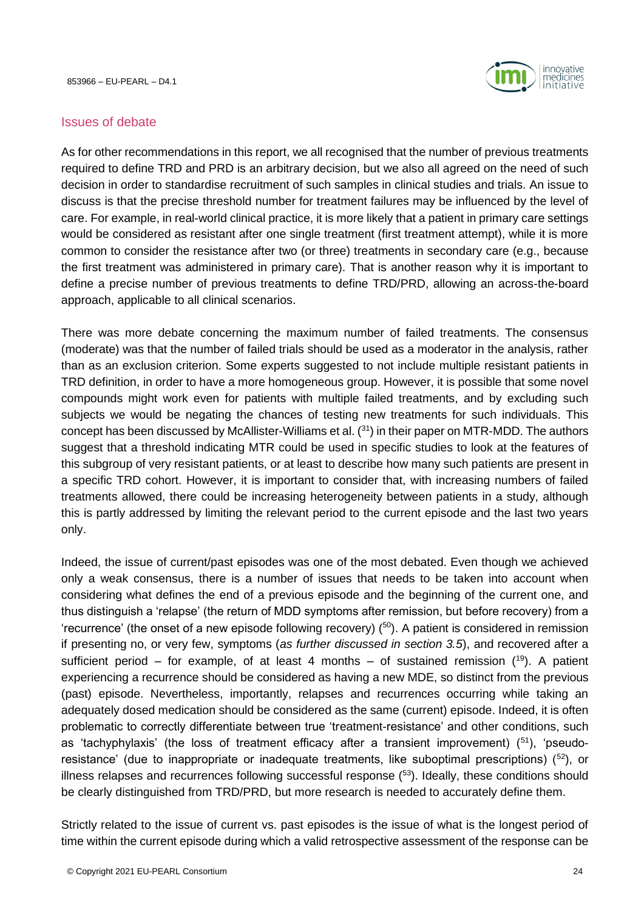## Issues of debate

As for other recommendations in this report, we all recognised that the number of previous treatments required to define TRD and PRD is an arbitrary decision, but we also all agreed on the need of such decision in order to standardise recruitment of such samples in clinical studies and trials. An issue to discuss is that the precise threshold number for treatment failures may be influenced by the level of care. For example, in real-world clinical practice, it is more likely that a patient in primary care settings would be considered as resistant after one single treatment (first treatment attempt), while it is more common to consider the resistance after two (or three) treatments in secondary care (e.g., because the first treatment was administered in primary care). That is another reason why it is important to define a precise number of previous treatments to define TRD/PRD, allowing an across-the-board approach, applicable to all clinical scenarios.

There was more debate concerning the maximum number of failed treatments. The consensus (moderate) was that the number of failed trials should be used as a moderator in the analysis, rather than as an exclusion criterion. Some experts suggested to not include multiple resistant patients in TRD definition, in order to have a more homogeneous group. However, it is possible that some novel compounds might work even for patients with multiple failed treatments, and by excluding such subjects we would be negating the chances of testing new treatments for such individuals. This concept has been discussed by McAllister-Williams et al. ([31]) in their paper on MTR-MDD. The authors suggest that a threshold indicating MTR could be used in specific studies to look at the features of this subgroup of very resistant patients, or at least to describe how many such patients are present in a specific TRD cohort. However, it is important to consider that, with increasing numbers of failed treatments allowed, there could be increasing heterogeneity between patients in a study, although this is partly addressed by limiting the relevant period to the current episode and the last two years only.

Indeed, the issue of current/past episodes was one of the most debated. Even though we achieved only a weak consensus, there is a number of issues that needs to be taken into account when considering what defines the end of a previous episode and the beginning of the current one, and thus distinguish a 'relapse' (the return of MDD symptoms after remission, but before recovery) from a 'recurrence' (the onset of a new episode following recovery) ([50]). A patient is considered in remission if presenting no, or very few, symptoms (*as further discussed in section 3.5*), and recovered after a sufficient period – for example, of at least 4 months – of sustained remission ([19]). A patient experiencing a recurrence should be considered as having a new MDE, so distinct from the previous (past) episode. Nevertheless, importantly, relapses and recurrences occurring while taking an adequately dosed medication should be considered as the same (current) episode. Indeed, it is often problematic to correctly differentiate between true 'treatment-resistance' and other conditions, such as 'tachyphylaxis' (the loss of treatment efficacy after a transient improvement) ([51]), 'pseudo-resistance' (due to inappropriate or inadequate treatments, like suboptimal prescriptions) ([52]), or illness relapses and recurrences following successful response ([53]). Ideally, these conditions should be clearly distinguished from TRD/PRD, but more research is needed to accurately define them.

Strictly related to the issue of current vs. past episodes is the issue of what is the longest period of time within the current episode during which a valid retrospective assessment of the response can be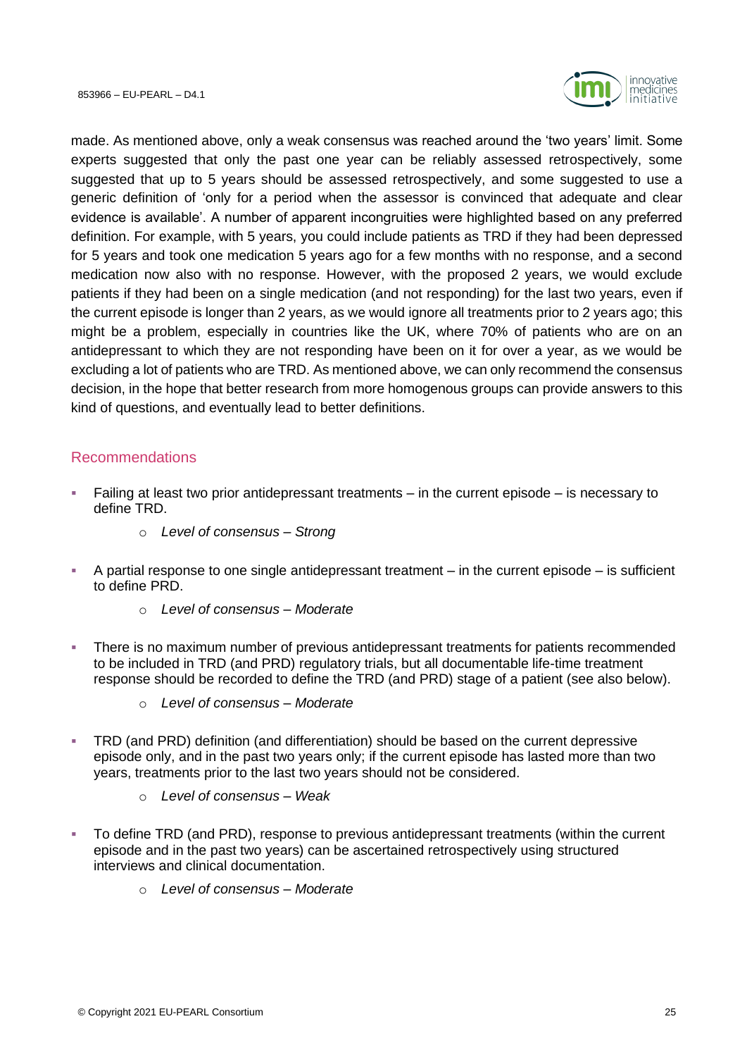made. As mentioned above, only a weak consensus was reached around the 'two years' limit. Some experts suggested that only the past one year can be reliably assessed retrospectively, some suggested that up to 5 years should be assessed retrospectively, and some suggested to use a generic definition of 'only for a period when the assessor is convinced that adequate and clear evidence is available'. A number of apparent incongruities were highlighted based on any preferred definition. For example, with 5 years, you could include patients as TRD if they had been depressed for 5 years and took one medication 5 years ago for a few months with no response, and a second medication now also with no response. However, with the proposed 2 years, we would exclude patients if they had been on a single medication (and not responding) for the last two years, even if the current episode is longer than 2 years, as we would ignore all treatments prior to 2 years ago; this might be a problem, especially in countries like the UK, where 70% of patients who are on an antidepressant to which they are not responding have been on it for over a year, as we would be excluding a lot of patients who are TRD. As mentioned above, we can only recommend the consensus decision, in the hope that better research from more homogenous groups can provide answers to this kind of questions, and eventually lead to better definitions.

## Recommendations

- Failing at least two prior antidepressant treatments – in the current episode – is necessary to define TRD.
    - *Level of consensus – Strong*
- A partial response to one single antidepressant treatment – in the current episode – is sufficient to define PRD.
    - *Level of consensus – Moderate*
- There is no maximum number of previous antidepressant treatments for patients recommended to be included in TRD (and PRD) regulatory trials, but all documentable life-time treatment response should be recorded to define the TRD (and PRD) stage of a patient (see also below).
    - *Level of consensus – Moderate*
- TRD (and PRD) definition (and differentiation) should be based on the current depressive episode only, and in the past two years only; if the current episode has lasted more than two years, treatments prior to the last two years should not be considered.
    - *Level of consensus – Weak*
- To define TRD (and PRD), response to previous antidepressant treatments (within the current episode and in the past two years) can be ascertained retrospectively using structured interviews and clinical documentation.
    - *Level of consensus – Moderate*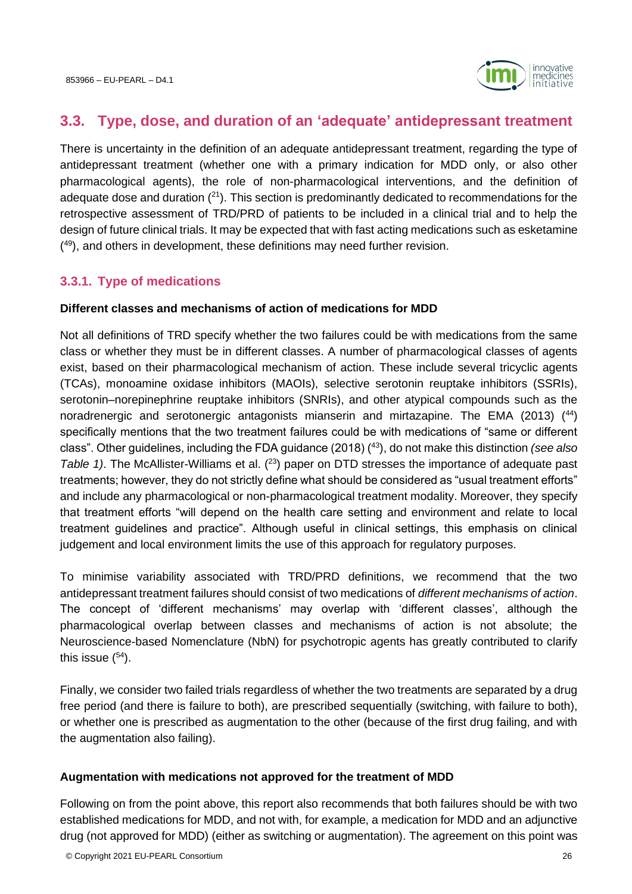## 3.3. Type, dose, and duration of an 'adequate' antidepressant treatment

There is uncertainty in the definition of an adequate antidepressant treatment, regarding the type of antidepressant treatment (whether one with a primary indication for MDD only, or also other pharmacological agents), the role of non-pharmacological interventions, and the definition of adequate dose and duration ([21]). This section is predominantly dedicated to recommendations for the retrospective assessment of TRD/PRD of patients to be included in a clinical trial and to help the design of future clinical trials. It may be expected that with fast acting medications such as esketamine ([49]), and others in development, these definitions may need further revision.

### 3.3.1. Type of medications

**Different classes and mechanisms of action of medications for MDD**

Not all definitions of TRD specify whether the two failures could be with medications from the same class or whether they must be in different classes. A number of pharmacological classes of agents exist, based on their pharmacological mechanism of action. These include several tricyclic agents (TCAs), monoamine oxidase inhibitors (MAOIs), selective serotonin reuptake inhibitors (SSRIs), serotonin–norepinephrine reuptake inhibitors (SNRIs), and other atypical compounds such as the noradrenergic and serotonergic antagonists mianserin and mirtazapine. The EMA (2013) ([44]) specifically mentions that the two treatment failures could be with medications of "same or different class". Other guidelines, including the FDA guidance (2018) ([43]), do not make this distinction *(see also Table 1)*. The McAllister-Williams et al. ([23]) paper on DTD stresses the importance of adequate past treatments; however, they do not strictly define what should be considered as "usual treatment efforts" and include any pharmacological or non-pharmacological treatment modality. Moreover, they specify that treatment efforts "will depend on the health care setting and environment and relate to local treatment guidelines and practice". Although useful in clinical settings, this emphasis on clinical judgement and local environment limits the use of this approach for regulatory purposes.

To minimise variability associated with TRD/PRD definitions, we recommend that the two antidepressant treatment failures should consist of two medications of *different mechanisms of action*. The concept of 'different mechanisms' may overlap with 'different classes', although the pharmacological overlap between classes and mechanisms of action is not absolute; the Neuroscience-based Nomenclature (NbN) for psychotropic agents has greatly contributed to clarify this issue ([54]).

Finally, we consider two failed trials regardless of whether the two treatments are separated by a drug free period (and there is failure to both), are prescribed sequentially (switching, with failure to both), or whether one is prescribed as augmentation to the other (because of the first drug failing, and with the augmentation also failing).

**Augmentation with medications not approved for the treatment of MDD**

Following on from the point above, this report also recommends that both failures should be with two established medications for MDD, and not with, for example, a medication for MDD and an adjunctive drug (not approved for MDD) (either as switching or augmentation). The agreement on this point was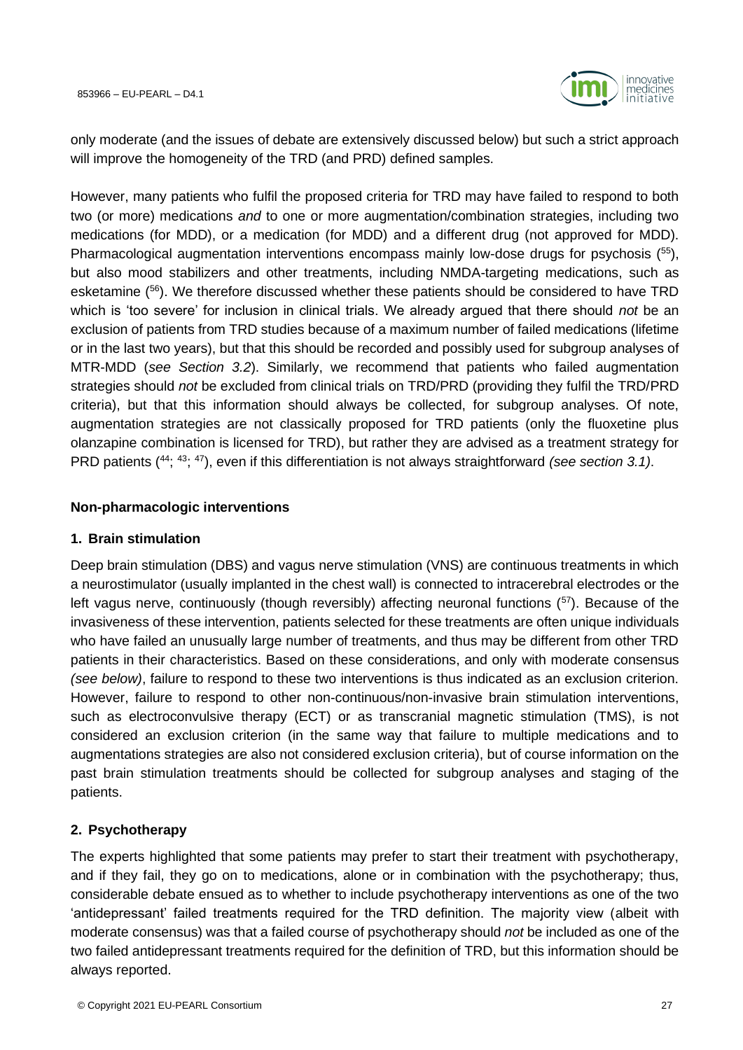only moderate (and the issues of debate are extensively discussed below) but such a strict approach will improve the homogeneity of the TRD (and PRD) defined samples.

However, many patients who fulfil the proposed criteria for TRD may have failed to respond to both two (or more) medications *and* to one or more augmentation/combination strategies, including two medications (for MDD), or a medication (for MDD) and a different drug (not approved for MDD). Pharmacological augmentation interventions encompass mainly low-dose drugs for psychosis ([55]), but also mood stabilizers and other treatments, including NMDA-targeting medications, such as esketamine ([56]). We therefore discussed whether these patients should be considered to have TRD which is 'too severe' for inclusion in clinical trials. We already argued that there should *not* be an exclusion of patients from TRD studies because of a maximum number of failed medications (lifetime or in the last two years), but that this should be recorded and possibly used for subgroup analyses of MTR-MDD (*see Section 3.2*). Similarly, we recommend that patients who failed augmentation strategies should *not* be excluded from clinical trials on TRD/PRD (providing they fulfil the TRD/PRD criteria), but that this information should always be collected, for subgroup analyses. Of note, augmentation strategies are not classically proposed for TRD patients (only the fluoxetine plus olanzapine combination is licensed for TRD), but rather they are advised as a treatment strategy for PRD patients ([44]; [43]; [47]), even if this differentiation is not always straightforward *(see section 3.1)*.

**Non-pharmacologic interventions**

**1. Brain stimulation**

Deep brain stimulation (DBS) and vagus nerve stimulation (VNS) are continuous treatments in which a neurostimulator (usually implanted in the chest wall) is connected to intracerebral electrodes or the left vagus nerve, continuously (though reversibly) affecting neuronal functions ([57]). Because of the invasiveness of these intervention, patients selected for these treatments are often unique individuals who have failed an unusually large number of treatments, and thus may be different from other TRD patients in their characteristics. Based on these considerations, and only with moderate consensus *(see below)*, failure to respond to these two interventions is thus indicated as an exclusion criterion. However, failure to respond to other non-continuous/non-invasive brain stimulation interventions, such as electroconvulsive therapy (ECT) or as transcranial magnetic stimulation (TMS), is not considered an exclusion criterion (in the same way that failure to multiple medications and to augmentations strategies are also not considered exclusion criteria), but of course information on the past brain stimulation treatments should be collected for subgroup analyses and staging of the patients.

**2. Psychotherapy**

The experts highlighted that some patients may prefer to start their treatment with psychotherapy, and if they fail, they go on to medications, alone or in combination with the psychotherapy; thus, considerable debate ensued as to whether to include psychotherapy interventions as one of the two 'antidepressant' failed treatments required for the TRD definition. The majority view (albeit with moderate consensus) was that a failed course of psychotherapy should *not* be included as one of the two failed antidepressant treatments required for the definition of TRD, but this information should be always reported.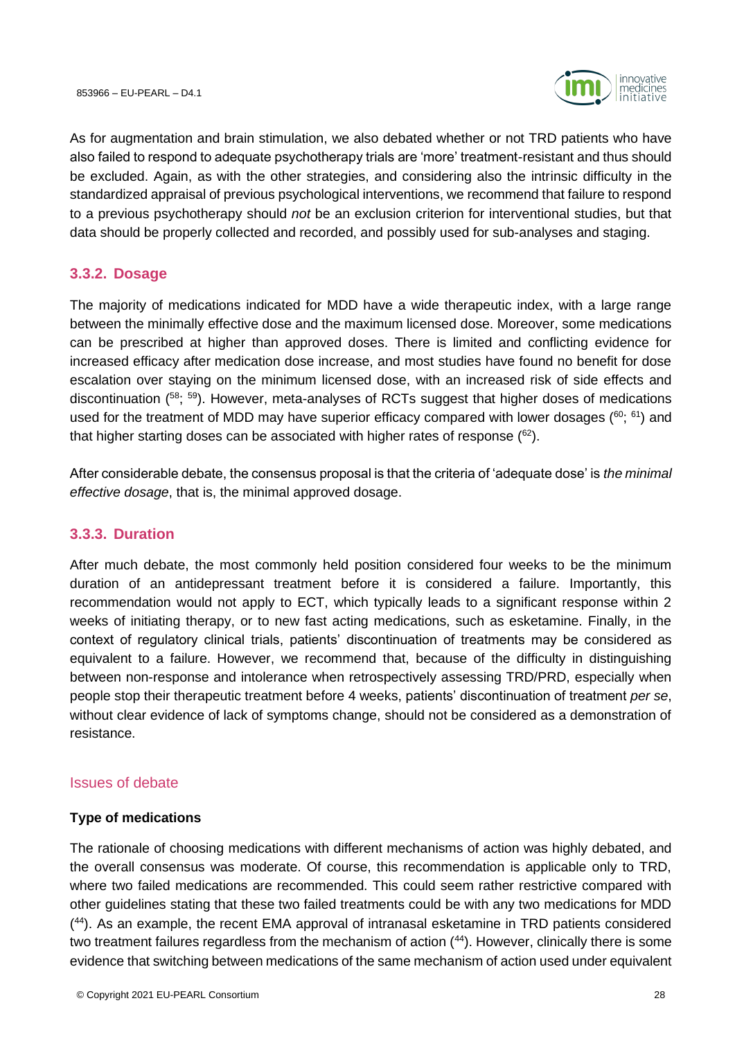As for augmentation and brain stimulation, we also debated whether or not TRD patients who have also failed to respond to adequate psychotherapy trials are 'more' treatment-resistant and thus should be excluded. Again, as with the other strategies, and considering also the intrinsic difficulty in the standardized appraisal of previous psychological interventions, we recommend that failure to respond to a previous psychotherapy should *not* be an exclusion criterion for interventional studies, but that data should be properly collected and recorded, and possibly used for sub-analyses and staging.

### 3.3.2. Dosage

The majority of medications indicated for MDD have a wide therapeutic index, with a large range between the minimally effective dose and the maximum licensed dose. Moreover, some medications can be prescribed at higher than approved doses. There is limited and conflicting evidence for increased efficacy after medication dose increase, and most studies have found no benefit for dose escalation over staying on the minimum licensed dose, with an increased risk of side effects and discontinuation ([58; 59]). However, meta-analyses of RCTs suggest that higher doses of medications used for the treatment of MDD may have superior efficacy compared with lower dosages ([60; 61]) and that higher starting doses can be associated with higher rates of response ([62]).

After considerable debate, the consensus proposal is that the criteria of 'adequate dose' is *the minimal effective dosage*, that is, the minimal approved dosage.

### 3.3.3. Duration

After much debate, the most commonly held position considered four weeks to be the minimum duration of an antidepressant treatment before it is considered a failure. Importantly, this recommendation would not apply to ECT, which typically leads to a significant response within 2 weeks of initiating therapy, or to new fast acting medications, such as esketamine. Finally, in the context of regulatory clinical trials, patients' discontinuation of treatments may be considered as equivalent to a failure. However, we recommend that, because of the difficulty in distinguishing between non-response and intolerance when retrospectively assessing TRD/PRD, especially when people stop their therapeutic treatment before 4 weeks, patients' discontinuation of treatment *per se*, without clear evidence of lack of symptoms change, should not be considered as a demonstration of resistance.

#### Issues of debate

**Type of medications**

The rationale of choosing medications with different mechanisms of action was highly debated, and the overall consensus was moderate. Of course, this recommendation is applicable only to TRD, where two failed medications are recommended. This could seem rather restrictive compared with other guidelines stating that these two failed treatments could be with any two medications for MDD ([44]). As an example, the recent EMA approval of intranasal esketamine in TRD patients considered two treatment failures regardless from the mechanism of action ([44]). However, clinically there is some evidence that switching between medications of the same mechanism of action used under equivalent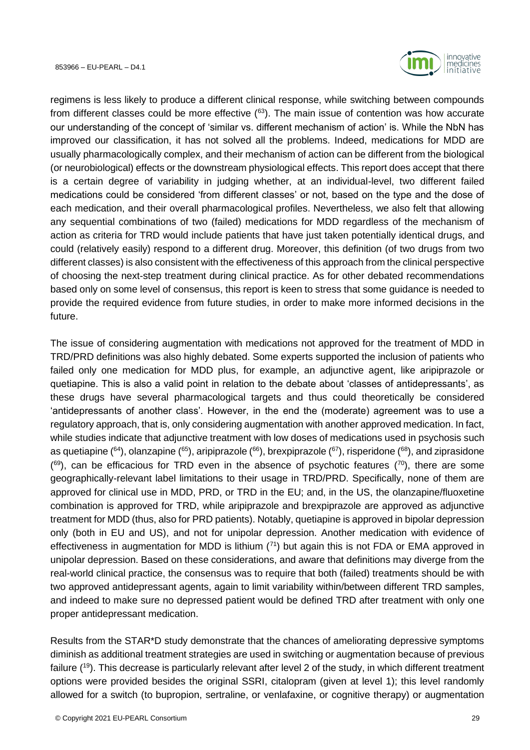regimens is less likely to produce a different clinical response, while switching between compounds from different classes could be more effective ([63]). The main issue of contention was how accurate our understanding of the concept of 'similar vs. different mechanism of action' is. While the NbN has improved our classification, it has not solved all the problems. Indeed, medications for MDD are usually pharmacologically complex, and their mechanism of action can be different from the biological (or neurobiological) effects or the downstream physiological effects. This report does accept that there is a certain degree of variability in judging whether, at an individual-level, two different failed medications could be considered 'from different classes' or not, based on the type and the dose of each medication, and their overall pharmacological profiles. Nevertheless, we also felt that allowing any sequential combinations of two (failed) medications for MDD regardless of the mechanism of action as criteria for TRD would include patients that have just taken potentially identical drugs, and could (relatively easily) respond to a different drug. Moreover, this definition (of two drugs from two different classes) is also consistent with the effectiveness of this approach from the clinical perspective of choosing the next-step treatment during clinical practice. As for other debated recommendations based only on some level of consensus, this report is keen to stress that some guidance is needed to provide the required evidence from future studies, in order to make more informed decisions in the future.

The issue of considering augmentation with medications not approved for the treatment of MDD in TRD/PRD definitions was also highly debated. Some experts supported the inclusion of patients who failed only one medication for MDD plus, for example, an adjunctive agent, like aripiprazole or quetiapine. This is also a valid point in relation to the debate about 'classes of antidepressants', as these drugs have several pharmacological targets and thus could theoretically be considered 'antidepressants of another class'. However, in the end the (moderate) agreement was to use a regulatory approach, that is, only considering augmentation with another approved medication. In fact, while studies indicate that adjunctive treatment with low doses of medications used in psychosis such as quetiapine ([64]), olanzapine ([65]), aripiprazole ([66]), brexpiprazole ([67]), risperidone ([68]), and ziprasidone ([69]), can be efficacious for TRD even in the absence of psychotic features ([70]), there are some geographically-relevant label limitations to their usage in TRD/PRD. Specifically, none of them are approved for clinical use in MDD, PRD, or TRD in the EU; and, in the US, the olanzapine/fluoxetine combination is approved for TRD, while aripiprazole and brexpiprazole are approved as adjunctive treatment for MDD (thus, also for PRD patients). Notably, quetiapine is approved in bipolar depression only (both in EU and US), and not for unipolar depression. Another medication with evidence of effectiveness in augmentation for MDD is lithium ([71]) but again this is not FDA or EMA approved in unipolar depression. Based on these considerations, and aware that definitions may diverge from the real-world clinical practice, the consensus was to require that both (failed) treatments should be with two approved antidepressant agents, again to limit variability within/between different TRD samples, and indeed to make sure no depressed patient would be defined TRD after treatment with only one proper antidepressant medication.

Results from the STAR*D study demonstrate that the chances of ameliorating depressive symptoms diminish as additional treatment strategies are used in switching or augmentation because of previous failure ([19]). This decrease is particularly relevant after level 2 of the study, in which different treatment options were provided besides the original SSRI, citalopram (given at level 1); this level randomly allowed for a switch (to bupropion, sertraline, or venlafaxine, or cognitive therapy) or augmentation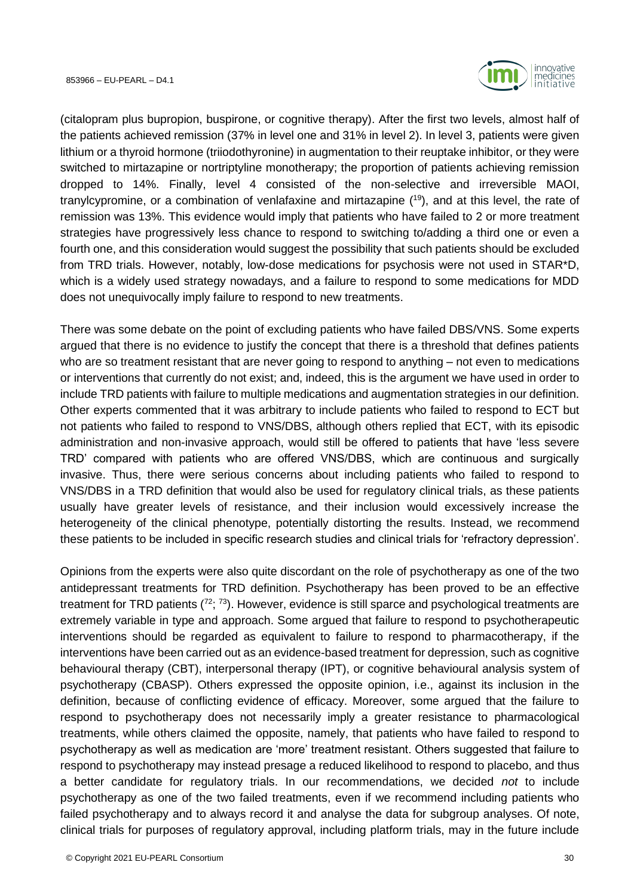(citalopram plus bupropion, buspirone, or cognitive therapy). After the first two levels, almost half of the patients achieved remission (37% in level one and 31% in level 2). In level 3, patients were given lithium or a thyroid hormone (triiodothyronine) in augmentation to their reuptake inhibitor, or they were switched to mirtazapine or nortriptyline monotherapy; the proportion of patients achieving remission dropped to 14%. Finally, level 4 consisted of the non-selective and irreversible MAOI, tranylcypromine, or a combination of venlafaxine and mirtazapine ([19]), and at this level, the rate of remission was 13%. This evidence would imply that patients who have failed to 2 or more treatment strategies have progressively less chance to respond to switching to/adding a third one or even a fourth one, and this consideration would suggest the possibility that such patients should be excluded from TRD trials. However, notably, low-dose medications for psychosis were not used in STAR*D, which is a widely used strategy nowadays, and a failure to respond to some medications for MDD does not unequivocally imply failure to respond to new treatments.

There was some debate on the point of excluding patients who have failed DBS/VNS. Some experts argued that there is no evidence to justify the concept that there is a threshold that defines patients who are so treatment resistant that are never going to respond to anything – not even to medications or interventions that currently do not exist; and, indeed, this is the argument we have used in order to include TRD patients with failure to multiple medications and augmentation strategies in our definition. Other experts commented that it was arbitrary to include patients who failed to respond to ECT but not patients who failed to respond to VNS/DBS, although others replied that ECT, with its episodic administration and non-invasive approach, would still be offered to patients that have 'less severe TRD' compared with patients who are offered VNS/DBS, which are continuous and surgically invasive. Thus, there were serious concerns about including patients who failed to respond to VNS/DBS in a TRD definition that would also be used for regulatory clinical trials, as these patients usually have greater levels of resistance, and their inclusion would excessively increase the heterogeneity of the clinical phenotype, potentially distorting the results. Instead, we recommend these patients to be included in specific research studies and clinical trials for 'refractory depression'.

Opinions from the experts were also quite discordant on the role of psychotherapy as one of the two antidepressant treatments for TRD definition. Psychotherapy has been proved to be an effective treatment for TRD patients ([72]; [73]). However, evidence is still sparce and psychological treatments are extremely variable in type and approach. Some argued that failure to respond to psychotherapeutic interventions should be regarded as equivalent to failure to respond to pharmacotherapy, if the interventions have been carried out as an evidence-based treatment for depression, such as cognitive behavioural therapy (CBT), interpersonal therapy (IPT), or cognitive behavioural analysis system of psychotherapy (CBASP). Others expressed the opposite opinion, i.e., against its inclusion in the definition, because of conflicting evidence of efficacy. Moreover, some argued that the failure to respond to psychotherapy does not necessarily imply a greater resistance to pharmacological treatments, while others claimed the opposite, namely, that patients who have failed to respond to psychotherapy as well as medication are 'more' treatment resistant. Others suggested that failure to respond to psychotherapy may instead presage a reduced likelihood to respond to placebo, and thus a better candidate for regulatory trials. In our recommendations, we decided *not* to include psychotherapy as one of the two failed treatments, even if we recommend including patients who failed psychotherapy and to always record it and analyse the data for subgroup analyses. Of note, clinical trials for purposes of regulatory approval, including platform trials, may in the future include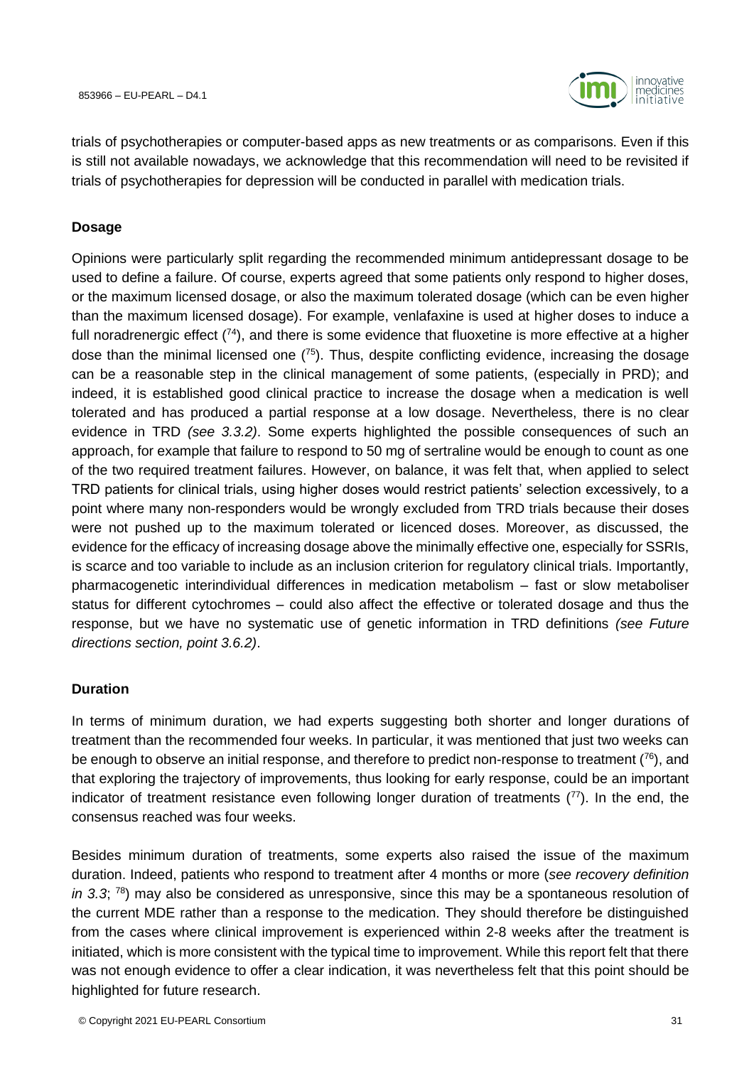trials of psychotherapies or computer-based apps as new treatments or as comparisons. Even if this is still not available nowadays, we acknowledge that this recommendation will need to be revisited if trials of psychotherapies for depression will be conducted in parallel with medication trials.

**Dosage**

Opinions were particularly split regarding the recommended minimum antidepressant dosage to be used to define a failure. Of course, experts agreed that some patients only respond to higher doses, or the maximum licensed dosage, or also the maximum tolerated dosage (which can be even higher than the maximum licensed dosage). For example, venlafaxine is used at higher doses to induce a full noradrenergic effect ([74]), and there is some evidence that fluoxetine is more effective at a higher dose than the minimal licensed one ([75]). Thus, despite conflicting evidence, increasing the dosage can be a reasonable step in the clinical management of some patients, (especially in PRD); and indeed, it is established good clinical practice to increase the dosage when a medication is well tolerated and has produced a partial response at a low dosage. Nevertheless, there is no clear evidence in TRD *(see 3.3.2)*. Some experts highlighted the possible consequences of such an approach, for example that failure to respond to 50 mg of sertraline would be enough to count as one of the two required treatment failures. However, on balance, it was felt that, when applied to select TRD patients for clinical trials, using higher doses would restrict patients' selection excessively, to a point where many non-responders would be wrongly excluded from TRD trials because their doses were not pushed up to the maximum tolerated or licenced doses. Moreover, as discussed, the evidence for the efficacy of increasing dosage above the minimally effective one, especially for SSRIs, is scarce and too variable to include as an inclusion criterion for regulatory clinical trials. Importantly, pharmacogenetic interindividual differences in medication metabolism – fast or slow metaboliser status for different cytochromes – could also affect the effective or tolerated dosage and thus the response, but we have no systematic use of genetic information in TRD definitions *(see Future directions section, point 3.6.2)*.

**Duration**

In terms of minimum duration, we had experts suggesting both shorter and longer durations of treatment than the recommended four weeks. In particular, it was mentioned that just two weeks can be enough to observe an initial response, and therefore to predict non-response to treatment ([76]), and that exploring the trajectory of improvements, thus looking for early response, could be an important indicator of treatment resistance even following longer duration of treatments ([77]). In the end, the consensus reached was four weeks.

Besides minimum duration of treatments, some experts also raised the issue of the maximum duration. Indeed, patients who respond to treatment after 4 months or more (*see recovery definition in 3.3*; [78]) may also be considered as unresponsive, since this may be a spontaneous resolution of the current MDE rather than a response to the medication. They should therefore be distinguished from the cases where clinical improvement is experienced within 2-8 weeks after the treatment is initiated, which is more consistent with the typical time to improvement. While this report felt that there was not enough evidence to offer a clear indication, it was nevertheless felt that this point should be highlighted for future research.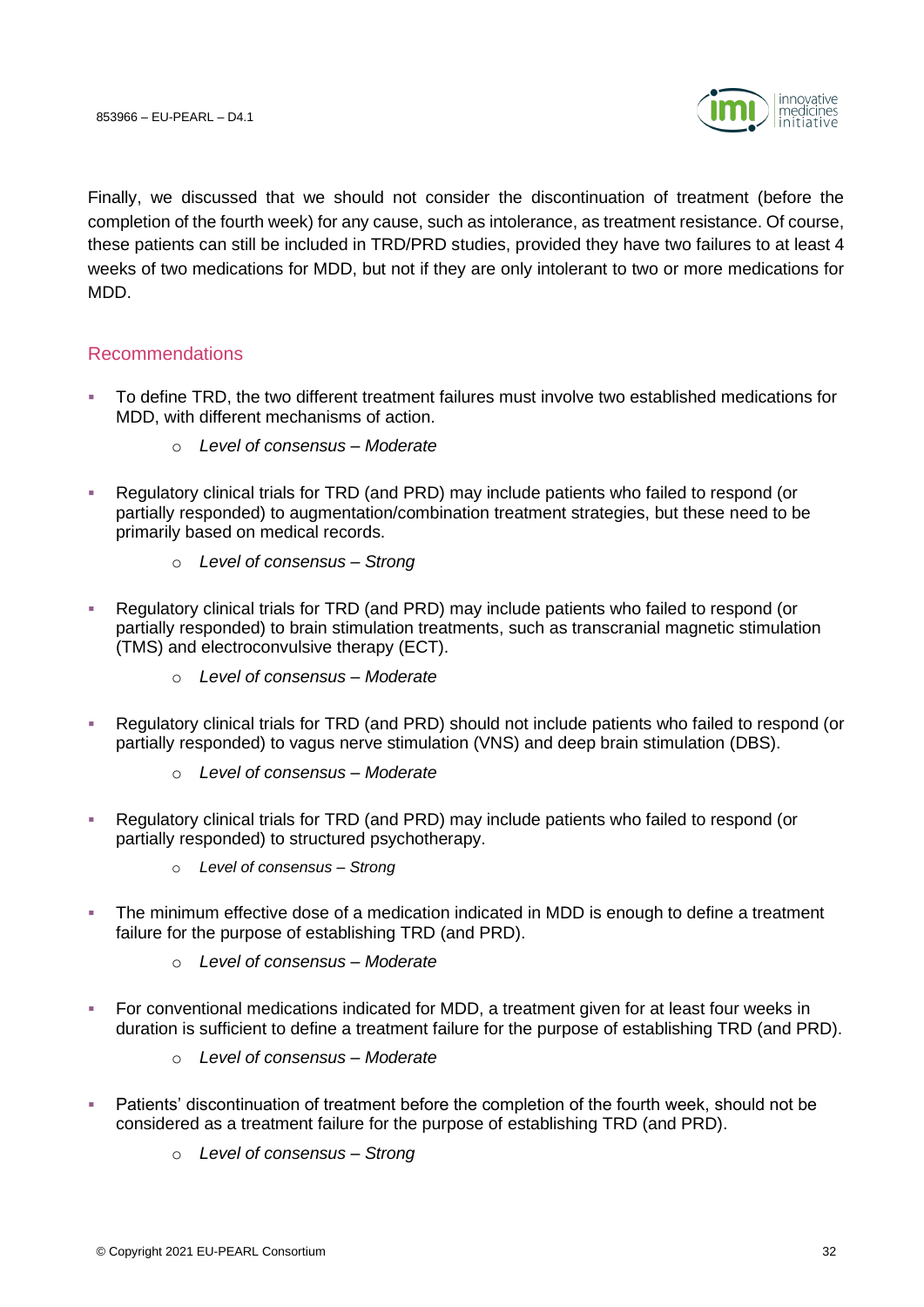Finally, we discussed that we should not consider the discontinuation of treatment (before the completion of the fourth week) for any cause, such as intolerance, as treatment resistance. Of course, these patients can still be included in TRD/PRD studies, provided they have two failures to at least 4 weeks of two medications for MDD, but not if they are only intolerant to two or more medications for MDD.

## Recommendations

- To define TRD, the two different treatment failures must involve two established medications for MDD, with different mechanisms of action.
  - *Level of consensus – Moderate*
- Regulatory clinical trials for TRD (and PRD) may include patients who failed to respond (or partially responded) to augmentation/combination treatment strategies, but these need to be primarily based on medical records.
  - *Level of consensus – Strong*
- Regulatory clinical trials for TRD (and PRD) may include patients who failed to respond (or partially responded) to brain stimulation treatments, such as transcranial magnetic stimulation (TMS) and electroconvulsive therapy (ECT).
  - *Level of consensus – Moderate*
- Regulatory clinical trials for TRD (and PRD) should not include patients who failed to respond (or partially responded) to vagus nerve stimulation (VNS) and deep brain stimulation (DBS).
  - *Level of consensus – Moderate*
- Regulatory clinical trials for TRD (and PRD) may include patients who failed to respond (or partially responded) to structured psychotherapy.
  - *Level of consensus – Strong*
- The minimum effective dose of a medication indicated in MDD is enough to define a treatment failure for the purpose of establishing TRD (and PRD).
  - *Level of consensus – Moderate*
- For conventional medications indicated for MDD, a treatment given for at least four weeks in duration is sufficient to define a treatment failure for the purpose of establishing TRD (and PRD).
  - *Level of consensus – Moderate*
- Patients' discontinuation of treatment before the completion of the fourth week, should not be considered as a treatment failure for the purpose of establishing TRD (and PRD).
  - *Level of consensus – Strong*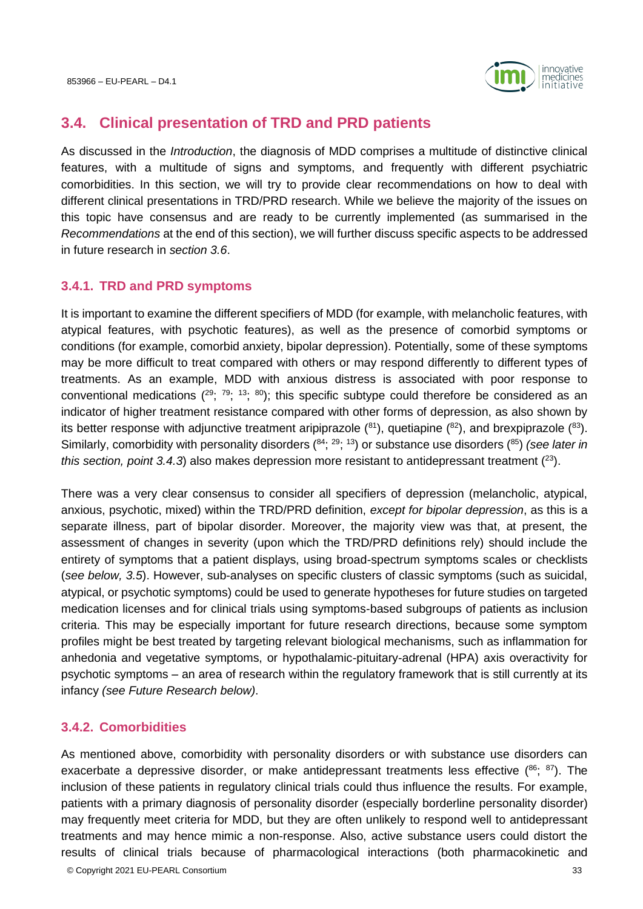## 3.4. Clinical presentation of TRD and PRD patients

As discussed in the *Introduction*, the diagnosis of MDD comprises a multitude of distinctive clinical features, with a multitude of signs and symptoms, and frequently with different psychiatric comorbidities. In this section, we will try to provide clear recommendations on how to deal with different clinical presentations in TRD/PRD research. While we believe the majority of the issues on this topic have consensus and are ready to be currently implemented (as summarised in the *Recommendations* at the end of this section), we will further discuss specific aspects to be addressed in future research in *section 3.6*.

### 3.4.1. TRD and PRD symptoms

It is important to examine the different specifiers of MDD (for example, with melancholic features, with atypical features, with psychotic features), as well as the presence of comorbid symptoms or conditions (for example, comorbid anxiety, bipolar depression). Potentially, some of these symptoms may be more difficult to treat compared with others or may respond differently to different types of treatments. As an example, MDD with anxious distress is associated with poor response to conventional medications ([29]; [79]; [13]; [80]); this specific subtype could therefore be considered as an indicator of higher treatment resistance compared with other forms of depression, as also shown by its better response with adjunctive treatment aripiprazole ([81]), quetiapine ([82]), and brexpiprazole ([83]). Similarly, comorbidity with personality disorders ([84]; [29]; [13]) or substance use disorders ([85]) *(see later in this section, point 3.4.3*) also makes depression more resistant to antidepressant treatment ([23]).

There was a very clear consensus to consider all specifiers of depression (melancholic, atypical, anxious, psychotic, mixed) within the TRD/PRD definition, *except for bipolar depression*, as this is a separate illness, part of bipolar disorder. Moreover, the majority view was that, at present, the assessment of changes in severity (upon which the TRD/PRD definitions rely) should include the entirety of symptoms that a patient displays, using broad-spectrum symptoms scales or checklists (*see below, 3.5*). However, sub-analyses on specific clusters of classic symptoms (such as suicidal, atypical, or psychotic symptoms) could be used to generate hypotheses for future studies on targeted medication licenses and for clinical trials using symptoms-based subgroups of patients as inclusion criteria. This may be especially important for future research directions, because some symptom profiles might be best treated by targeting relevant biological mechanisms, such as inflammation for anhedonia and vegetative symptoms, or hypothalamic-pituitary-adrenal (HPA) axis overactivity for psychotic symptoms – an area of research within the regulatory framework that is still currently at its infancy *(see Future Research below)*.

### 3.4.2. Comorbidities

As mentioned above, comorbidity with personality disorders or with substance use disorders can exacerbate a depressive disorder, or make antidepressant treatments less effective ([86]; [87]). The inclusion of these patients in regulatory clinical trials could thus influence the results. For example, patients with a primary diagnosis of personality disorder (especially borderline personality disorder) may frequently meet criteria for MDD, but they are often unlikely to respond well to antidepressant treatments and may hence mimic a non-response. Also, active substance users could distort the results of clinical trials because of pharmacological interactions (both pharmacokinetic and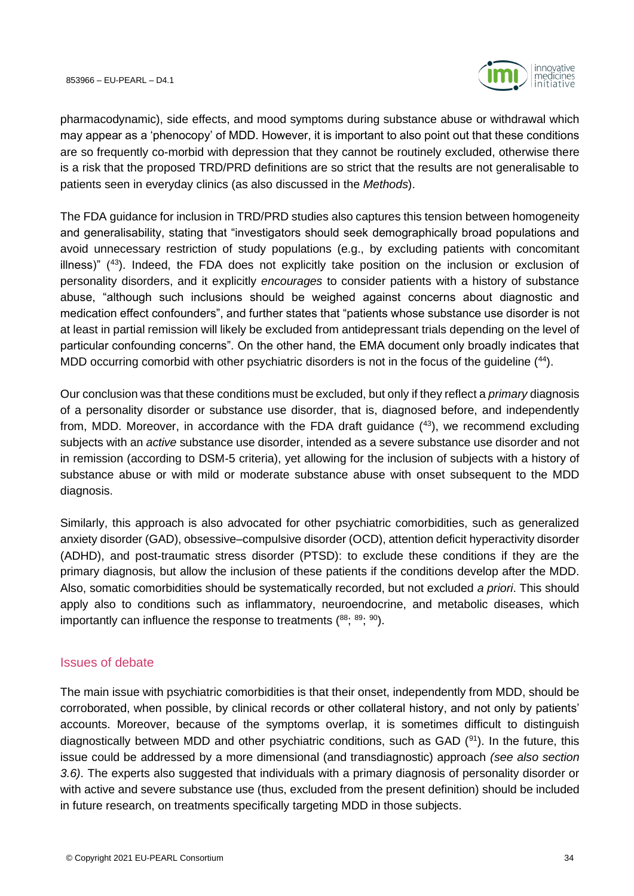pharmacodynamic), side effects, and mood symptoms during substance abuse or withdrawal which may appear as a 'phenocopy' of MDD. However, it is important to also point out that these conditions are so frequently co-morbid with depression that they cannot be routinely excluded, otherwise there is a risk that the proposed TRD/PRD definitions are so strict that the results are not generalisable to patients seen in everyday clinics (as also discussed in the *Methods*).

The FDA guidance for inclusion in TRD/PRD studies also captures this tension between homogeneity and generalisability, stating that "investigators should seek demographically broad populations and avoid unnecessary restriction of study populations (e.g., by excluding patients with concomitant illness)" ([43]). Indeed, the FDA does not explicitly take position on the inclusion or exclusion of personality disorders, and it explicitly *encourages* to consider patients with a history of substance abuse, "although such inclusions should be weighed against concerns about diagnostic and medication effect confounders", and further states that "patients whose substance use disorder is not at least in partial remission will likely be excluded from antidepressant trials depending on the level of particular confounding concerns". On the other hand, the EMA document only broadly indicates that MDD occurring comorbid with other psychiatric disorders is not in the focus of the guideline ([44]).

Our conclusion was that these conditions must be excluded, but only if they reflect a *primary* diagnosis of a personality disorder or substance use disorder, that is, diagnosed before, and independently from, MDD. Moreover, in accordance with the FDA draft guidance ([43]), we recommend excluding subjects with an *active* substance use disorder, intended as a severe substance use disorder and not in remission (according to DSM-5 criteria), yet allowing for the inclusion of subjects with a history of substance abuse or with mild or moderate substance abuse with onset subsequent to the MDD diagnosis.

Similarly, this approach is also advocated for other psychiatric comorbidities, such as generalized anxiety disorder (GAD), obsessive–compulsive disorder (OCD), attention deficit hyperactivity disorder (ADHD), and post-traumatic stress disorder (PTSD): to exclude these conditions if they are the primary diagnosis, but allow the inclusion of these patients if the conditions develop after the MDD. Also, somatic comorbidities should be systematically recorded, but not excluded *a priori*. This should apply also to conditions such as inflammatory, neuroendocrine, and metabolic diseases, which importantly can influence the response to treatments ([88; 89; 90]).

## Issues of debate

The main issue with psychiatric comorbidities is that their onset, independently from MDD, should be corroborated, when possible, by clinical records or other collateral history, and not only by patients' accounts. Moreover, because of the symptoms overlap, it is sometimes difficult to distinguish diagnostically between MDD and other psychiatric conditions, such as GAD ([91]). In the future, this issue could be addressed by a more dimensional (and transdiagnostic) approach *(see also section 3.6)*. The experts also suggested that individuals with a primary diagnosis of personality disorder or with active and severe substance use (thus, excluded from the present definition) should be included in future research, on treatments specifically targeting MDD in those subjects.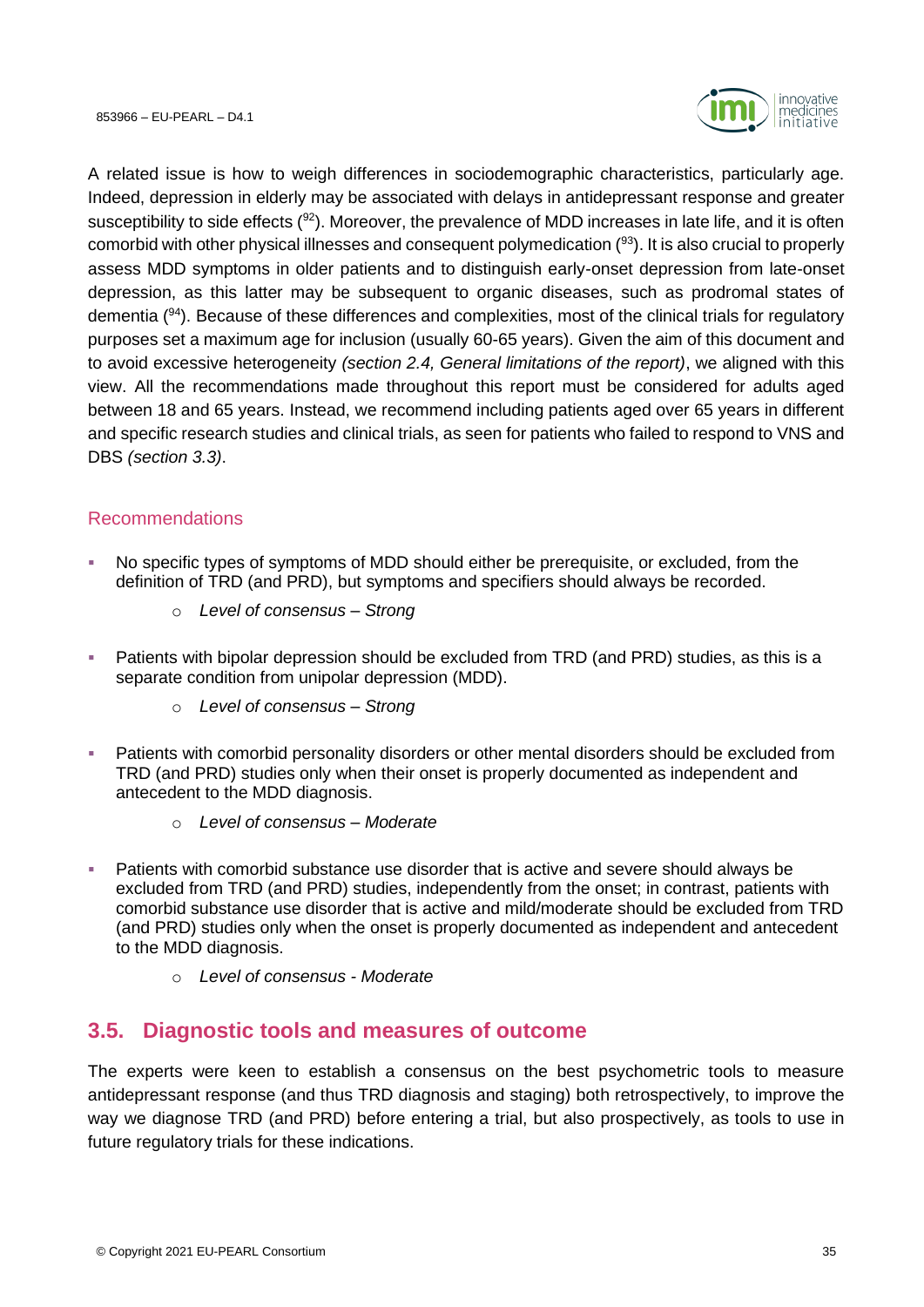A related issue is how to weigh differences in sociodemographic characteristics, particularly age. Indeed, depression in elderly may be associated with delays in antidepressant response and greater susceptibility to side effects ([92]). Moreover, the prevalence of MDD increases in late life, and it is often comorbid with other physical illnesses and consequent polymedication ([93]). It is also crucial to properly assess MDD symptoms in older patients and to distinguish early-onset depression from late-onset depression, as this latter may be subsequent to organic diseases, such as prodromal states of dementia ([94]). Because of these differences and complexities, most of the clinical trials for regulatory purposes set a maximum age for inclusion (usually 60-65 years). Given the aim of this document and to avoid excessive heterogeneity *(section 2.4, General limitations of the report)*, we aligned with this view. All the recommendations made throughout this report must be considered for adults aged between 18 and 65 years. Instead, we recommend including patients aged over 65 years in different and specific research studies and clinical trials, as seen for patients who failed to respond to VNS and DBS *(section 3.3)*.

### Recommendations

- No specific types of symptoms of MDD should either be prerequisite, or excluded, from the definition of TRD (and PRD), but symptoms and specifiers should always be recorded.
    - *Level of consensus – Strong*
- Patients with bipolar depression should be excluded from TRD (and PRD) studies, as this is a separate condition from unipolar depression (MDD).
    - *Level of consensus – Strong*
- Patients with comorbid personality disorders or other mental disorders should be excluded from TRD (and PRD) studies only when their onset is properly documented as independent and antecedent to the MDD diagnosis.
    - *Level of consensus – Moderate*
- Patients with comorbid substance use disorder that is active and severe should always be excluded from TRD (and PRD) studies, independently from the onset; in contrast, patients with comorbid substance use disorder that is active and mild/moderate should be excluded from TRD (and PRD) studies only when the onset is properly documented as independent and antecedent to the MDD diagnosis.
    - *Level of consensus - Moderate*

## 3.5. Diagnostic tools and measures of outcome

The experts were keen to establish a consensus on the best psychometric tools to measure antidepressant response (and thus TRD diagnosis and staging) both retrospectively, to improve the way we diagnose TRD (and PRD) before entering a trial, but also prospectively, as tools to use in future regulatory trials for these indications.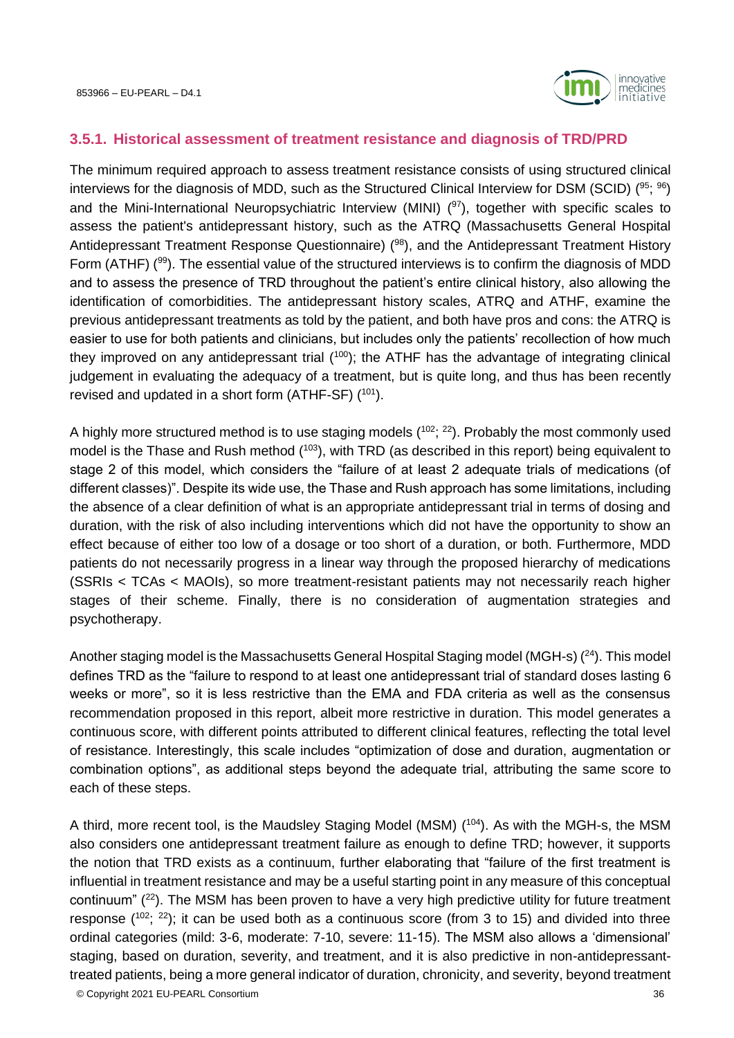### 3.5.1. Historical assessment of treatment resistance and diagnosis of TRD/PRD

The minimum required approach to assess treatment resistance consists of using structured clinical interviews for the diagnosis of MDD, such as the Structured Clinical Interview for DSM (SCID) ([95]; [96]) and the Mini-International Neuropsychiatric Interview (MINI) ([97]), together with specific scales to assess the patient's antidepressant history, such as the ATRQ (Massachusetts General Hospital Antidepressant Treatment Response Questionnaire) ([98]), and the Antidepressant Treatment History Form (ATHF) ([99]). The essential value of the structured interviews is to confirm the diagnosis of MDD and to assess the presence of TRD throughout the patient's entire clinical history, also allowing the identification of comorbidities. The antidepressant history scales, ATRQ and ATHF, examine the previous antidepressant treatments as told by the patient, and both have pros and cons: the ATRQ is easier to use for both patients and clinicians, but includes only the patients' recollection of how much they improved on any antidepressant trial ([100]); the ATHF has the advantage of integrating clinical judgement in evaluating the adequacy of a treatment, but is quite long, and thus has been recently revised and updated in a short form (ATHF-SF) ([101]).

A highly more structured method is to use staging models ([102]; [22]). Probably the most commonly used model is the Thase and Rush method ([103]), with TRD (as described in this report) being equivalent to stage 2 of this model, which considers the "failure of at least 2 adequate trials of medications (of different classes)". Despite its wide use, the Thase and Rush approach has some limitations, including the absence of a clear definition of what is an appropriate antidepressant trial in terms of dosing and duration, with the risk of also including interventions which did not have the opportunity to show an effect because of either too low of a dosage or too short of a duration, or both. Furthermore, MDD patients do not necessarily progress in a linear way through the proposed hierarchy of medications (SSRIs < TCAs < MAOIs), so more treatment-resistant patients may not necessarily reach higher stages of their scheme. Finally, there is no consideration of augmentation strategies and psychotherapy.

Another staging model is the Massachusetts General Hospital Staging model (MGH-s) ([24]). This model defines TRD as the "failure to respond to at least one antidepressant trial of standard doses lasting 6 weeks or more", so it is less restrictive than the EMA and FDA criteria as well as the consensus recommendation proposed in this report, albeit more restrictive in duration. This model generates a continuous score, with different points attributed to different clinical features, reflecting the total level of resistance. Interestingly, this scale includes "optimization of dose and duration, augmentation or combination options", as additional steps beyond the adequate trial, attributing the same score to each of these steps.

A third, more recent tool, is the Maudsley Staging Model (MSM) ([104]). As with the MGH-s, the MSM also considers one antidepressant treatment failure as enough to define TRD; however, it supports the notion that TRD exists as a continuum, further elaborating that "failure of the first treatment is influential in treatment resistance and may be a useful starting point in any measure of this conceptual continuum" ([22]). The MSM has been proven to have a very high predictive utility for future treatment response ([102]; [22]); it can be used both as a continuous score (from 3 to 15) and divided into three ordinal categories (mild: 3-6, moderate: 7-10, severe: 11-15). The MSM also allows a 'dimensional' staging, based on duration, severity, and treatment, and it is also predictive in non-antidepressant-treated patients, being a more general indicator of duration, chronicity, and severity, beyond treatment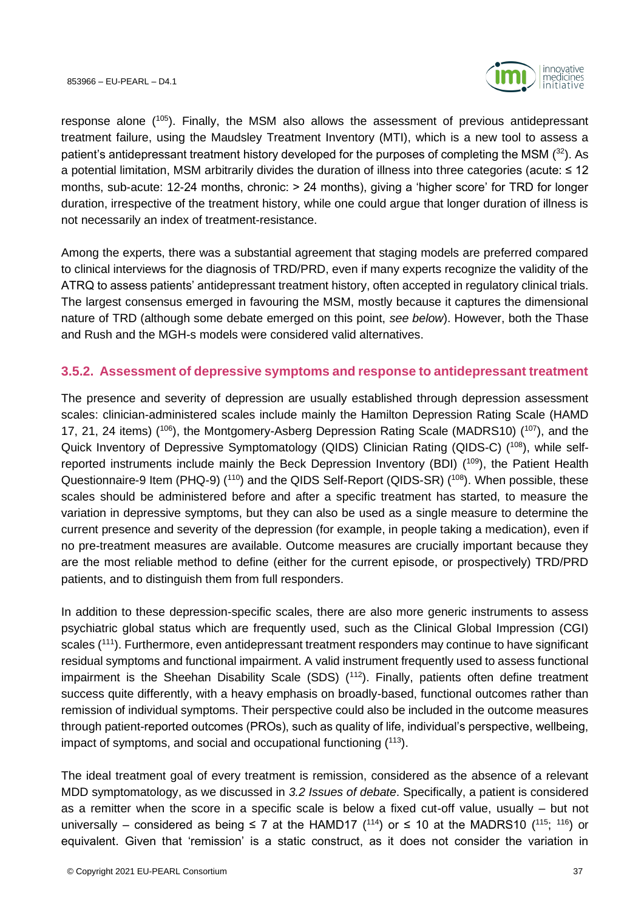response alone ([105]). Finally, the MSM also allows the assessment of previous antidepressant treatment failure, using the Maudsley Treatment Inventory (MTI), which is a new tool to assess a patient's antidepressant treatment history developed for the purposes of completing the MSM ([32]). As a potential limitation, MSM arbitrarily divides the duration of illness into three categories (acute: ≤ 12 months, sub-acute: 12-24 months, chronic: > 24 months), giving a 'higher score' for TRD for longer duration, irrespective of the treatment history, while one could argue that longer duration of illness is not necessarily an index of treatment-resistance.

Among the experts, there was a substantial agreement that staging models are preferred compared to clinical interviews for the diagnosis of TRD/PRD, even if many experts recognize the validity of the ATRQ to assess patients' antidepressant treatment history, often accepted in regulatory clinical trials. The largest consensus emerged in favouring the MSM, mostly because it captures the dimensional nature of TRD (although some debate emerged on this point, *see below*). However, both the Thase and Rush and the MGH-s models were considered valid alternatives.

### 3.5.2. Assessment of depressive symptoms and response to antidepressant treatment

The presence and severity of depression are usually established through depression assessment scales: clinician-administered scales include mainly the Hamilton Depression Rating Scale (HAMD 17, 21, 24 items) ([106]), the Montgomery-Asberg Depression Rating Scale (MADRS10) ([107]), and the Quick Inventory of Depressive Symptomatology (QIDS) Clinician Rating (QIDS-C) ([108]), while self-reported instruments include mainly the Beck Depression Inventory (BDI) ([109]), the Patient Health Questionnaire-9 Item (PHQ-9) ([110]) and the QIDS Self-Report (QIDS-SR) ([108]). When possible, these scales should be administered before and after a specific treatment has started, to measure the variation in depressive symptoms, but they can also be used as a single measure to determine the current presence and severity of the depression (for example, in people taking a medication), even if no pre-treatment measures are available. Outcome measures are crucially important because they are the most reliable method to define (either for the current episode, or prospectively) TRD/PRD patients, and to distinguish them from full responders.

In addition to these depression-specific scales, there are also more generic instruments to assess psychiatric global status which are frequently used, such as the Clinical Global Impression (CGI) scales ([111]). Furthermore, even antidepressant treatment responders may continue to have significant residual symptoms and functional impairment. A valid instrument frequently used to assess functional impairment is the Sheehan Disability Scale (SDS) ([112]). Finally, patients often define treatment success quite differently, with a heavy emphasis on broadly-based, functional outcomes rather than remission of individual symptoms. Their perspective could also be included in the outcome measures through patient-reported outcomes (PROs), such as quality of life, individual's perspective, wellbeing, impact of symptoms, and social and occupational functioning ([113]).

The ideal treatment goal of every treatment is remission, considered as the absence of a relevant MDD symptomatology, as we discussed in *3.2 Issues of debate*. Specifically, a patient is considered as a remitter when the score in a specific scale is below a fixed cut-off value, usually – but not universally – considered as being ≤ 7 at the HAMD17 ([114]) or ≤ 10 at the MADRS10 ([115]; [116]) or equivalent. Given that 'remission' is a static construct, as it does not consider the variation in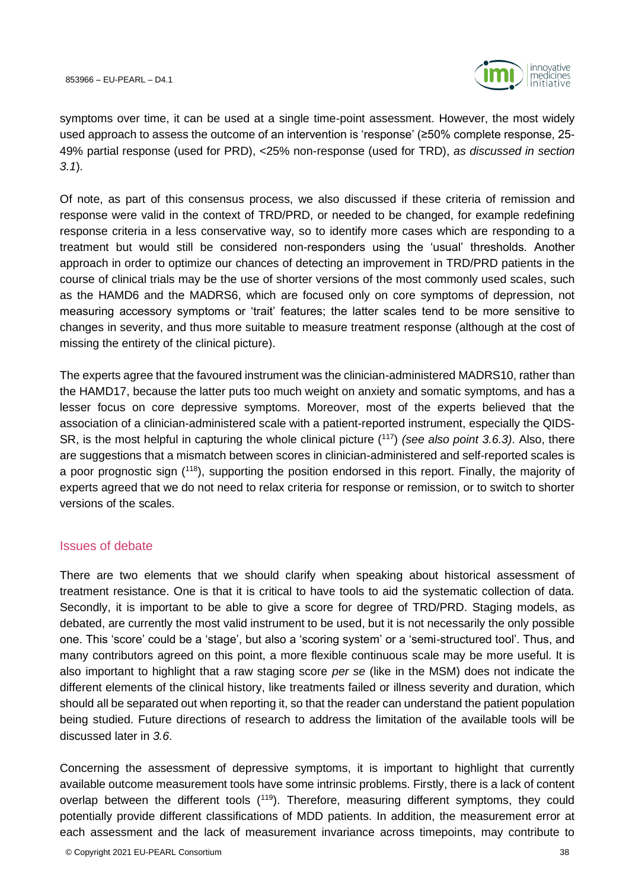symptoms over time, it can be used at a single time-point assessment. However, the most widely used approach to assess the outcome of an intervention is 'response' (≥50% complete response, 25-49% partial response (used for PRD), <25% non-response (used for TRD), *as discussed in section 3.1*).

Of note, as part of this consensus process, we also discussed if these criteria of remission and response were valid in the context of TRD/PRD, or needed to be changed, for example redefining response criteria in a less conservative way, so to identify more cases which are responding to a treatment but would still be considered non-responders using the 'usual' thresholds. Another approach in order to optimize our chances of detecting an improvement in TRD/PRD patients in the course of clinical trials may be the use of shorter versions of the most commonly used scales, such as the HAMD6 and the MADRS6, which are focused only on core symptoms of depression, not measuring accessory symptoms or 'trait' features; the latter scales tend to be more sensitive to changes in severity, and thus more suitable to measure treatment response (although at the cost of missing the entirety of the clinical picture).

The experts agree that the favoured instrument was the clinician-administered MADRS10, rather than the HAMD17, because the latter puts too much weight on anxiety and somatic symptoms, and has a lesser focus on core depressive symptoms. Moreover, most of the experts believed that the association of a clinician-administered scale with a patient-reported instrument, especially the QIDS-SR, is the most helpful in capturing the whole clinical picture ([117]) *(see also point 3.6.3)*. Also, there are suggestions that a mismatch between scores in clinician-administered and self-reported scales is a poor prognostic sign ([118]), supporting the position endorsed in this report. Finally, the majority of experts agreed that we do not need to relax criteria for response or remission, or to switch to shorter versions of the scales.

## Issues of debate

There are two elements that we should clarify when speaking about historical assessment of treatment resistance. One is that it is critical to have tools to aid the systematic collection of data. Secondly, it is important to be able to give a score for degree of TRD/PRD. Staging models, as debated, are currently the most valid instrument to be used, but it is not necessarily the only possible one. This 'score' could be a 'stage', but also a 'scoring system' or a 'semi-structured tool'. Thus, and many contributors agreed on this point, a more flexible continuous scale may be more useful. It is also important to highlight that a raw staging score *per se* (like in the MSM) does not indicate the different elements of the clinical history, like treatments failed or illness severity and duration, which should all be separated out when reporting it, so that the reader can understand the patient population being studied. Future directions of research to address the limitation of the available tools will be discussed later in *3.6*.

Concerning the assessment of depressive symptoms, it is important to highlight that currently available outcome measurement tools have some intrinsic problems. Firstly, there is a lack of content overlap between the different tools ([119]). Therefore, measuring different symptoms, they could potentially provide different classifications of MDD patients. In addition, the measurement error at each assessment and the lack of measurement invariance across timepoints, may contribute to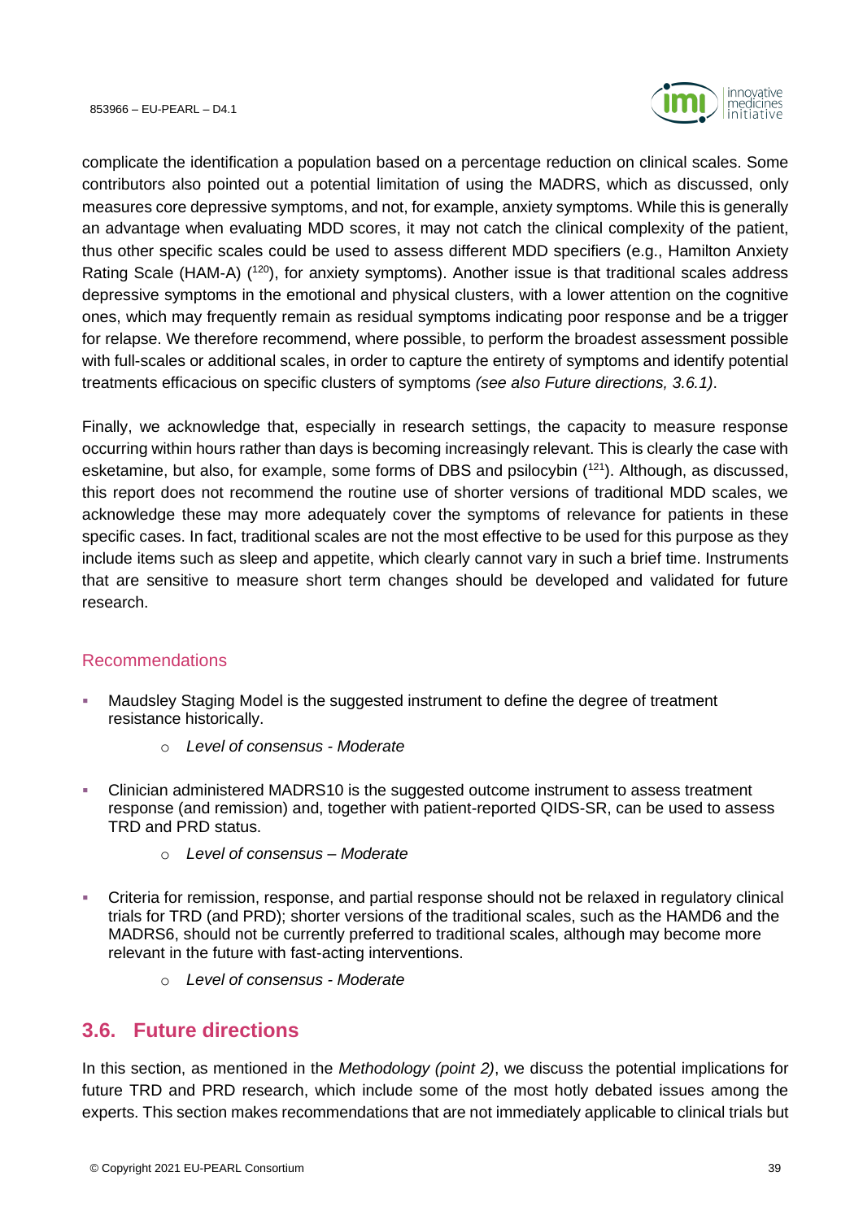complicate the identification a population based on a percentage reduction on clinical scales. Some contributors also pointed out a potential limitation of using the MADRS, which as discussed, only measures core depressive symptoms, and not, for example, anxiety symptoms. While this is generally an advantage when evaluating MDD scores, it may not catch the clinical complexity of the patient, thus other specific scales could be used to assess different MDD specifiers (e.g., Hamilton Anxiety Rating Scale (HAM-A) ([120]), for anxiety symptoms). Another issue is that traditional scales address depressive symptoms in the emotional and physical clusters, with a lower attention on the cognitive ones, which may frequently remain as residual symptoms indicating poor response and be a trigger for relapse. We therefore recommend, where possible, to perform the broadest assessment possible with full-scales or additional scales, in order to capture the entirety of symptoms and identify potential treatments efficacious on specific clusters of symptoms *(see also Future directions, 3.6.1)*.

Finally, we acknowledge that, especially in research settings, the capacity to measure response occurring within hours rather than days is becoming increasingly relevant. This is clearly the case with esketamine, but also, for example, some forms of DBS and psilocybin ([121]). Although, as discussed, this report does not recommend the routine use of shorter versions of traditional MDD scales, we acknowledge these may more adequately cover the symptoms of relevance for patients in these specific cases. In fact, traditional scales are not the most effective to be used for this purpose as they include items such as sleep and appetite, which clearly cannot vary in such a brief time. Instruments that are sensitive to measure short term changes should be developed and validated for future research.

### Recommendations

- Maudsley Staging Model is the suggested instrument to define the degree of treatment resistance historically.
    - *Level of consensus - Moderate*
- Clinician administered MADRS10 is the suggested outcome instrument to assess treatment response (and remission) and, together with patient-reported QIDS-SR, can be used to assess TRD and PRD status.
    - *Level of consensus – Moderate*
- Criteria for remission, response, and partial response should not be relaxed in regulatory clinical trials for TRD (and PRD); shorter versions of the traditional scales, such as the HAMD6 and the MADRS6, should not be currently preferred to traditional scales, although may become more relevant in the future with fast-acting interventions.
    - *Level of consensus - Moderate*

## 3.6. Future directions

In this section, as mentioned in the *Methodology (point 2)*, we discuss the potential implications for future TRD and PRD research, which include some of the most hotly debated issues among the experts. This section makes recommendations that are not immediately applicable to clinical trials but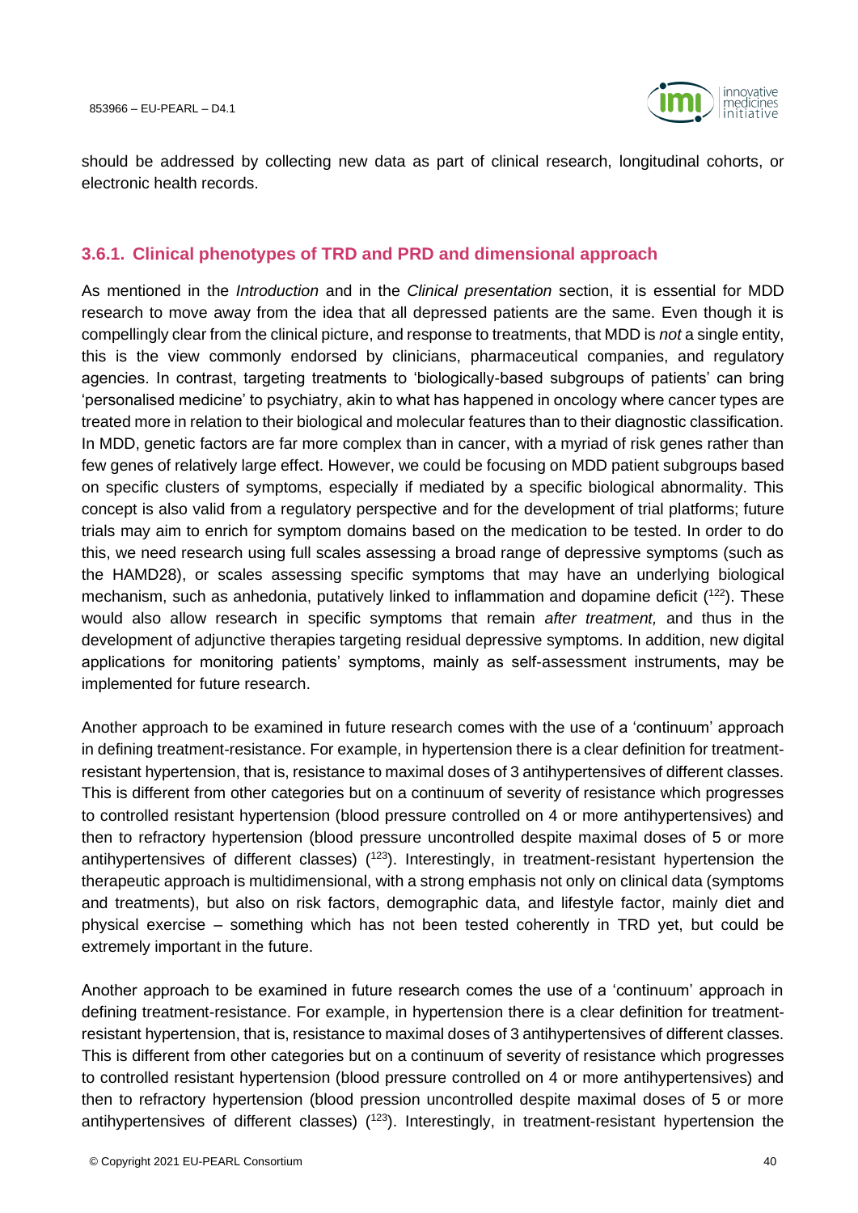should be addressed by collecting new data as part of clinical research, longitudinal cohorts, or electronic health records.

### 3.6.1. Clinical phenotypes of TRD and PRD and dimensional approach

As mentioned in the *Introduction* and in the *Clinical presentation* section, it is essential for MDD research to move away from the idea that all depressed patients are the same. Even though it is compellingly clear from the clinical picture, and response to treatments, that MDD is *not* a single entity, this is the view commonly endorsed by clinicians, pharmaceutical companies, and regulatory agencies. In contrast, targeting treatments to 'biologically-based subgroups of patients' can bring 'personalised medicine' to psychiatry, akin to what has happened in oncology where cancer types are treated more in relation to their biological and molecular features than to their diagnostic classification. In MDD, genetic factors are far more complex than in cancer, with a myriad of risk genes rather than few genes of relatively large effect. However, we could be focusing on MDD patient subgroups based on specific clusters of symptoms, especially if mediated by a specific biological abnormality. This concept is also valid from a regulatory perspective and for the development of trial platforms; future trials may aim to enrich for symptom domains based on the medication to be tested. In order to do this, we need research using full scales assessing a broad range of depressive symptoms (such as the HAMD28), or scales assessing specific symptoms that may have an underlying biological mechanism, such as anhedonia, putatively linked to inflammation and dopamine deficit ([122]). These would also allow research in specific symptoms that remain *after treatment,* and thus in the development of adjunctive therapies targeting residual depressive symptoms. In addition, new digital applications for monitoring patients' symptoms, mainly as self-assessment instruments, may be implemented for future research.

Another approach to be examined in future research comes with the use of a 'continuum' approach in defining treatment-resistance. For example, in hypertension there is a clear definition for treatment-resistant hypertension, that is, resistance to maximal doses of 3 antihypertensives of different classes. This is different from other categories but on a continuum of severity of resistance which progresses to controlled resistant hypertension (blood pressure controlled on 4 or more antihypertensives) and then to refractory hypertension (blood pressure uncontrolled despite maximal doses of 5 or more antihypertensives of different classes) ([123]). Interestingly, in treatment-resistant hypertension the therapeutic approach is multidimensional, with a strong emphasis not only on clinical data (symptoms and treatments), but also on risk factors, demographic data, and lifestyle factor, mainly diet and physical exercise – something which has not been tested coherently in TRD yet, but could be extremely important in the future.

Another approach to be examined in future research comes the use of a 'continuum' approach in defining treatment-resistance. For example, in hypertension there is a clear definition for treatment-resistant hypertension, that is, resistance to maximal doses of 3 antihypertensives of different classes. This is different from other categories but on a continuum of severity of resistance which progresses to controlled resistant hypertension (blood pressure controlled on 4 or more antihypertensives) and then to refractory hypertension (blood pression uncontrolled despite maximal doses of 5 or more antihypertensives of different classes) ([123]). Interestingly, in treatment-resistant hypertension the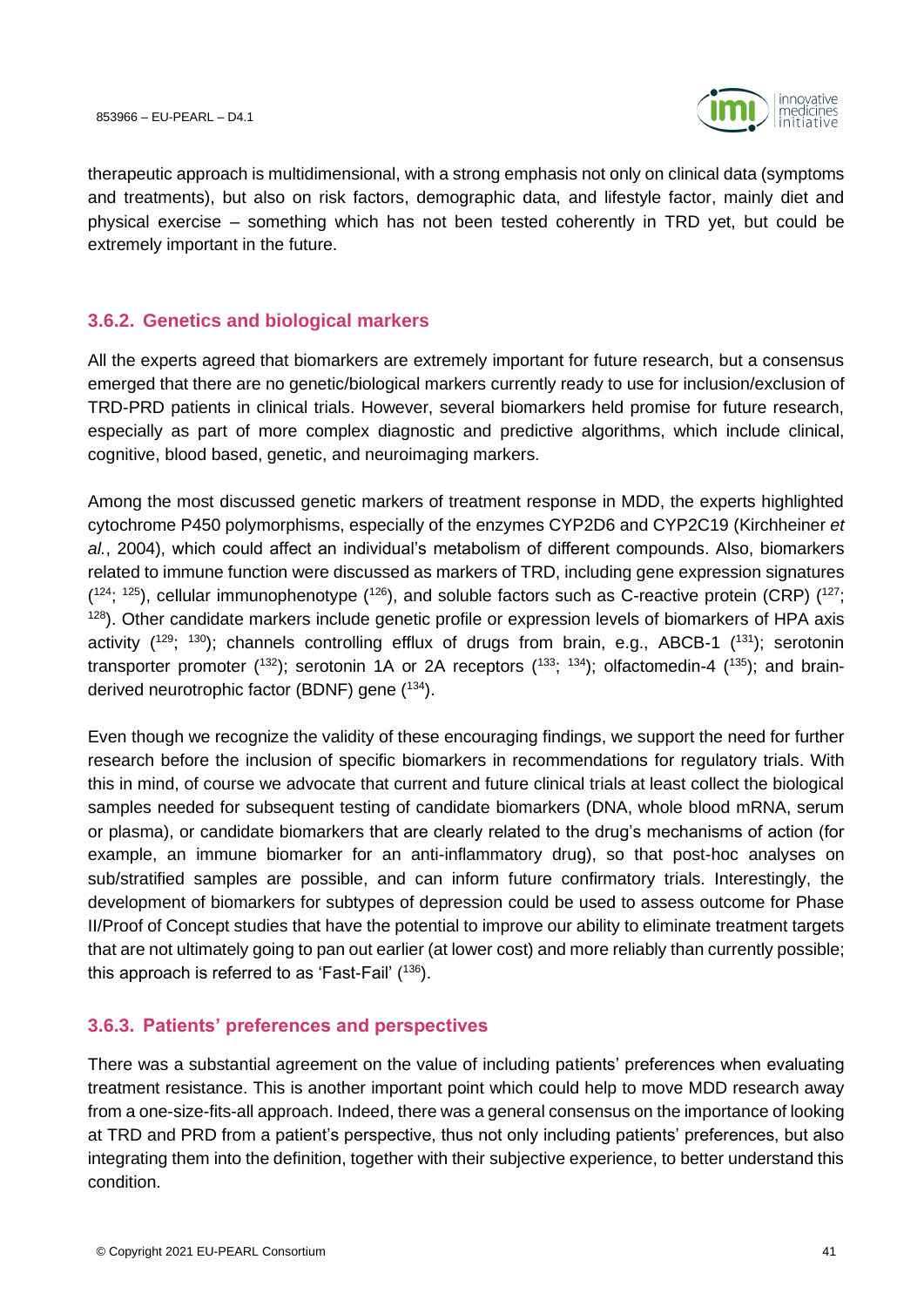therapeutic approach is multidimensional, with a strong emphasis not only on clinical data (symptoms and treatments), but also on risk factors, demographic data, and lifestyle factor, mainly diet and physical exercise – something which has not been tested coherently in TRD yet, but could be extremely important in the future.

### 3.6.2. Genetics and biological markers

All the experts agreed that biomarkers are extremely important for future research, but a consensus emerged that there are no genetic/biological markers currently ready to use for inclusion/exclusion of TRD-PRD patients in clinical trials. However, several biomarkers held promise for future research, especially as part of more complex diagnostic and predictive algorithms, which include clinical, cognitive, blood based, genetic, and neuroimaging markers.

Among the most discussed genetic markers of treatment response in MDD, the experts highlighted cytochrome P450 polymorphisms, especially of the enzymes CYP2D6 and CYP2C19 (Kirchheiner *et al.*, 2004), which could affect an individual's metabolism of different compounds. Also, biomarkers related to immune function were discussed as markers of TRD, including gene expression signatures ([124]; [125]), cellular immunophenotype ([126]), and soluble factors such as C-reactive protein (CRP) ([127]; [128]). Other candidate markers include genetic profile or expression levels of biomarkers of HPA axis activity ([129]; [130]); channels controlling efflux of drugs from brain, e.g., ABCB-1 ([131]); serotonin transporter promoter ([132]); serotonin 1A or 2A receptors ([133]; [134]); olfactomedin-4 ([135]); and brain-derived neurotrophic factor (BDNF) gene ([134]).

Even though we recognize the validity of these encouraging findings, we support the need for further research before the inclusion of specific biomarkers in recommendations for regulatory trials. With this in mind, of course we advocate that current and future clinical trials at least collect the biological samples needed for subsequent testing of candidate biomarkers (DNA, whole blood mRNA, serum or plasma), or candidate biomarkers that are clearly related to the drug's mechanisms of action (for example, an immune biomarker for an anti-inflammatory drug), so that post-hoc analyses on sub/stratified samples are possible, and can inform future confirmatory trials. Interestingly, the development of biomarkers for subtypes of depression could be used to assess outcome for Phase II/Proof of Concept studies that have the potential to improve our ability to eliminate treatment targets that are not ultimately going to pan out earlier (at lower cost) and more reliably than currently possible; this approach is referred to as 'Fast-Fail' ([136]).

### 3.6.3. Patients' preferences and perspectives

There was a substantial agreement on the value of including patients' preferences when evaluating treatment resistance. This is another important point which could help to move MDD research away from a one-size-fits-all approach. Indeed, there was a general consensus on the importance of looking at TRD and PRD from a patient's perspective, thus not only including patients' preferences, but also integrating them into the definition, together with their subjective experience, to better understand this condition.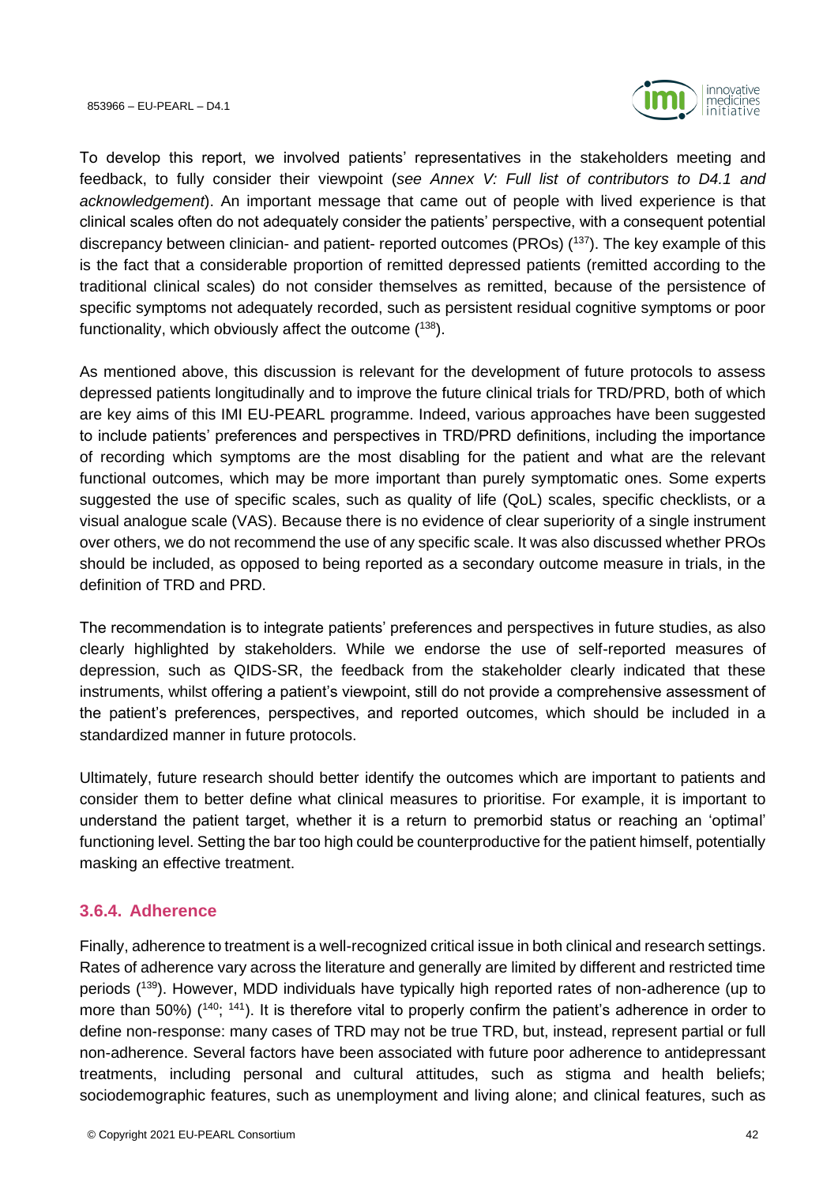To develop this report, we involved patients' representatives in the stakeholders meeting and feedback, to fully consider their viewpoint (*see Annex V: Full list of contributors to D4.1 and acknowledgement*). An important message that came out of people with lived experience is that clinical scales often do not adequately consider the patients' perspective, with a consequent potential discrepancy between clinician- and patient- reported outcomes (PROs) ([137]). The key example of this is the fact that a considerable proportion of remitted depressed patients (remitted according to the traditional clinical scales) do not consider themselves as remitted, because of the persistence of specific symptoms not adequately recorded, such as persistent residual cognitive symptoms or poor functionality, which obviously affect the outcome ([138]).

As mentioned above, this discussion is relevant for the development of future protocols to assess depressed patients longitudinally and to improve the future clinical trials for TRD/PRD, both of which are key aims of this IMI EU-PEARL programme. Indeed, various approaches have been suggested to include patients' preferences and perspectives in TRD/PRD definitions, including the importance of recording which symptoms are the most disabling for the patient and what are the relevant functional outcomes, which may be more important than purely symptomatic ones. Some experts suggested the use of specific scales, such as quality of life (QoL) scales, specific checklists, or a visual analogue scale (VAS). Because there is no evidence of clear superiority of a single instrument over others, we do not recommend the use of any specific scale. It was also discussed whether PROs should be included, as opposed to being reported as a secondary outcome measure in trials, in the definition of TRD and PRD.

The recommendation is to integrate patients' preferences and perspectives in future studies, as also clearly highlighted by stakeholders. While we endorse the use of self-reported measures of depression, such as QIDS-SR, the feedback from the stakeholder clearly indicated that these instruments, whilst offering a patient's viewpoint, still do not provide a comprehensive assessment of the patient's preferences, perspectives, and reported outcomes, which should be included in a standardized manner in future protocols.

Ultimately, future research should better identify the outcomes which are important to patients and consider them to better define what clinical measures to prioritise. For example, it is important to understand the patient target, whether it is a return to premorbid status or reaching an 'optimal' functioning level. Setting the bar too high could be counterproductive for the patient himself, potentially masking an effective treatment.

### 3.6.4. Adherence

Finally, adherence to treatment is a well-recognized critical issue in both clinical and research settings. Rates of adherence vary across the literature and generally are limited by different and restricted time periods ([139]). However, MDD individuals have typically high reported rates of non-adherence (up to more than 50%) ([140; 141]). It is therefore vital to properly confirm the patient's adherence in order to define non-response: many cases of TRD may not be true TRD, but, instead, represent partial or full non-adherence. Several factors have been associated with future poor adherence to antidepressant treatments, including personal and cultural attitudes, such as stigma and health beliefs; sociodemographic features, such as unemployment and living alone; and clinical features, such as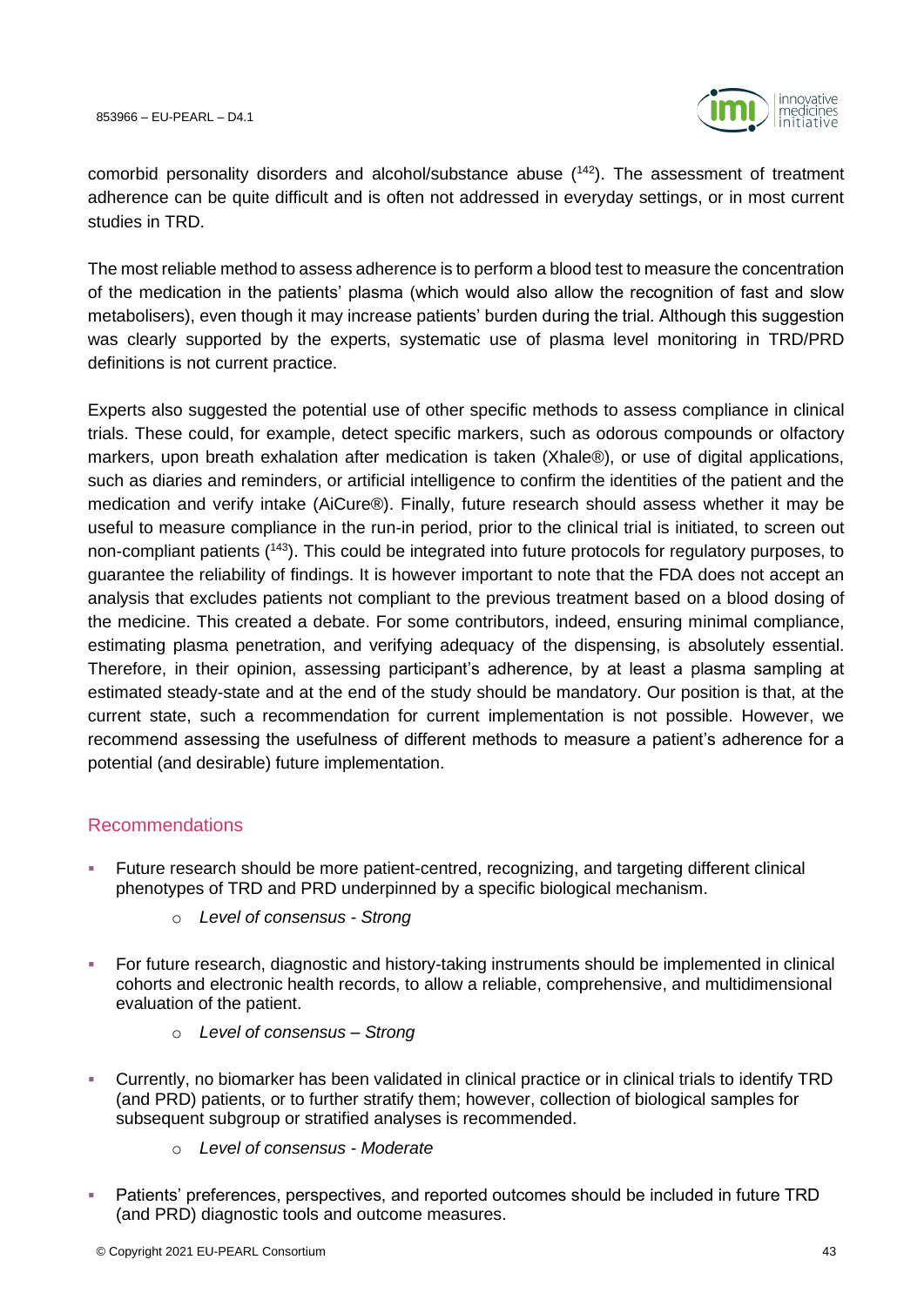comorbid personality disorders and alcohol/substance abuse ([142]). The assessment of treatment adherence can be quite difficult and is often not addressed in everyday settings, or in most current studies in TRD.

The most reliable method to assess adherence is to perform a blood test to measure the concentration of the medication in the patients' plasma (which would also allow the recognition of fast and slow metabolisers), even though it may increase patients' burden during the trial. Although this suggestion was clearly supported by the experts, systematic use of plasma level monitoring in TRD/PRD definitions is not current practice.

Experts also suggested the potential use of other specific methods to assess compliance in clinical trials. These could, for example, detect specific markers, such as odorous compounds or olfactory markers, upon breath exhalation after medication is taken (Xhale®), or use of digital applications, such as diaries and reminders, or artificial intelligence to confirm the identities of the patient and the medication and verify intake (AiCure®). Finally, future research should assess whether it may be useful to measure compliance in the run-in period, prior to the clinical trial is initiated, to screen out non-compliant patients ([143]). This could be integrated into future protocols for regulatory purposes, to guarantee the reliability of findings. It is however important to note that the FDA does not accept an analysis that excludes patients not compliant to the previous treatment based on a blood dosing of the medicine. This created a debate. For some contributors, indeed, ensuring minimal compliance, estimating plasma penetration, and verifying adequacy of the dispensing, is absolutely essential. Therefore, in their opinion, assessing participant's adherence, by at least a plasma sampling at estimated steady-state and at the end of the study should be mandatory. Our position is that, at the current state, such a recommendation for current implementation is not possible. However, we recommend assessing the usefulness of different methods to measure a patient's adherence for a potential (and desirable) future implementation.

## Recommendations

- Future research should be more patient-centred, recognizing, and targeting different clinical phenotypes of TRD and PRD underpinned by a specific biological mechanism.
  - *Level of consensus - Strong*
- For future research, diagnostic and history-taking instruments should be implemented in clinical cohorts and electronic health records, to allow a reliable, comprehensive, and multidimensional evaluation of the patient.
  - *Level of consensus – Strong*
- Currently, no biomarker has been validated in clinical practice or in clinical trials to identify TRD (and PRD) patients, or to further stratify them; however, collection of biological samples for subsequent subgroup or stratified analyses is recommended.
  - *Level of consensus - Moderate*
- Patients' preferences, perspectives, and reported outcomes should be included in future TRD (and PRD) diagnostic tools and outcome measures.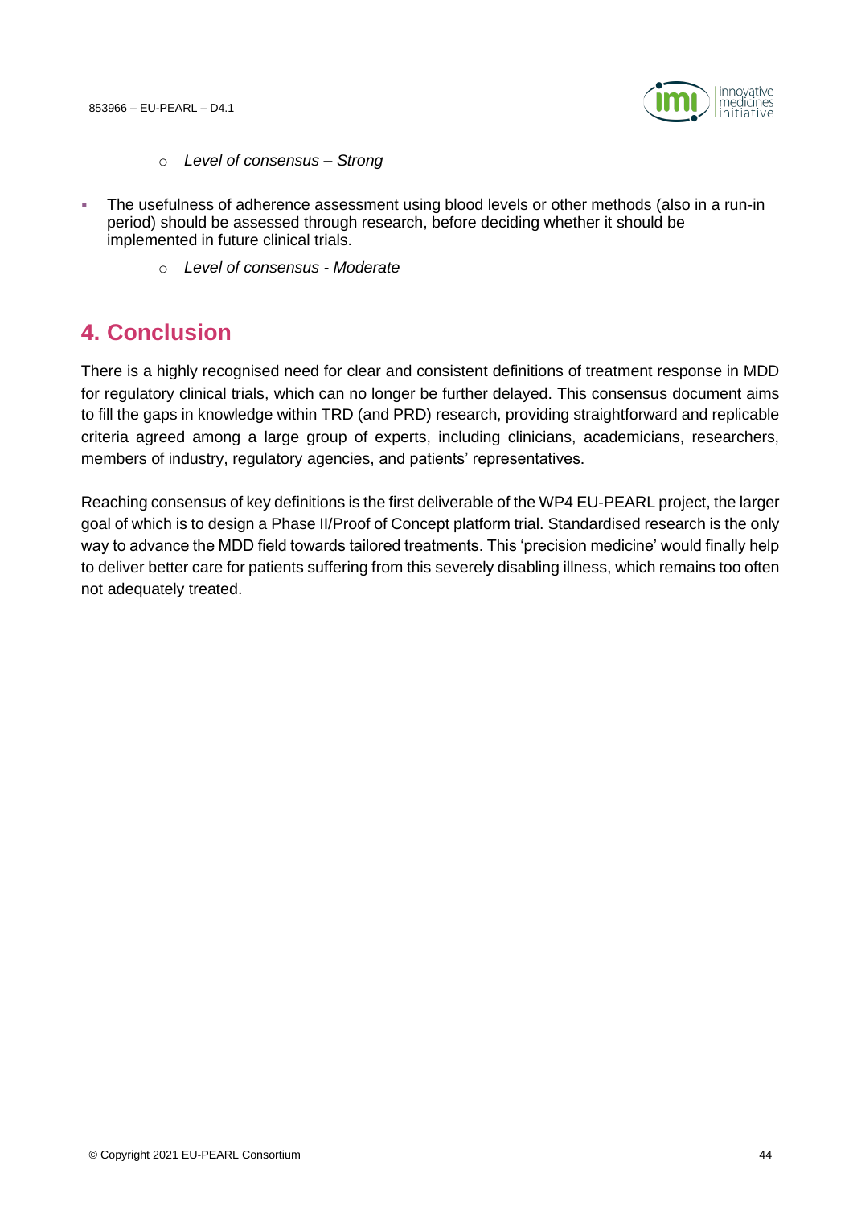- *Level of consensus – Strong*

- The usefulness of adherence assessment using blood levels or other methods (also in a run-in period) should be assessed through research, before deciding whether it should be implemented in future clinical trials.
   - *Level of consensus - Moderate*

# 4. Conclusion

There is a highly recognised need for clear and consistent definitions of treatment response in MDD for regulatory clinical trials, which can no longer be further delayed. This consensus document aims to fill the gaps in knowledge within TRD (and PRD) research, providing straightforward and replicable criteria agreed among a large group of experts, including clinicians, academicians, researchers, members of industry, regulatory agencies, and patients' representatives.

Reaching consensus of key definitions is the first deliverable of the WP4 EU-PEARL project, the larger goal of which is to design a Phase II/Proof of Concept platform trial. Standardised research is the only way to advance the MDD field towards tailored treatments. This 'precision medicine' would finally help to deliver better care for patients suffering from this severely disabling illness, which remains too often not adequately treated.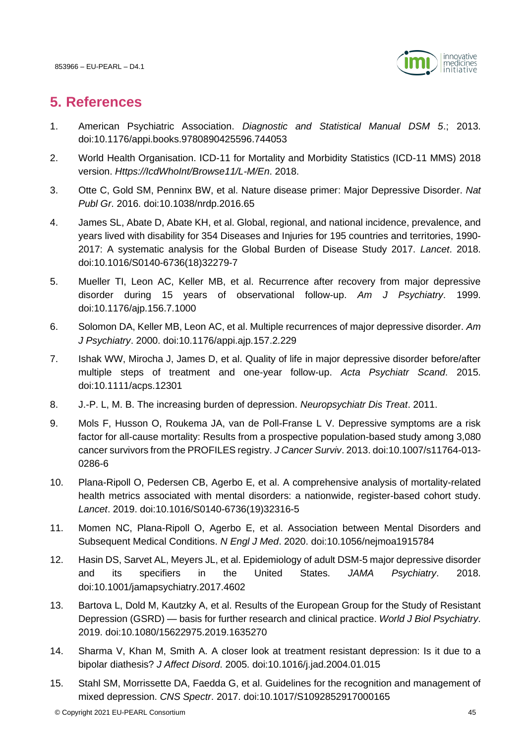## 5. References

1. American Psychiatric Association. *Diagnostic and Statistical Manual DSM 5*.; 2013. doi:10.1176/appi.books.9780890425596.744053
2. World Health Organisation. ICD-11 for Mortality and Morbidity Statistics (ICD-11 MMS) 2018 version. *Https://IcdWhoInt/Browse11/L-M/En*. 2018.
3. Otte C, Gold SM, Penninx BW, et al. Nature disease primer: Major Depressive Disorder. *Nat Publ Gr*. 2016. doi:10.1038/nrdp.2016.65
4. James SL, Abate D, Abate KH, et al. Global, regional, and national incidence, prevalence, and years lived with disability for 354 Diseases and Injuries for 195 countries and territories, 1990-2017: A systematic analysis for the Global Burden of Disease Study 2017. *Lancet*. 2018. doi:10.1016/S0140-6736(18)32279-7
5. Mueller TI, Leon AC, Keller MB, et al. Recurrence after recovery from major depressive disorder during 15 years of observational follow-up. *Am J Psychiatry*. 1999. doi:10.1176/ajp.156.7.1000
6. Solomon DA, Keller MB, Leon AC, et al. Multiple recurrences of major depressive disorder. *Am J Psychiatry*. 2000. doi:10.1176/appi.ajp.157.2.229
7. Ishak WW, Mirocha J, James D, et al. Quality of life in major depressive disorder before/after multiple steps of treatment and one-year follow-up. *Acta Psychiatr Scand*. 2015. doi:10.1111/acps.12301
8. J.-P. L, M. B. The increasing burden of depression. *Neuropsychiatr Dis Treat*. 2011.
9. Mols F, Husson O, Roukema JA, van de Poll-Franse L V. Depressive symptoms are a risk factor for all-cause mortality: Results from a prospective population-based study among 3,080 cancer survivors from the PROFILES registry. *J Cancer Surviv*. 2013. doi:10.1007/s11764-013-0286-6
10. Plana-Ripoll O, Pedersen CB, Agerbo E, et al. A comprehensive analysis of mortality-related health metrics associated with mental disorders: a nationwide, register-based cohort study. *Lancet*. 2019. doi:10.1016/S0140-6736(19)32316-5
11. Momen NC, Plana-Ripoll O, Agerbo E, et al. Association between Mental Disorders and Subsequent Medical Conditions. *N Engl J Med*. 2020. doi:10.1056/nejmoa1915784
12. Hasin DS, Sarvet AL, Meyers JL, et al. Epidemiology of adult DSM-5 major depressive disorder and its specifiers in the United States. *JAMA Psychiatry*. 2018. doi:10.1001/jamapsychiatry.2017.4602
13. Bartova L, Dold M, Kautzky A, et al. Results of the European Group for the Study of Resistant Depression (GSRD) — basis for further research and clinical practice. *World J Biol Psychiatry*. 2019. doi:10.1080/15622975.2019.1635270
14. Sharma V, Khan M, Smith A. A closer look at treatment resistant depression: Is it due to a bipolar diathesis? *J Affect Disord*. 2005. doi:10.1016/j.jad.2004.01.015
15. Stahl SM, Morrissette DA, Faedda G, et al. Guidelines for the recognition and management of mixed depression. *CNS Spectr*. 2017. doi:10.1017/S1092852917000165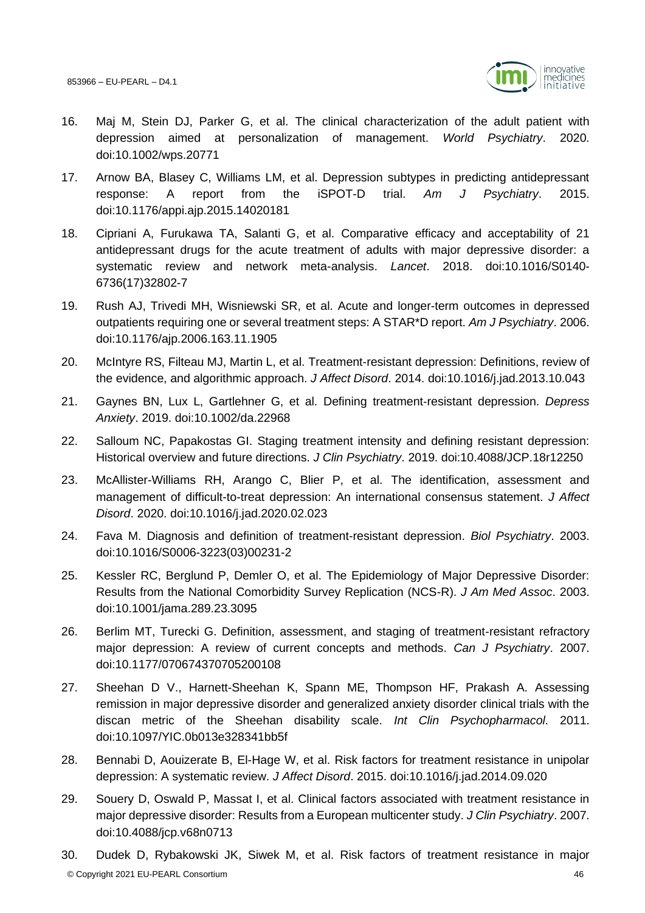16. Maj M, Stein DJ, Parker G, et al. The clinical characterization of the adult patient with depression aimed at personalization of management. *World Psychiatry*. 2020. doi:10.1002/wps.20771

17. Arnow BA, Blasey C, Williams LM, et al. Depression subtypes in predicting antidepressant response: A report from the iSPOT-D trial. *Am J Psychiatry*. 2015. doi:10.1176/appi.ajp.2015.14020181

18. Cipriani A, Furukawa TA, Salanti G, et al. Comparative efficacy and acceptability of 21 antidepressant drugs for the acute treatment of adults with major depressive disorder: a systematic review and network meta-analysis. *Lancet*. 2018. doi:10.1016/S0140-6736(17)32802-7

19. Rush AJ, Trivedi MH, Wisniewski SR, et al. Acute and longer-term outcomes in depressed outpatients requiring one or several treatment steps: A STAR*D report. *Am J Psychiatry*. 2006. doi:10.1176/ajp.2006.163.11.1905

20. McIntyre RS, Filteau MJ, Martin L, et al. Treatment-resistant depression: Definitions, review of the evidence, and algorithmic approach. *J Affect Disord*. 2014. doi:10.1016/j.jad.2013.10.043

21. Gaynes BN, Lux L, Gartlehner G, et al. Defining treatment-resistant depression. *Depress Anxiety*. 2019. doi:10.1002/da.22968

22. Salloum NC, Papakostas GI. Staging treatment intensity and defining resistant depression: Historical overview and future directions. *J Clin Psychiatry*. 2019. doi:10.4088/JCP.18r12250

23. McAllister-Williams RH, Arango C, Blier P, et al. The identification, assessment and management of difficult-to-treat depression: An international consensus statement. *J Affect Disord*. 2020. doi:10.1016/j.jad.2020.02.023

24. Fava M. Diagnosis and definition of treatment-resistant depression. *Biol Psychiatry*. 2003. doi:10.1016/S0006-3223(03)00231-2

25. Kessler RC, Berglund P, Demler O, et al. The Epidemiology of Major Depressive Disorder: Results from the National Comorbidity Survey Replication (NCS-R). *J Am Med Assoc*. 2003. doi:10.1001/jama.289.23.3095

26. Berlim MT, Turecki G. Definition, assessment, and staging of treatment-resistant refractory major depression: A review of current concepts and methods. *Can J Psychiatry*. 2007. doi:10.1177/070674370705200108

27. Sheehan D V., Harnett-Sheehan K, Spann ME, Thompson HF, Prakash A. Assessing remission in major depressive disorder and generalized anxiety disorder clinical trials with the discan metric of the Sheehan disability scale. *Int Clin Psychopharmacol*. 2011. doi:10.1097/YIC.0b013e328341bb5f

28. Bennabi D, Aouizerate B, El-Hage W, et al. Risk factors for treatment resistance in unipolar depression: A systematic review. *J Affect Disord*. 2015. doi:10.1016/j.jad.2014.09.020

29. Souery D, Oswald P, Massat I, et al. Clinical factors associated with treatment resistance in major depressive disorder: Results from a European multicenter study. *J Clin Psychiatry*. 2007. doi:10.4088/jcp.v68n0713

30. Dudek D, Rybakowski JK, Siwek M, et al. Risk factors of treatment resistance in major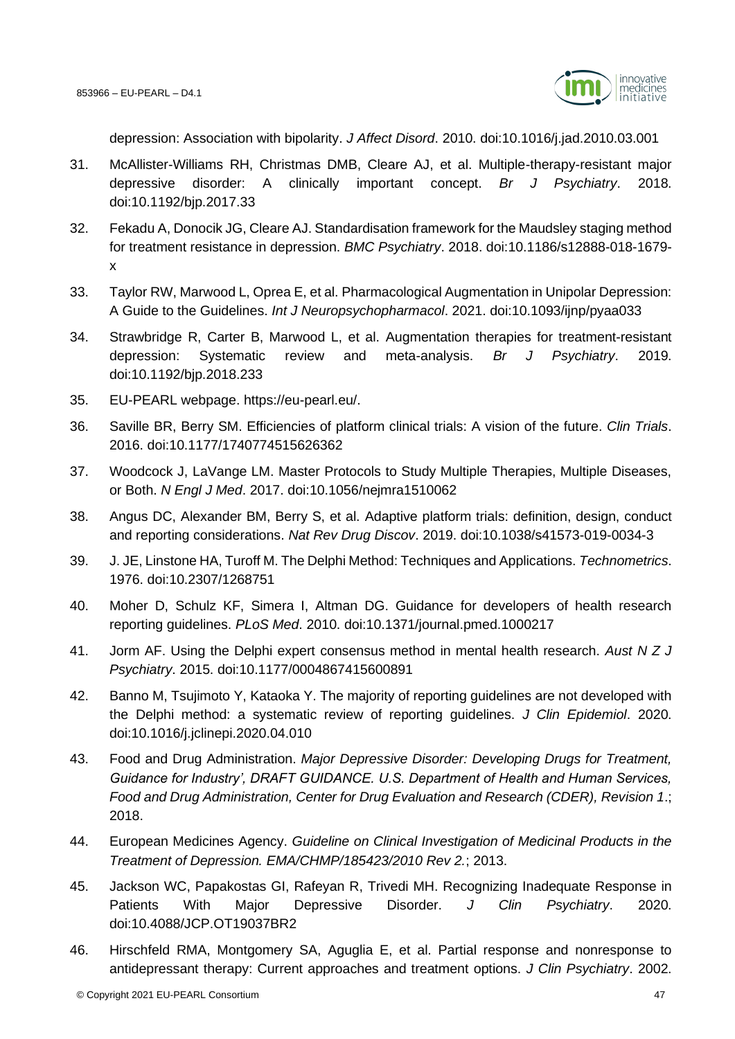depression: Association with bipolarity. *J Affect Disord*. 2010. doi:10.1016/j.jad.2010.03.001

31. McAllister-Williams RH, Christmas DMB, Cleare AJ, et al. Multiple-therapy-resistant major depressive disorder: A clinically important concept. *Br J Psychiatry*. 2018. doi:10.1192/bjp.2017.33
32. Fekadu A, Donocik JG, Cleare AJ. Standardisation framework for the Maudsley staging method for treatment resistance in depression. *BMC Psychiatry*. 2018. doi:10.1186/s12888-018-1679-x
33. Taylor RW, Marwood L, Oprea E, et al. Pharmacological Augmentation in Unipolar Depression: A Guide to the Guidelines. *Int J Neuropsychopharmacol*. 2021. doi:10.1093/ijnp/pyaa033
34. Strawbridge R, Carter B, Marwood L, et al. Augmentation therapies for treatment-resistant depression: Systematic review and meta-analysis. *Br J Psychiatry*. 2019. doi:10.1192/bjp.2018.233
35. EU-PEARL webpage. https://eu-pearl.eu/.
36. Saville BR, Berry SM. Efficiencies of platform clinical trials: A vision of the future. *Clin Trials*. 2016. doi:10.1177/1740774515626362
37. Woodcock J, LaVange LM. Master Protocols to Study Multiple Therapies, Multiple Diseases, or Both. *N Engl J Med*. 2017. doi:10.1056/nejmra1510062
38. Angus DC, Alexander BM, Berry S, et al. Adaptive platform trials: definition, design, conduct and reporting considerations. *Nat Rev Drug Discov*. 2019. doi:10.1038/s41573-019-0034-3
39. J. JE, Linstone HA, Turoff M. The Delphi Method: Techniques and Applications. *Technometrics*. 1976. doi:10.2307/1268751
40. Moher D, Schulz KF, Simera I, Altman DG. Guidance for developers of health research reporting guidelines. *PLoS Med*. 2010. doi:10.1371/journal.pmed.1000217
41. Jorm AF. Using the Delphi expert consensus method in mental health research. *Aust N Z J Psychiatry*. 2015. doi:10.1177/0004867415600891
42. Banno M, Tsujimoto Y, Kataoka Y. The majority of reporting guidelines are not developed with the Delphi method: a systematic review of reporting guidelines. *J Clin Epidemiol*. 2020. doi:10.1016/j.jclinepi.2020.04.010
43. Food and Drug Administration. *Major Depressive Disorder: Developing Drugs for Treatment, Guidance for Industry', DRAFT GUIDANCE. U.S. Department of Health and Human Services, Food and Drug Administration, Center for Drug Evaluation and Research (CDER), Revision 1.*; 2018.
44. European Medicines Agency. *Guideline on Clinical Investigation of Medicinal Products in the Treatment of Depression. EMA/CHMP/185423/2010 Rev 2.*; 2013.
45. Jackson WC, Papakostas GI, Rafeyan R, Trivedi MH. Recognizing Inadequate Response in Patients With Major Depressive Disorder. *J Clin Psychiatry*. 2020. doi:10.4088/JCP.OT19037BR2
46. Hirschfeld RMA, Montgomery SA, Aguglia E, et al. Partial response and nonresponse to antidepressant therapy: Current approaches and treatment options. *J Clin Psychiatry*. 2002.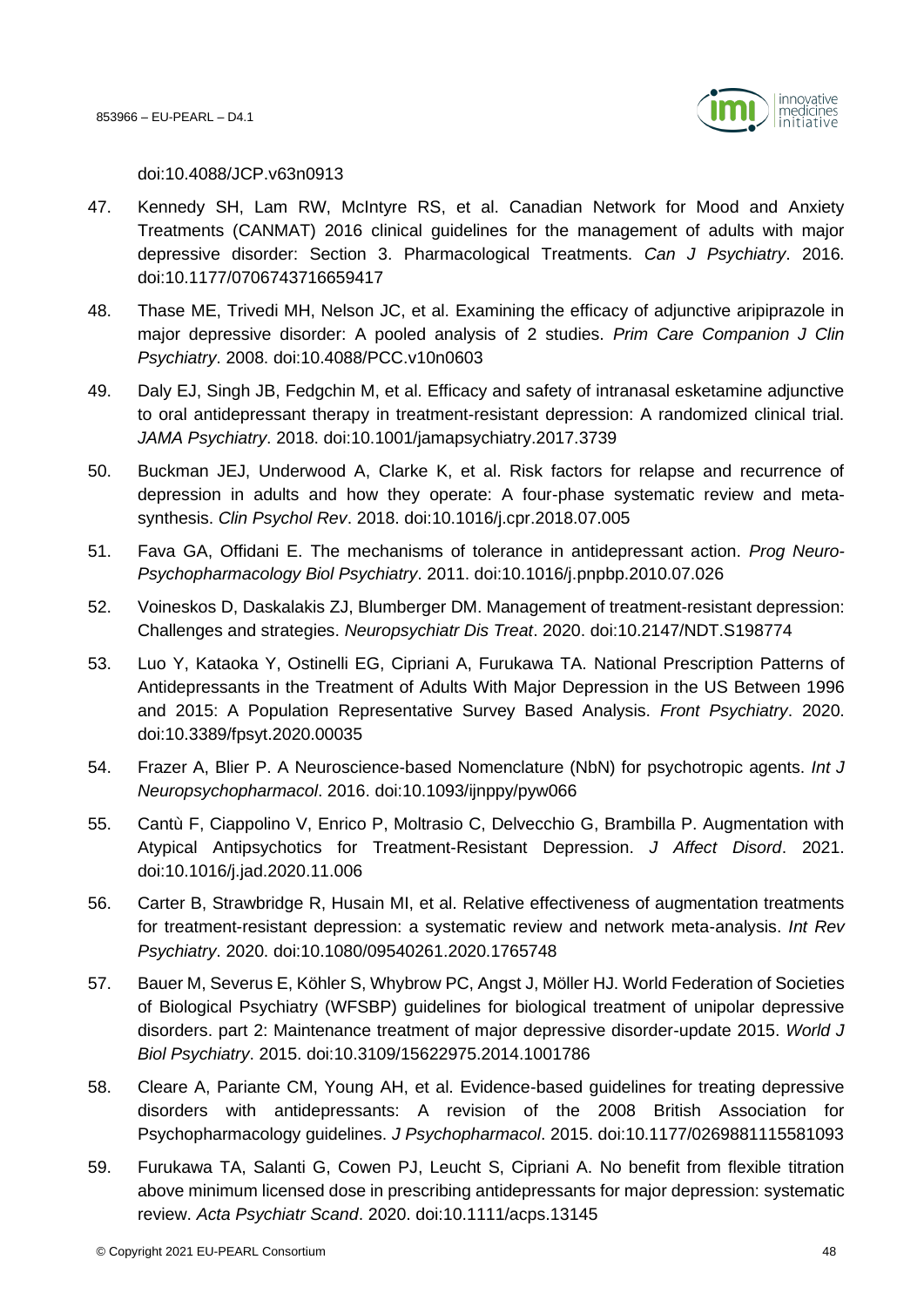doi:10.4088/JCP.v63n0913

47. Kennedy SH, Lam RW, McIntyre RS, et al. Canadian Network for Mood and Anxiety Treatments (CANMAT) 2016 clinical guidelines for the management of adults with major depressive disorder: Section 3. Pharmacological Treatments. *Can J Psychiatry*. 2016. doi:10.1177/0706743716659417

48. Thase ME, Trivedi MH, Nelson JC, et al. Examining the efficacy of adjunctive aripiprazole in major depressive disorder: A pooled analysis of 2 studies. *Prim Care Companion J Clin Psychiatry*. 2008. doi:10.4088/PCC.v10n0603

49. Daly EJ, Singh JB, Fedgchin M, et al. Efficacy and safety of intranasal esketamine adjunctive to oral antidepressant therapy in treatment-resistant depression: A randomized clinical trial. *JAMA Psychiatry*. 2018. doi:10.1001/jamapsychiatry.2017.3739

50. Buckman JEJ, Underwood A, Clarke K, et al. Risk factors for relapse and recurrence of depression in adults and how they operate: A four-phase systematic review and meta-synthesis. *Clin Psychol Rev*. 2018. doi:10.1016/j.cpr.2018.07.005

51. Fava GA, Offidani E. The mechanisms of tolerance in antidepressant action. *Prog Neuro-Psychopharmacology Biol Psychiatry*. 2011. doi:10.1016/j.pnpbp.2010.07.026

52. Voineskos D, Daskalakis ZJ, Blumberger DM. Management of treatment-resistant depression: Challenges and strategies. *Neuropsychiatr Dis Treat*. 2020. doi:10.2147/NDT.S198774

53. Luo Y, Kataoka Y, Ostinelli EG, Cipriani A, Furukawa TA. National Prescription Patterns of Antidepressants in the Treatment of Adults With Major Depression in the US Between 1996 and 2015: A Population Representative Survey Based Analysis. *Front Psychiatry*. 2020. doi:10.3389/fpsyt.2020.00035

54. Frazer A, Blier P. A Neuroscience-based Nomenclature (NbN) for psychotropic agents. *Int J Neuropsychopharmacol*. 2016. doi:10.1093/ijnppy/pyw066

55. Cantù F, Ciappolino V, Enrico P, Moltrasio C, Delvecchio G, Brambilla P. Augmentation with Atypical Antipsychotics for Treatment-Resistant Depression. *J Affect Disord*. 2021. doi:10.1016/j.jad.2020.11.006

56. Carter B, Strawbridge R, Husain MI, et al. Relative effectiveness of augmentation treatments for treatment-resistant depression: a systematic review and network meta-analysis. *Int Rev Psychiatry*. 2020. doi:10.1080/09540261.2020.1765748

57. Bauer M, Severus E, Köhler S, Whybrow PC, Angst J, Möller HJ. World Federation of Societies of Biological Psychiatry (WFSBP) guidelines for biological treatment of unipolar depressive disorders. part 2: Maintenance treatment of major depressive disorder-update 2015. *World J Biol Psychiatry*. 2015. doi:10.3109/15622975.2014.1001786

58. Cleare A, Pariante CM, Young AH, et al. Evidence-based guidelines for treating depressive disorders with antidepressants: A revision of the 2008 British Association for Psychopharmacology guidelines. *J Psychopharmacol*. 2015. doi:10.1177/0269881115581093

59. Furukawa TA, Salanti G, Cowen PJ, Leucht S, Cipriani A. No benefit from flexible titration above minimum licensed dose in prescribing antidepressants for major depression: systematic review. *Acta Psychiatr Scand*. 2020. doi:10.1111/acps.13145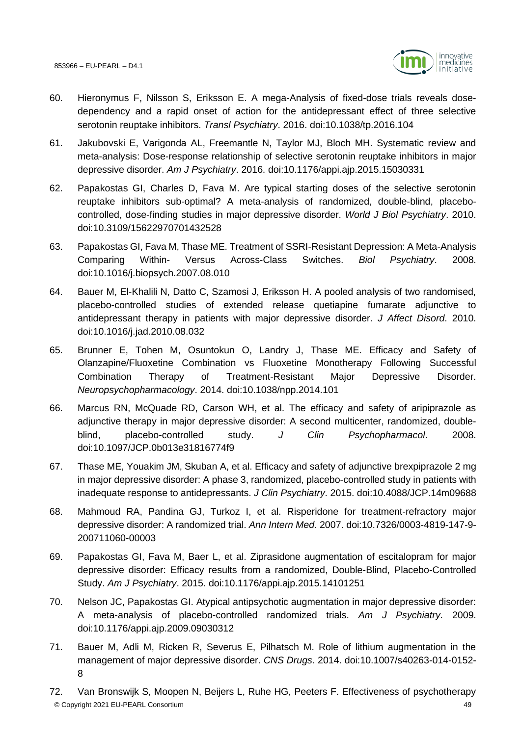60. Hieronymus F, Nilsson S, Eriksson E. A mega-Analysis of fixed-dose trials reveals dose-dependency and a rapid onset of action for the antidepressant effect of three selective serotonin reuptake inhibitors. *Transl Psychiatry*. 2016. doi:10.1038/tp.2016.104

61. Jakubovski E, Varigonda AL, Freemantle N, Taylor MJ, Bloch MH. Systematic review and meta-analysis: Dose-response relationship of selective serotonin reuptake inhibitors in major depressive disorder. *Am J Psychiatry*. 2016. doi:10.1176/appi.ajp.2015.15030331

62. Papakostas GI, Charles D, Fava M. Are typical starting doses of the selective serotonin reuptake inhibitors sub-optimal? A meta-analysis of randomized, double-blind, placebo-controlled, dose-finding studies in major depressive disorder. *World J Biol Psychiatry*. 2010. doi:10.3109/15622970701432528

63. Papakostas GI, Fava M, Thase ME. Treatment of SSRI-Resistant Depression: A Meta-Analysis Comparing Within- Versus Across-Class Switches. *Biol Psychiatry*. 2008. doi:10.1016/j.biopsych.2007.08.010

64. Bauer M, El-Khalili N, Datto C, Szamosi J, Eriksson H. A pooled analysis of two randomised, placebo-controlled studies of extended release quetiapine fumarate adjunctive to antidepressant therapy in patients with major depressive disorder. *J Affect Disord*. 2010. doi:10.1016/j.jad.2010.08.032

65. Brunner E, Tohen M, Osuntokun O, Landry J, Thase ME. Efficacy and Safety of Olanzapine/Fluoxetine Combination vs Fluoxetine Monotherapy Following Successful Combination Therapy of Treatment-Resistant Major Depressive Disorder. *Neuropsychopharmacology*. 2014. doi:10.1038/npp.2014.101

66. Marcus RN, McQuade RD, Carson WH, et al. The efficacy and safety of aripiprazole as adjunctive therapy in major depressive disorder: A second multicenter, randomized, double-blind, placebo-controlled study. *J Clin Psychopharmacol*. 2008. doi:10.1097/JCP.0b013e31816774f9

67. Thase ME, Youakim JM, Skuban A, et al. Efficacy and safety of adjunctive brexpiprazole 2 mg in major depressive disorder: A phase 3, randomized, placebo-controlled study in patients with inadequate response to antidepressants. *J Clin Psychiatry*. 2015. doi:10.4088/JCP.14m09688

68. Mahmoud RA, Pandina GJ, Turkoz I, et al. Risperidone for treatment-refractory major depressive disorder: A randomized trial. *Ann Intern Med*. 2007. doi:10.7326/0003-4819-147-9-200711060-00003

69. Papakostas GI, Fava M, Baer L, et al. Ziprasidone augmentation of escitalopram for major depressive disorder: Efficacy results from a randomized, Double-Blind, Placebo-Controlled Study. *Am J Psychiatry*. 2015. doi:10.1176/appi.ajp.2015.14101251

70. Nelson JC, Papakostas GI. Atypical antipsychotic augmentation in major depressive disorder: A meta-analysis of placebo-controlled randomized trials. *Am J Psychiatry*. 2009. doi:10.1176/appi.ajp.2009.09030312

71. Bauer M, Adli M, Ricken R, Severus E, Pilhatsch M. Role of lithium augmentation in the management of major depressive disorder. *CNS Drugs*. 2014. doi:10.1007/s40263-014-0152-8

72. Van Bronswijk S, Moopen N, Beijers L, Ruhe HG, Peeters F. Effectiveness of psychotherapy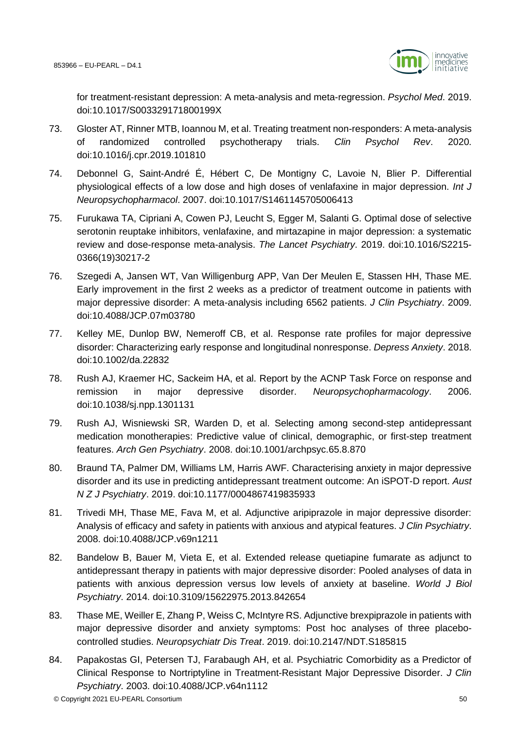for treatment-resistant depression: A meta-analysis and meta-regression. *Psychol Med*. 2019. doi:10.1017/S003329171800199X

73. Gloster AT, Rinner MTB, Ioannou M, et al. Treating treatment non-responders: A meta-analysis of randomized controlled psychotherapy trials. *Clin Psychol Rev*. 2020. doi:10.1016/j.cpr.2019.101810

74. Debonnel G, Saint-André É, Hébert C, De Montigny C, Lavoie N, Blier P. Differential physiological effects of a low dose and high doses of venlafaxine in major depression. *Int J Neuropsychopharmacol*. 2007. doi:10.1017/S1461145705006413

75. Furukawa TA, Cipriani A, Cowen PJ, Leucht S, Egger M, Salanti G. Optimal dose of selective serotonin reuptake inhibitors, venlafaxine, and mirtazapine in major depression: a systematic review and dose-response meta-analysis. *The Lancet Psychiatry*. 2019. doi:10.1016/S2215-0366(19)30217-2

76. Szegedi A, Jansen WT, Van Willigenburg APP, Van Der Meulen E, Stassen HH, Thase ME. Early improvement in the first 2 weeks as a predictor of treatment outcome in patients with major depressive disorder: A meta-analysis including 6562 patients. *J Clin Psychiatry*. 2009. doi:10.4088/JCP.07m03780

77. Kelley ME, Dunlop BW, Nemeroff CB, et al. Response rate profiles for major depressive disorder: Characterizing early response and longitudinal nonresponse. *Depress Anxiety*. 2018. doi:10.1002/da.22832

78. Rush AJ, Kraemer HC, Sackeim HA, et al. Report by the ACNP Task Force on response and remission in major depressive disorder. *Neuropsychopharmacology*. 2006. doi:10.1038/sj.npp.1301131

79. Rush AJ, Wisniewski SR, Warden D, et al. Selecting among second-step antidepressant medication monotherapies: Predictive value of clinical, demographic, or first-step treatment features. *Arch Gen Psychiatry*. 2008. doi:10.1001/archpsyc.65.8.870

80. Braund TA, Palmer DM, Williams LM, Harris AWF. Characterising anxiety in major depressive disorder and its use in predicting antidepressant treatment outcome: An iSPOT-D report. *Aust N Z J Psychiatry*. 2019. doi:10.1177/0004867419835933

81. Trivedi MH, Thase ME, Fava M, et al. Adjunctive aripiprazole in major depressive disorder: Analysis of efficacy and safety in patients with anxious and atypical features. *J Clin Psychiatry*. 2008. doi:10.4088/JCP.v69n1211

82. Bandelow B, Bauer M, Vieta E, et al. Extended release quetiapine fumarate as adjunct to antidepressant therapy in patients with major depressive disorder: Pooled analyses of data in patients with anxious depression versus low levels of anxiety at baseline. *World J Biol Psychiatry*. 2014. doi:10.3109/15622975.2013.842654

83. Thase ME, Weiller E, Zhang P, Weiss C, McIntyre RS. Adjunctive brexpiprazole in patients with major depressive disorder and anxiety symptoms: Post hoc analyses of three placebo-controlled studies. *Neuropsychiatr Dis Treat*. 2019. doi:10.2147/NDT.S185815

84. Papakostas GI, Petersen TJ, Farabaugh AH, et al. Psychiatric Comorbidity as a Predictor of Clinical Response to Nortriptyline in Treatment-Resistant Major Depressive Disorder. *J Clin Psychiatry*. 2003. doi:10.4088/JCP.v64n1112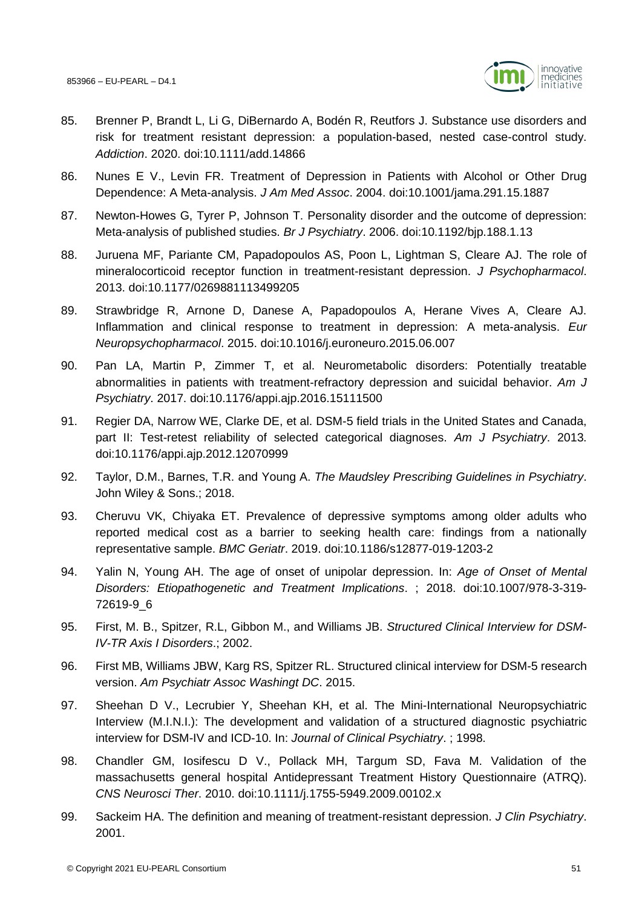85. Brenner P, Brandt L, Li G, DiBernardo A, Bodén R, Reutfors J. Substance use disorders and risk for treatment resistant depression: a population-based, nested case-control study. *Addiction*. 2020. doi:10.1111/add.14866

86. Nunes E V., Levin FR. Treatment of Depression in Patients with Alcohol or Other Drug Dependence: A Meta-analysis. *J Am Med Assoc*. 2004. doi:10.1001/jama.291.15.1887

87. Newton-Howes G, Tyrer P, Johnson T. Personality disorder and the outcome of depression: Meta-analysis of published studies. *Br J Psychiatry*. 2006. doi:10.1192/bjp.188.1.13

88. Juruena MF, Pariante CM, Papadopoulos AS, Poon L, Lightman S, Cleare AJ. The role of mineralocorticoid receptor function in treatment-resistant depression. *J Psychopharmacol*. 2013. doi:10.1177/0269881113499205

89. Strawbridge R, Arnone D, Danese A, Papadopoulos A, Herane Vives A, Cleare AJ. Inflammation and clinical response to treatment in depression: A meta-analysis. *Eur Neuropsychopharmacol*. 2015. doi:10.1016/j.euroneuro.2015.06.007

90. Pan LA, Martin P, Zimmer T, et al. Neurometabolic disorders: Potentially treatable abnormalities in patients with treatment-refractory depression and suicidal behavior. *Am J Psychiatry*. 2017. doi:10.1176/appi.ajp.2016.15111500

91. Regier DA, Narrow WE, Clarke DE, et al. DSM-5 field trials in the United States and Canada, part II: Test-retest reliability of selected categorical diagnoses. *Am J Psychiatry*. 2013. doi:10.1176/appi.ajp.2012.12070999

92. Taylor, D.M., Barnes, T.R. and Young A. *The Maudsley Prescribing Guidelines in Psychiatry*. John Wiley & Sons.; 2018.

93. Cheruvu VK, Chiyaka ET. Prevalence of depressive symptoms among older adults who reported medical cost as a barrier to seeking health care: findings from a nationally representative sample. *BMC Geriatr*. 2019. doi:10.1186/s12877-019-1203-2

94. Yalin N, Young AH. The age of onset of unipolar depression. In: *Age of Onset of Mental Disorders: Etiopathogenetic and Treatment Implications*. ; 2018. doi:10.1007/978-3-319-72619-9_6

95. First, M. B., Spitzer, R.L, Gibbon M., and Williams JB. *Structured Clinical Interview for DSM-IV-TR Axis I Disorders*.; 2002.

96. First MB, Williams JBW, Karg RS, Spitzer RL. Structured clinical interview for DSM-5 research version. *Am Psychiatr Assoc Washingt DC*. 2015.

97. Sheehan D V., Lecrubier Y, Sheehan KH, et al. The Mini-International Neuropsychiatric Interview (M.I.N.I.): The development and validation of a structured diagnostic psychiatric interview for DSM-IV and ICD-10. In: *Journal of Clinical Psychiatry*. ; 1998.

98. Chandler GM, Iosifescu D V., Pollack MH, Targum SD, Fava M. Validation of the massachusetts general hospital Antidepressant Treatment History Questionnaire (ATRQ). *CNS Neurosci Ther*. 2010. doi:10.1111/j.1755-5949.2009.00102.x

99. Sackeim HA. The definition and meaning of treatment-resistant depression. *J Clin Psychiatry*. 2001.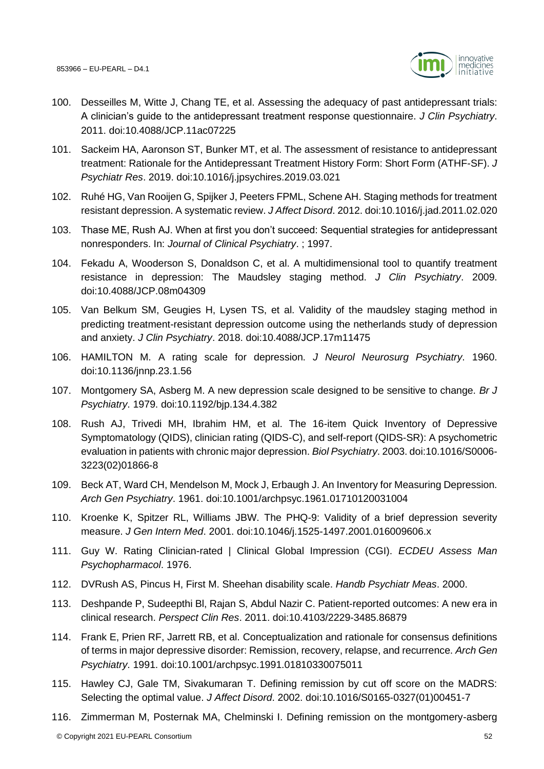100. Desseilles M, Witte J, Chang TE, et al. Assessing the adequacy of past antidepressant trials: A clinician's guide to the antidepressant treatment response questionnaire. *J Clin Psychiatry*. 2011. doi:10.4088/JCP.11ac07225

101. Sackeim HA, Aaronson ST, Bunker MT, et al. The assessment of resistance to antidepressant treatment: Rationale for the Antidepressant Treatment History Form: Short Form (ATHF-SF). *J Psychiatr Res*. 2019. doi:10.1016/j.jpsychires.2019.03.021

102. Ruhé HG, Van Rooijen G, Spijker J, Peeters FPML, Schene AH. Staging methods for treatment resistant depression. A systematic review. *J Affect Disord*. 2012. doi:10.1016/j.jad.2011.02.020

103. Thase ME, Rush AJ. When at first you don't succeed: Sequential strategies for antidepressant nonresponders. In: *Journal of Clinical Psychiatry*. ; 1997.

104. Fekadu A, Wooderson S, Donaldson C, et al. A multidimensional tool to quantify treatment resistance in depression: The Maudsley staging method. *J Clin Psychiatry*. 2009. doi:10.4088/JCP.08m04309

105. Van Belkum SM, Geugies H, Lysen TS, et al. Validity of the maudsley staging method in predicting treatment-resistant depression outcome using the netherlands study of depression and anxiety. *J Clin Psychiatry*. 2018. doi:10.4088/JCP.17m11475

106. HAMILTON M. A rating scale for depression. *J Neurol Neurosurg Psychiatry*. 1960. doi:10.1136/jnnp.23.1.56

107. Montgomery SA, Asberg M. A new depression scale designed to be sensitive to change. *Br J Psychiatry*. 1979. doi:10.1192/bjp.134.4.382

108. Rush AJ, Trivedi MH, Ibrahim HM, et al. The 16-item Quick Inventory of Depressive Symptomatology (QIDS), clinician rating (QIDS-C), and self-report (QIDS-SR): A psychometric evaluation in patients with chronic major depression. *Biol Psychiatry*. 2003. doi:10.1016/S0006-3223(02)01866-8

109. Beck AT, Ward CH, Mendelson M, Mock J, Erbaugh J. An Inventory for Measuring Depression. *Arch Gen Psychiatry*. 1961. doi:10.1001/archpsyc.1961.01710120031004

110. Kroenke K, Spitzer RL, Williams JBW. The PHQ-9: Validity of a brief depression severity measure. *J Gen Intern Med*. 2001. doi:10.1046/j.1525-1497.2001.016009606.x

111. Guy W. Rating Clinician-rated | Clinical Global Impression (CGI). *ECDEU Assess Man Psychopharmacol*. 1976.

112. DVRush AS, Pincus H, First M. Sheehan disability scale. *Handb Psychiatr Meas*. 2000.

113. Deshpande P, Sudeepthi Bl, Rajan S, Abdul Nazir C. Patient-reported outcomes: A new era in clinical research. *Perspect Clin Res*. 2011. doi:10.4103/2229-3485.86879

114. Frank E, Prien RF, Jarrett RB, et al. Conceptualization and rationale for consensus definitions of terms in major depressive disorder: Remission, recovery, relapse, and recurrence. *Arch Gen Psychiatry*. 1991. doi:10.1001/archpsyc.1991.01810330075011

115. Hawley CJ, Gale TM, Sivakumaran T. Defining remission by cut off score on the MADRS: Selecting the optimal value. *J Affect Disord*. 2002. doi:10.1016/S0165-0327(01)00451-7

116. Zimmerman M, Posternak MA, Chelminski I. Defining remission on the montgomery-asberg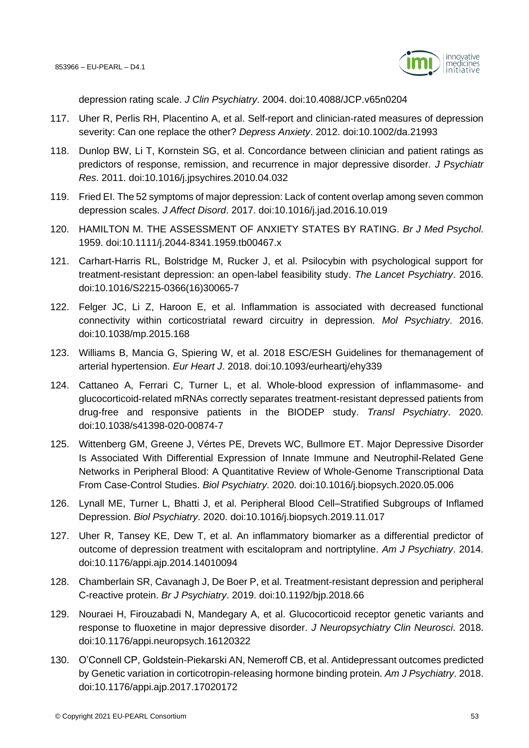depression rating scale. *J Clin Psychiatry*. 2004. doi:10.4088/JCP.v65n0204

117. Uher R, Perlis RH, Placentino A, et al. Self-report and clinician-rated measures of depression severity: Can one replace the other? *Depress Anxiety*. 2012. doi:10.1002/da.21993
118. Dunlop BW, Li T, Kornstein SG, et al. Concordance between clinician and patient ratings as predictors of response, remission, and recurrence in major depressive disorder. *J Psychiatr Res*. 2011. doi:10.1016/j.jpsychires.2010.04.032
119. Fried EI. The 52 symptoms of major depression: Lack of content overlap among seven common depression scales. *J Affect Disord*. 2017. doi:10.1016/j.jad.2016.10.019
120. HAMILTON M. THE ASSESSMENT OF ANXIETY STATES BY RATING. *Br J Med Psychol*. 1959. doi:10.1111/j.2044-8341.1959.tb00467.x
121. Carhart-Harris RL, Bolstridge M, Rucker J, et al. Psilocybin with psychological support for treatment-resistant depression: an open-label feasibility study. *The Lancet Psychiatry*. 2016. doi:10.1016/S2215-0366(16)30065-7
122. Felger JC, Li Z, Haroon E, et al. Inflammation is associated with decreased functional connectivity within corticostriatal reward circuitry in depression. *Mol Psychiatry*. 2016. doi:10.1038/mp.2015.168
123. Williams B, Mancia G, Spiering W, et al. 2018 ESC/ESH Guidelines for themanagement of arterial hypertension. *Eur Heart J*. 2018. doi:10.1093/eurheartj/ehy339
124. Cattaneo A, Ferrari C, Turner L, et al. Whole-blood expression of inflammasome- and glucocorticoid-related mRNAs correctly separates treatment-resistant depressed patients from drug-free and responsive patients in the BIODEP study. *Transl Psychiatry*. 2020. doi:10.1038/s41398-020-00874-7
125. Wittenberg GM, Greene J, Vértes PE, Drevets WC, Bullmore ET. Major Depressive Disorder Is Associated With Differential Expression of Innate Immune and Neutrophil-Related Gene Networks in Peripheral Blood: A Quantitative Review of Whole-Genome Transcriptional Data From Case-Control Studies. *Biol Psychiatry*. 2020. doi:10.1016/j.biopsych.2020.05.006
126. Lynall ME, Turner L, Bhatti J, et al. Peripheral Blood Cell–Stratified Subgroups of Inflamed Depression. *Biol Psychiatry*. 2020. doi:10.1016/j.biopsych.2019.11.017
127. Uher R, Tansey KE, Dew T, et al. An inflammatory biomarker as a differential predictor of outcome of depression treatment with escitalopram and nortriptyline. *Am J Psychiatry*. 2014. doi:10.1176/appi.ajp.2014.14010094
128. Chamberlain SR, Cavanagh J, De Boer P, et al. Treatment-resistant depression and peripheral C-reactive protein. *Br J Psychiatry*. 2019. doi:10.1192/bjp.2018.66
129. Nouraei H, Firouzabadi N, Mandegary A, et al. Glucocorticoid receptor genetic variants and response to fluoxetine in major depressive disorder. *J Neuropsychiatry Clin Neurosci*. 2018. doi:10.1176/appi.neuropsych.16120322
130. O'Connell CP, Goldstein-Piekarski AN, Nemeroff CB, et al. Antidepressant outcomes predicted by Genetic variation in corticotropin-releasing hormone binding protein. *Am J Psychiatry*. 2018. doi:10.1176/appi.ajp.2017.17020172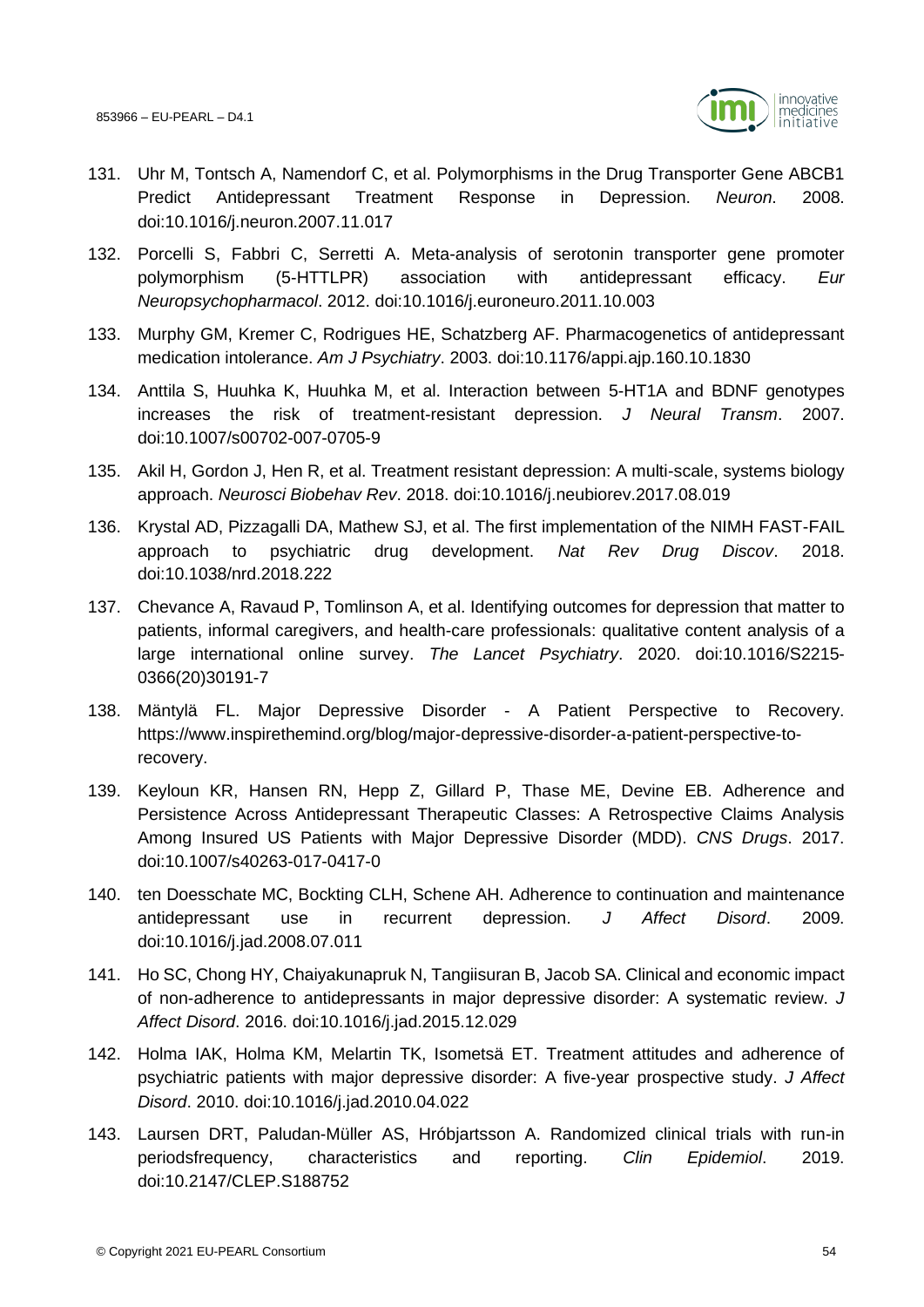131. Uhr M, Tontsch A, Namendorf C, et al. Polymorphisms in the Drug Transporter Gene ABCB1 Predict Antidepressant Treatment Response in Depression. *Neuron*. 2008. doi:10.1016/j.neuron.2007.11.017

132. Porcelli S, Fabbri C, Serretti A. Meta-analysis of serotonin transporter gene promoter polymorphism (5-HTTLPR) association with antidepressant efficacy. *Eur Neuropsychopharmacol*. 2012. doi:10.1016/j.euroneuro.2011.10.003

133. Murphy GM, Kremer C, Rodrigues HE, Schatzberg AF. Pharmacogenetics of antidepressant medication intolerance. *Am J Psychiatry*. 2003. doi:10.1176/appi.ajp.160.10.1830

134. Anttila S, Huuhka K, Huuhka M, et al. Interaction between 5-HT1A and BDNF genotypes increases the risk of treatment-resistant depression. *J Neural Transm*. 2007. doi:10.1007/s00702-007-0705-9

135. Akil H, Gordon J, Hen R, et al. Treatment resistant depression: A multi-scale, systems biology approach. *Neurosci Biobehav Rev*. 2018. doi:10.1016/j.neubiorev.2017.08.019

136. Krystal AD, Pizzagalli DA, Mathew SJ, et al. The first implementation of the NIMH FAST-FAIL approach to psychiatric drug development. *Nat Rev Drug Discov*. 2018. doi:10.1038/nrd.2018.222

137. Chevance A, Ravaud P, Tomlinson A, et al. Identifying outcomes for depression that matter to patients, informal caregivers, and health-care professionals: qualitative content analysis of a large international online survey. *The Lancet Psychiatry*. 2020. doi:10.1016/S2215-0366(20)30191-7

138. Mäntylä FL. Major Depressive Disorder - A Patient Perspective to Recovery. https://www.inspirethemind.org/blog/major-depressive-disorder-a-patient-perspective-to-recovery.

139. Keyloun KR, Hansen RN, Hepp Z, Gillard P, Thase ME, Devine EB. Adherence and Persistence Across Antidepressant Therapeutic Classes: A Retrospective Claims Analysis Among Insured US Patients with Major Depressive Disorder (MDD). *CNS Drugs*. 2017. doi:10.1007/s40263-017-0417-0

140. ten Doesschate MC, Bockting CLH, Schene AH. Adherence to continuation and maintenance antidepressant use in recurrent depression. *J Affect Disord*. 2009. doi:10.1016/j.jad.2008.07.011

141. Ho SC, Chong HY, Chaiyakunapruk N, Tangiisuran B, Jacob SA. Clinical and economic impact of non-adherence to antidepressants in major depressive disorder: A systematic review. *J Affect Disord*. 2016. doi:10.1016/j.jad.2015.12.029

142. Holma IAK, Holma KM, Melartin TK, Isometsä ET. Treatment attitudes and adherence of psychiatric patients with major depressive disorder: A five-year prospective study. *J Affect Disord*. 2010. doi:10.1016/j.jad.2010.04.022

143. Laursen DRT, Paludan-Müller AS, Hróbjartsson A. Randomized clinical trials with run-in periodsfrequency, characteristics and reporting. *Clin Epidemiol*. 2019. doi:10.2147/CLEP.S188752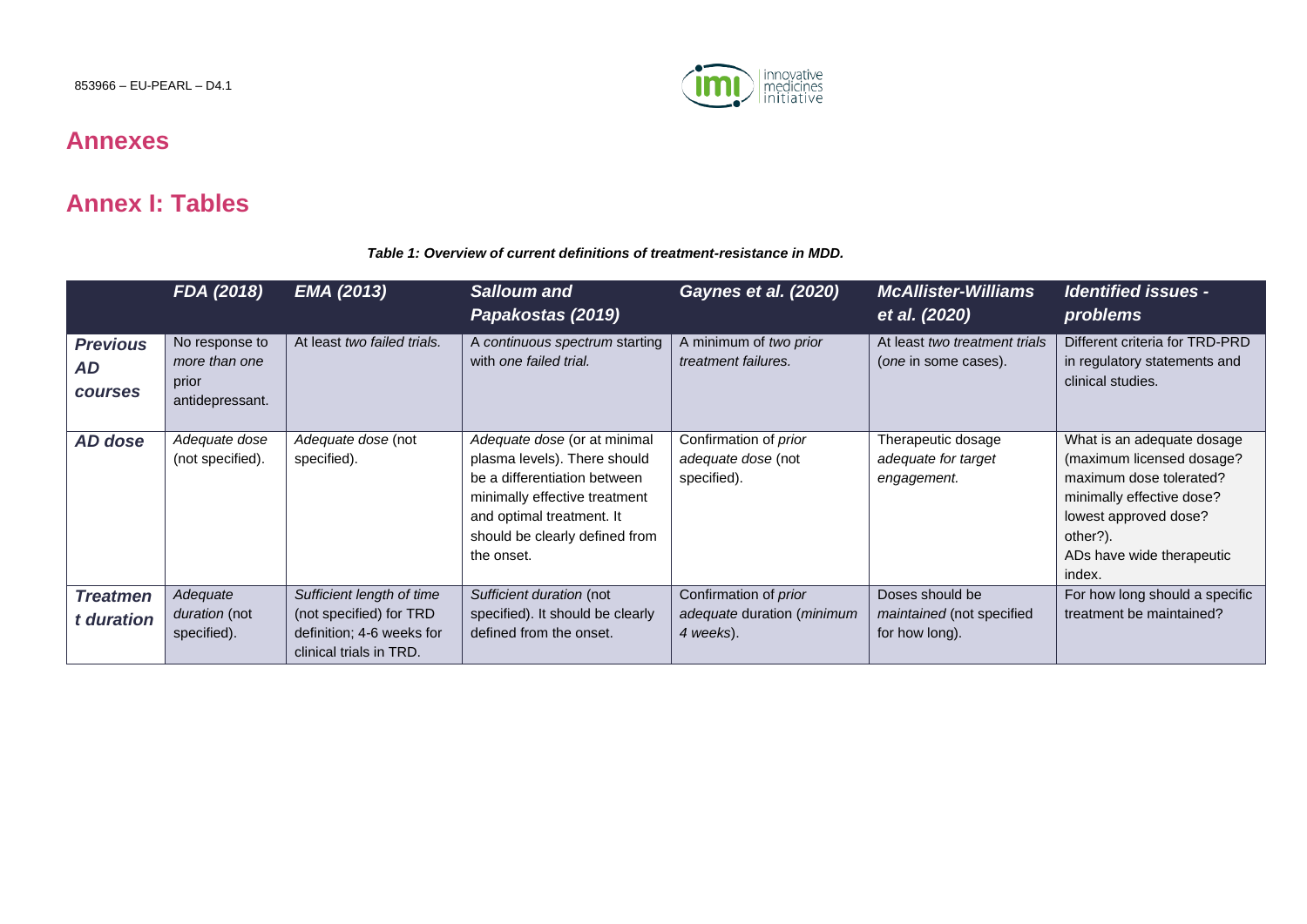# Annexes

## Annex I: Tables

***Table 1: Overview of current definitions of treatment-resistance in MDD.***

| | *FDA (2018)* | *EMA (2013)* | *Salloum and Papakostas (2019)* | *Gaynes et al. (2020)* | *McAllister-Williams et al. (2020)* | *Identified issues - problems* |
|---|---|---|---|---|---|---|
| ***Previous AD courses*** | No response to *more than one* prior antidepressant. | At least *two failed trials.* | A *continuous spectrum* starting with *one failed trial.* | A minimum of *two prior treatment failures.* | At least *two treatment trials* (*one* in some cases). | Different criteria for TRD-PRD in regulatory statements and clinical studies. |
| ***AD dose*** | *Adequate dose* (not specified). | *Adequate dose* (not specified). | *Adequate dose* (or at minimal plasma levels). There should be a differentiation between minimally effective treatment and optimal treatment. It should be clearly defined from the onset. | Confirmation of *prior adequate dose* (not specified). | Therapeutic dosage *adequate for target engagement.* | What is an adequate dosage (maximum licensed dosage? maximum dose tolerated? minimally effective dose? lowest approved dose? other?). ADs have wide therapeutic index. |
| ***Treatment duration*** | *Adequate duration* (not specified). | *Sufficient length of time* (not specified) for TRD definition; 4-6 weeks for clinical trials in TRD. | *Sufficient duration* (not specified). It should be clearly defined from the onset. | Confirmation of *prior adequate* duration (*minimum 4 weeks*). | Doses should be *maintained* (not specified for how long). | For how long should a specific treatment be maintained? |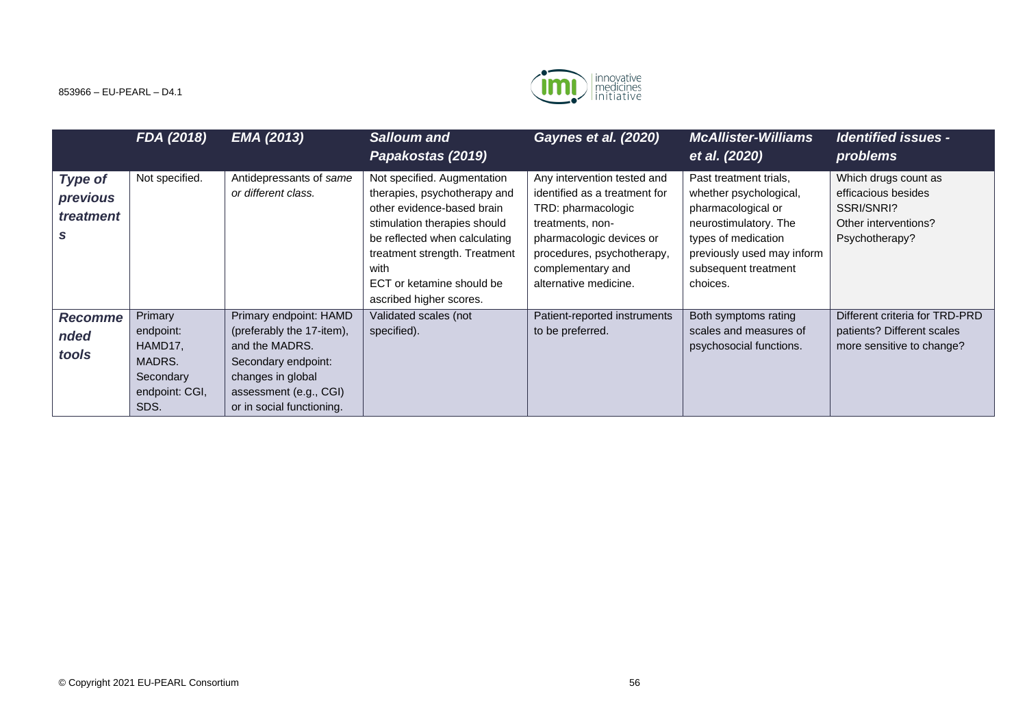| | *FDA (2018)* | *EMA (2013)* | *Salloum and Papakostas (2019)* | *Gaynes et al. (2020)* | *McAllister-Williams et al. (2020)* | *Identified issues - problems* |
|---|---|---|---|---|---|---|
| ***Type of previous treatments*** | Not specified. | Antidepressants of *same or different class.* | Not specified. Augmentation therapies, psychotherapy and other evidence-based brain stimulation therapies should be reflected when calculating treatment strength. Treatment with ECT or ketamine should be ascribed higher scores. | Any intervention tested and identified as a treatment for TRD: pharmacologic treatments, non-pharmacologic devices or procedures, psychotherapy, complementary and alternative medicine. | Past treatment trials, whether psychological, pharmacological or neurostimulatory. The types of medication previously used may inform subsequent treatment choices. | Which drugs count as efficacious besides SSRI/SNRI? Other interventions? Psychotherapy? |
| ***Recommended tools*** | Primary endpoint: HAMD17, MADRS. Secondary endpoint: CGI, SDS. | Primary endpoint: HAMD (preferably the 17-item), and the MADRS. Secondary endpoint: changes in global assessment (e.g., CGI) or in social functioning. | Validated scales (not specified). | Patient-reported instruments to be preferred. | Both symptoms rating scales and measures of psychosocial functions. | Different criteria for TRD-PRD patients? Different scales more sensitive to change? |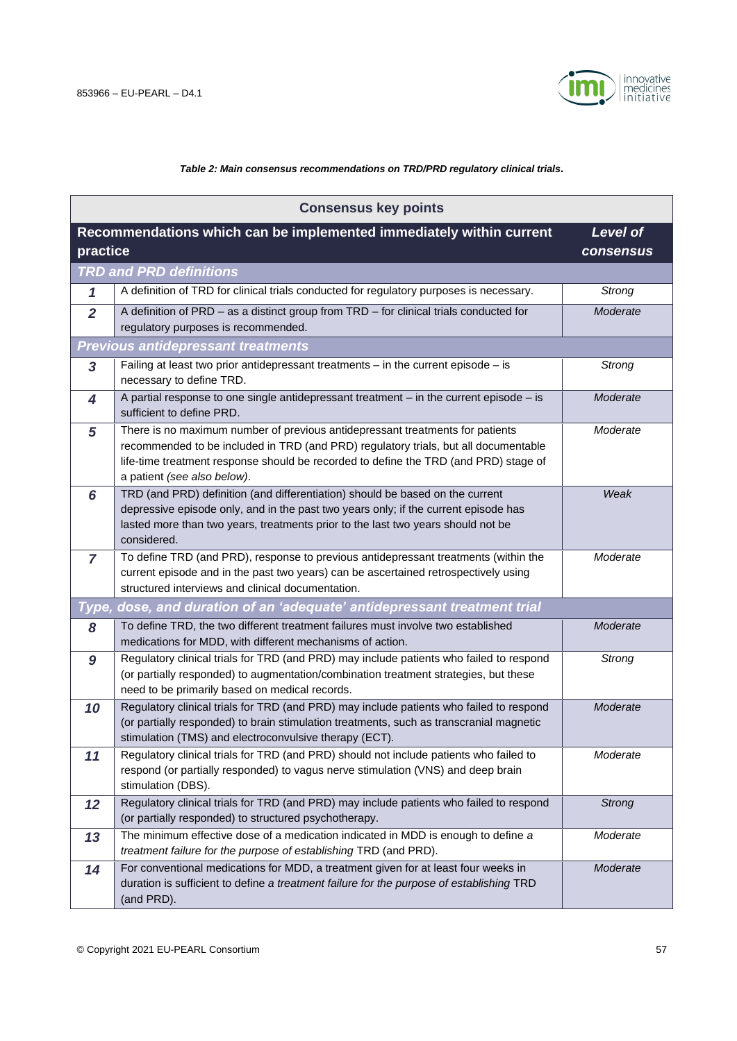*Table 2: Main consensus recommendations on TRD/PRD regulatory clinical trials.*

| Consensus key points | | |
|---|---|---|
| **Recommendations which can be implemented immediately within current practice** | | ***Level of consensus*** |
| ***TRD and PRD definitions*** | | |
| ***1*** | A definition of TRD for clinical trials conducted for regulatory purposes is necessary. | *Strong* |
| ***2*** | A definition of PRD – as a distinct group from TRD – for clinical trials conducted for regulatory purposes is recommended. | *Moderate* |
| ***Previous antidepressant treatments*** | | |
| ***3*** | Failing at least two prior antidepressant treatments – in the current episode – is necessary to define TRD. | *Strong* |
| ***4*** | A partial response to one single antidepressant treatment – in the current episode – is sufficient to define PRD. | *Moderate* |
| ***5*** | There is no maximum number of previous antidepressant treatments for patients recommended to be included in TRD (and PRD) regulatory trials, but all documentable life-time treatment response should be recorded to define the TRD (and PRD) stage of a patient *(see also below)*. | *Moderate* |
| ***6*** | TRD (and PRD) definition (and differentiation) should be based on the current depressive episode only, and in the past two years only; if the current episode has lasted more than two years, treatments prior to the last two years should not be considered. | *Weak* |
| ***7*** | To define TRD (and PRD), response to previous antidepressant treatments (within the current episode and in the past two years) can be ascertained retrospectively using structured interviews and clinical documentation. | *Moderate* |
| ***Type, dose, and duration of an 'adequate' antidepressant treatment trial*** | | |
| ***8*** | To define TRD, the two different treatment failures must involve two established medications for MDD, with different mechanisms of action. | *Moderate* |
| ***9*** | Regulatory clinical trials for TRD (and PRD) may include patients who failed to respond (or partially responded) to augmentation/combination treatment strategies, but these need to be primarily based on medical records. | *Strong* |
| ***10*** | Regulatory clinical trials for TRD (and PRD) may include patients who failed to respond (or partially responded) to brain stimulation treatments, such as transcranial magnetic stimulation (TMS) and electroconvulsive therapy (ECT). | *Moderate* |
| ***11*** | Regulatory clinical trials for TRD (and PRD) should not include patients who failed to respond (or partially responded) to vagus nerve stimulation (VNS) and deep brain stimulation (DBS). | *Moderate* |
| ***12*** | Regulatory clinical trials for TRD (and PRD) may include patients who failed to respond (or partially responded) to structured psychotherapy. | *Strong* |
| ***13*** | The minimum effective dose of a medication indicated in MDD is enough to define *a treatment failure for the purpose of establishing* TRD (and PRD). | *Moderate* |
| ***14*** | For conventional medications for MDD, a treatment given for at least four weeks in duration is sufficient to define *a treatment failure for the purpose of establishing* TRD (and PRD). | *Moderate* |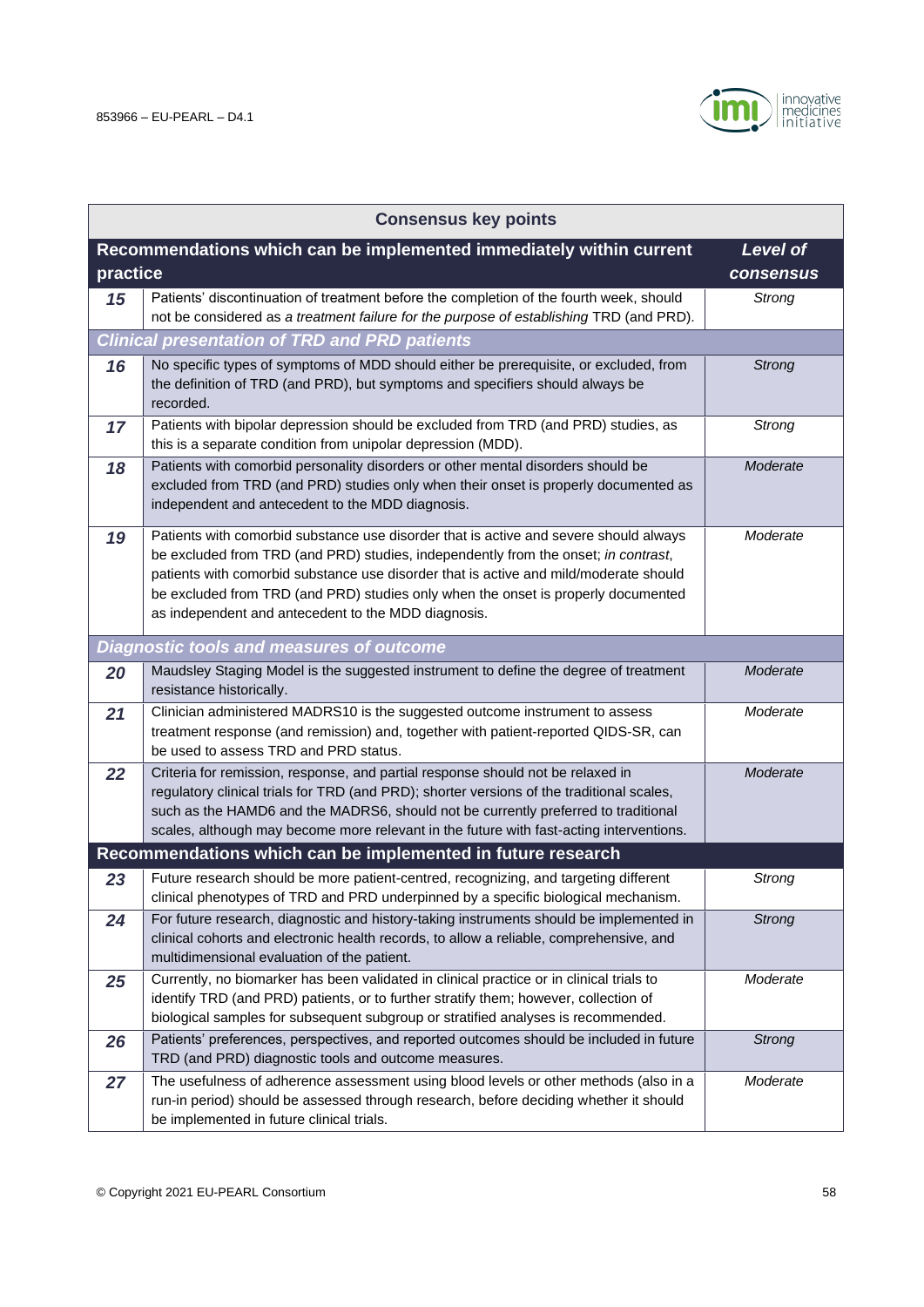| Consensus key points | | |
|---|---|---|
| **Recommendations which can be implemented immediately within current practice** | | ***Level of consensus*** |
| **15** | Patients' discontinuation of treatment before the completion of the fourth week, should not be considered as *a treatment failure for the purpose of establishing* TRD (and PRD). | *Strong* |
| ***Clinical presentation of TRD and PRD patients*** | | |
| **16** | No specific types of symptoms of MDD should either be prerequisite, or excluded, from the definition of TRD (and PRD), but symptoms and specifiers should always be recorded. | *Strong* |
| **17** | Patients with bipolar depression should be excluded from TRD (and PRD) studies, as this is a separate condition from unipolar depression (MDD). | *Strong* |
| **18** | Patients with comorbid personality disorders or other mental disorders should be excluded from TRD (and PRD) studies only when their onset is properly documented as independent and antecedent to the MDD diagnosis. | *Moderate* |
| **19** | Patients with comorbid substance use disorder that is active and severe should always be excluded from TRD (and PRD) studies, independently from the onset; *in contrast*, patients with comorbid substance use disorder that is active and mild/moderate should be excluded from TRD (and PRD) studies only when the onset is properly documented as independent and antecedent to the MDD diagnosis. | *Moderate* |
| ***Diagnostic tools and measures of outcome*** | | |
| **20** | Maudsley Staging Model is the suggested instrument to define the degree of treatment resistance historically. | *Moderate* |
| **21** | Clinician administered MADRS10 is the suggested outcome instrument to assess treatment response (and remission) and, together with patient-reported QIDS-SR, can be used to assess TRD and PRD status. | *Moderate* |
| **22** | Criteria for remission, response, and partial response should not be relaxed in regulatory clinical trials for TRD (and PRD); shorter versions of the traditional scales, such as the HAMD6 and the MADRS6, should not be currently preferred to traditional scales, although may become more relevant in the future with fast-acting interventions. | *Moderate* |
| **Recommendations which can be implemented in future research** | | |
| **23** | Future research should be more patient-centred, recognizing, and targeting different clinical phenotypes of TRD and PRD underpinned by a specific biological mechanism. | *Strong* |
| **24** | For future research, diagnostic and history-taking instruments should be implemented in clinical cohorts and electronic health records, to allow a reliable, comprehensive, and multidimensional evaluation of the patient. | *Strong* |
| **25** | Currently, no biomarker has been validated in clinical practice or in clinical trials to identify TRD (and PRD) patients, or to further stratify them; however, collection of biological samples for subsequent subgroup or stratified analyses is recommended. | *Moderate* |
| **26** | Patients' preferences, perspectives, and reported outcomes should be included in future TRD (and PRD) diagnostic tools and outcome measures. | *Strong* |
| **27** | The usefulness of adherence assessment using blood levels or other methods (also in a run-in period) should be assessed through research, before deciding whether it should be implemented in future clinical trials. | *Moderate* |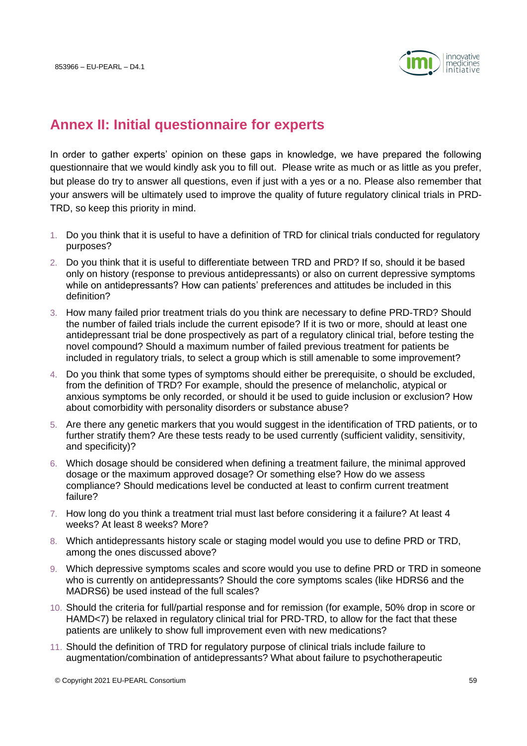## Annex II: Initial questionnaire for experts

In order to gather experts' opinion on these gaps in knowledge, we have prepared the following questionnaire that we would kindly ask you to fill out. Please write as much or as little as you prefer, but please do try to answer all questions, even if just with a yes or a no. Please also remember that your answers will be ultimately used to improve the quality of future regulatory clinical trials in PRD-TRD, so keep this priority in mind.

1. Do you think that it is useful to have a definition of TRD for clinical trials conducted for regulatory purposes?
2. Do you think that it is useful to differentiate between TRD and PRD? If so, should it be based only on history (response to previous antidepressants) or also on current depressive symptoms while on antidepressants? How can patients' preferences and attitudes be included in this definition?
3. How many failed prior treatment trials do you think are necessary to define PRD-TRD? Should the number of failed trials include the current episode? If it is two or more, should at least one antidepressant trial be done prospectively as part of a regulatory clinical trial, before testing the novel compound? Should a maximum number of failed previous treatment for patients be included in regulatory trials, to select a group which is still amenable to some improvement?
4. Do you think that some types of symptoms should either be prerequisite, o should be excluded, from the definition of TRD? For example, should the presence of melancholic, atypical or anxious symptoms be only recorded, or should it be used to guide inclusion or exclusion? How about comorbidity with personality disorders or substance abuse?
5. Are there any genetic markers that you would suggest in the identification of TRD patients, or to further stratify them? Are these tests ready to be used currently (sufficient validity, sensitivity, and specificity)?
6. Which dosage should be considered when defining a treatment failure, the minimal approved dosage or the maximum approved dosage? Or something else? How do we assess compliance? Should medications level be conducted at least to confirm current treatment failure?
7. How long do you think a treatment trial must last before considering it a failure? At least 4 weeks? At least 8 weeks? More?
8. Which antidepressants history scale or staging model would you use to define PRD or TRD, among the ones discussed above?
9. Which depressive symptoms scales and score would you use to define PRD or TRD in someone who is currently on antidepressants? Should the core symptoms scales (like HDRS6 and the MADRS6) be used instead of the full scales?
10. Should the criteria for full/partial response and for remission (for example, 50% drop in score or HAMD<7) be relaxed in regulatory clinical trial for PRD-TRD, to allow for the fact that these patients are unlikely to show full improvement even with new medications?
11. Should the definition of TRD for regulatory purpose of clinical trials include failure to augmentation/combination of antidepressants? What about failure to psychotherapeutic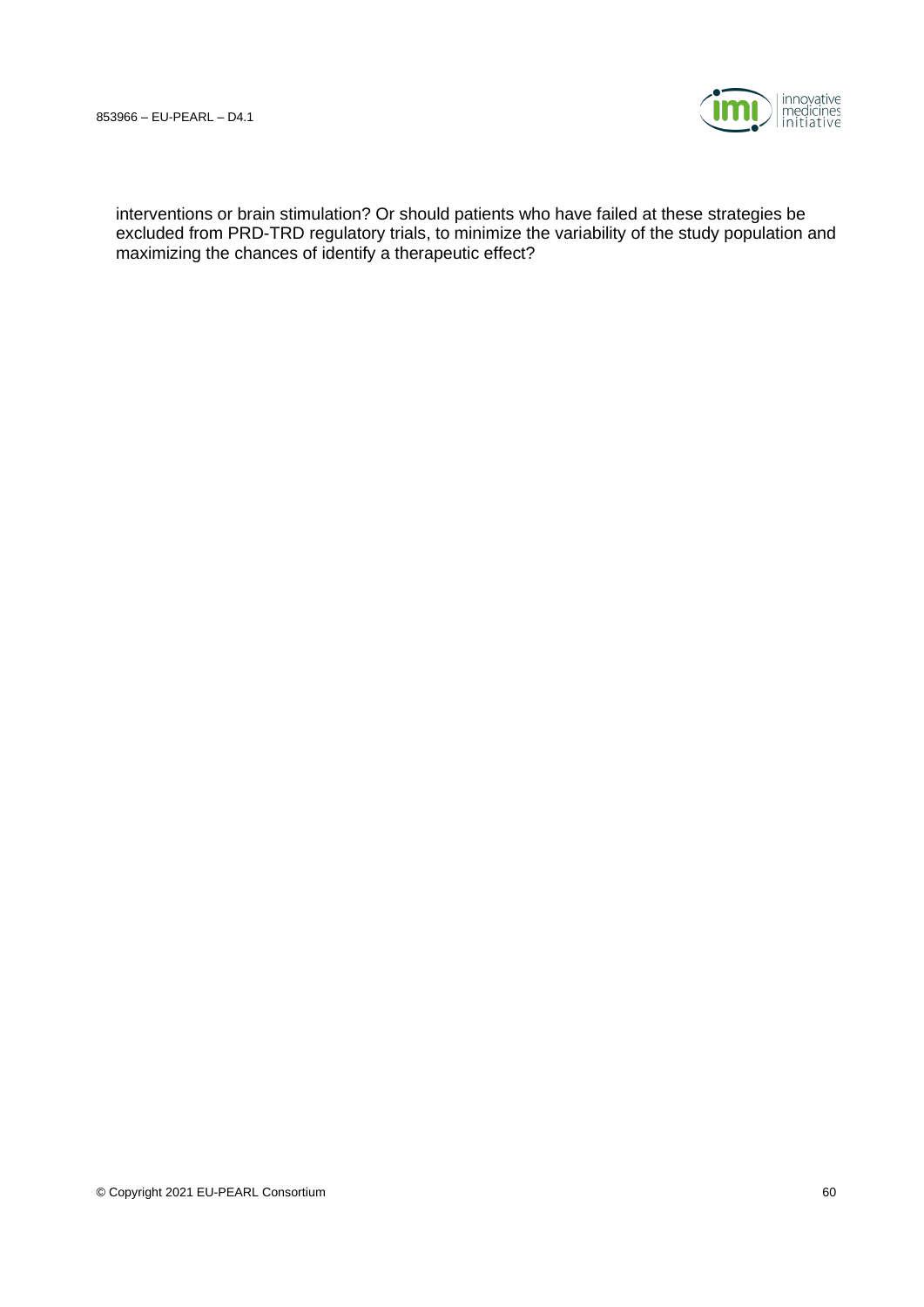interventions or brain stimulation? Or should patients who have failed at these strategies be excluded from PRD-TRD regulatory trials, to minimize the variability of the study population and maximizing the chances of identify a therapeutic effect?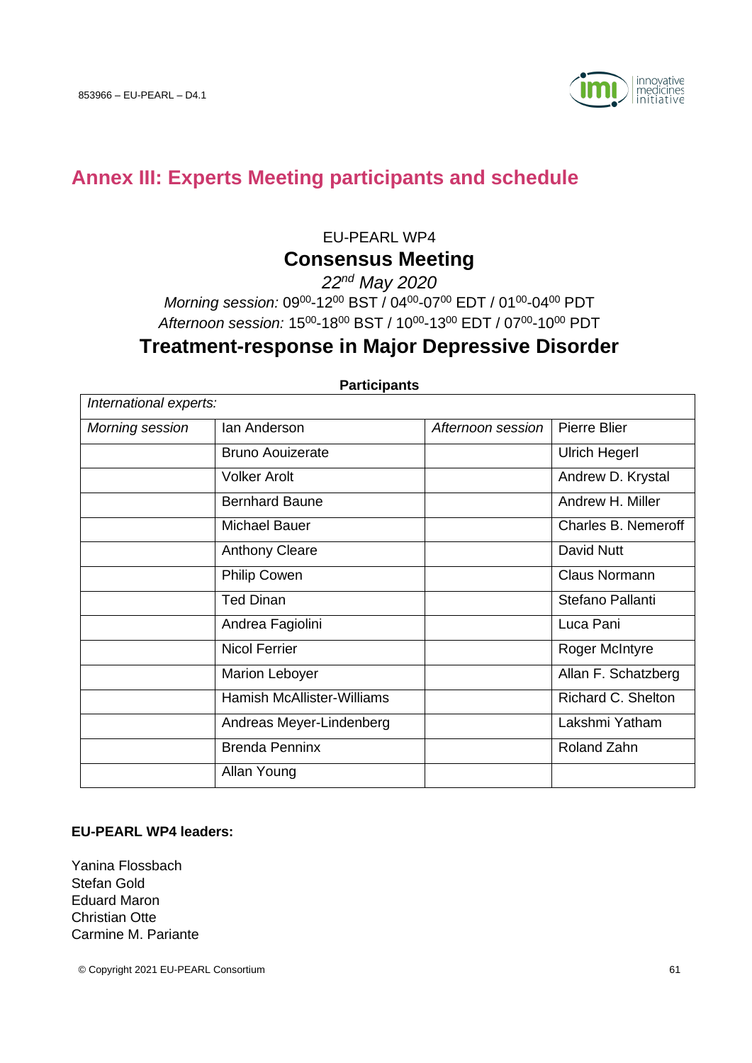# Annex III: Experts Meeting participants and schedule

EU-PEARL WP4

## Consensus Meeting

*22nd May 2020*

*Morning session:* $09^{00}$-$12^{00}$ BST / $04^{00}$-$07^{00}$ EDT / $01^{00}$-$04^{00}$ PDT

*Afternoon session:* $15^{00}$-$18^{00}$ BST / $10^{00}$-$13^{00}$ EDT / $07^{00}$-$10^{00}$ PDT

## Treatment-response in Major Depressive Disorder

**Participants**

| *International experts:* | | | |
|---|---|---|---|
| *Morning session* | Ian Anderson | *Afternoon session* | Pierre Blier |
| | Bruno Aouizerate | | Ulrich Hegerl |
| | Volker Arolt | | Andrew D. Krystal |
| | Bernhard Baune | | Andrew H. Miller |
| | Michael Bauer | | Charles B. Nemeroff |
| | Anthony Cleare | | David Nutt |
| | Philip Cowen | | Claus Normann |
| | Ted Dinan | | Stefano Pallanti |
| | Andrea Fagiolini | | Luca Pani |
| | Nicol Ferrier | | Roger McIntyre |
| | Marion Leboyer | | Allan F. Schatzberg |
| | Hamish McAllister-Williams | | Richard C. Shelton |
| | Andreas Meyer-Lindenberg | | Lakshmi Yatham |
| | Brenda Penninx | | Roland Zahn |
| | Allan Young | | |

**EU-PEARL WP4 leaders:**

Yanina Flossbach
Stefan Gold
Eduard Maron
Christian Otte
Carmine M. Pariante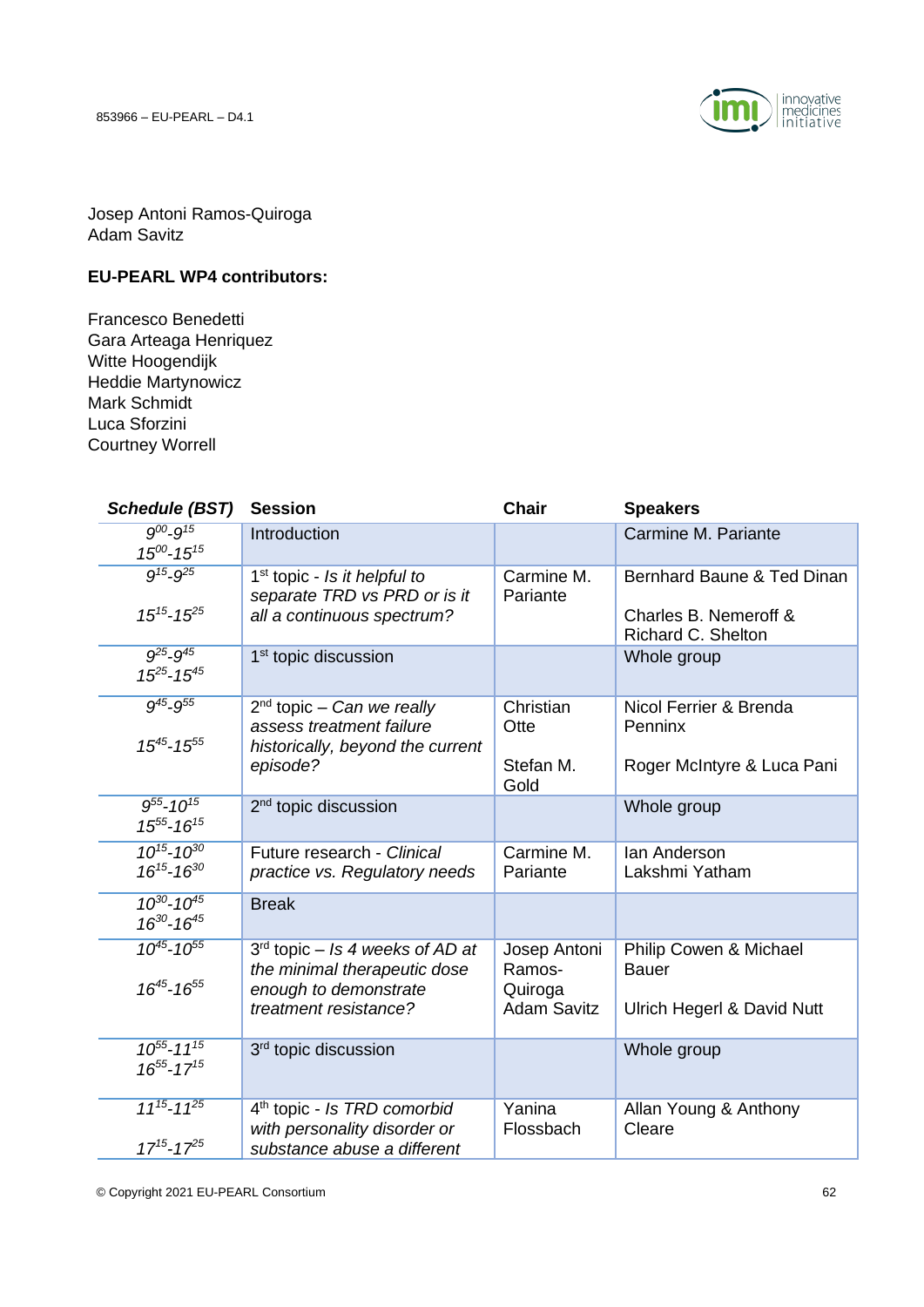Josep Antoni Ramos-Quiroga
Adam Savitz

**EU-PEARL WP4 contributors:**

Francesco Benedetti
Gara Arteaga Henriquez
Witte Hoogendijk
Heddie Martynowicz
Mark Schmidt
Luca Sforzini
Courtney Worrell

| *Schedule (BST)* | Session | Chair | Speakers |
|---|---|---|---|
| $9^{00}$-$9^{15}$<br>$15^{00}$-$15^{15}$ | Introduction | | Carmine M. Pariante |
| $9^{15}$-$9^{25}$<br>$15^{15}$-$15^{25}$ | 1st topic - *Is it helpful to separate TRD vs PRD or is it all a continuous spectrum?* | Carmine M. Pariante | Bernhard Baune & Ted Dinan<br>Charles B. Nemeroff & Richard C. Shelton |
| $9^{25}$-$9^{45}$<br>$15^{25}$-$15^{45}$ | 1st topic discussion | | Whole group |
| $9^{45}$-$9^{55}$<br>$15^{45}$-$15^{55}$ | 2nd topic – *Can we really assess treatment failure historically, beyond the current episode?* | Christian Otte<br>Stefan M. Gold | Nicol Ferrier & Brenda Penninx<br>Roger McIntyre & Luca Pani |
| $9^{55}$-$10^{15}$<br>$15^{55}$-$16^{15}$ | 2nd topic discussion | | Whole group |
| $10^{15}$-$10^{30}$<br>$16^{15}$-$16^{30}$ | Future research - *Clinical practice vs. Regulatory needs* | Carmine M. Pariante | Ian Anderson<br>Lakshmi Yatham |
| $10^{30}$-$10^{45}$<br>$16^{30}$-$16^{45}$ | Break | | |
| $10^{45}$-$10^{55}$<br>$16^{45}$-$16^{55}$ | 3rd topic – *Is 4 weeks of AD at the minimal therapeutic dose enough to demonstrate treatment resistance?* | Josep Antoni Ramos-Quiroga<br>Adam Savitz | Philip Cowen & Michael Bauer<br>Ulrich Hegerl & David Nutt |
| $10^{55}$-$11^{15}$<br>$16^{55}$-$17^{15}$ | 3rd topic discussion | | Whole group |
| $11^{15}$-$11^{25}$<br>$17^{15}$-$17^{25}$ | 4th topic - *Is TRD comorbid with personality disorder or substance abuse a different* | Yanina Flossbach | Allan Young & Anthony Cleare |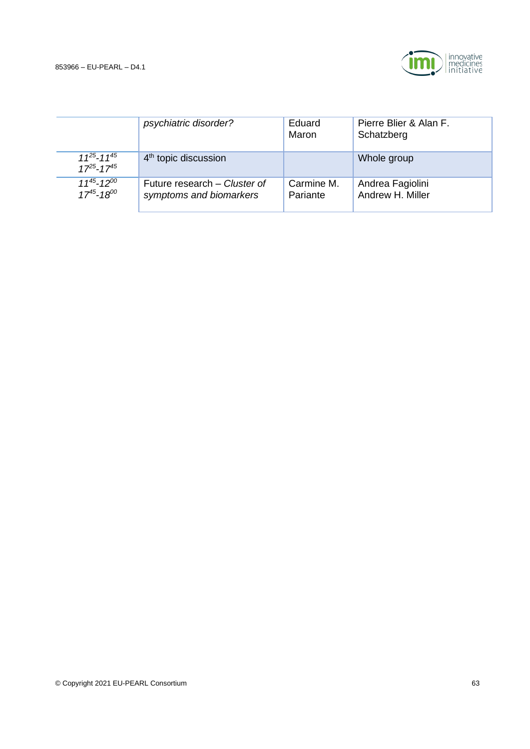| | | | |
|---|---|---|---|
| | *psychiatric disorder?* | Eduard Maron | Pierre Blier & Alan F. Schatzberg |
| *$11^{25}$-$11^{45}$* *$17^{25}$-$17^{45}$* | 4th topic discussion | | Whole group |
| *$11^{45}$-$12^{00}$* *$17^{45}$-$18^{00}$* | Future research – *Cluster of symptoms and biomarkers* | Carmine M. Pariante | Andrea Fagiolini Andrew H. Miller |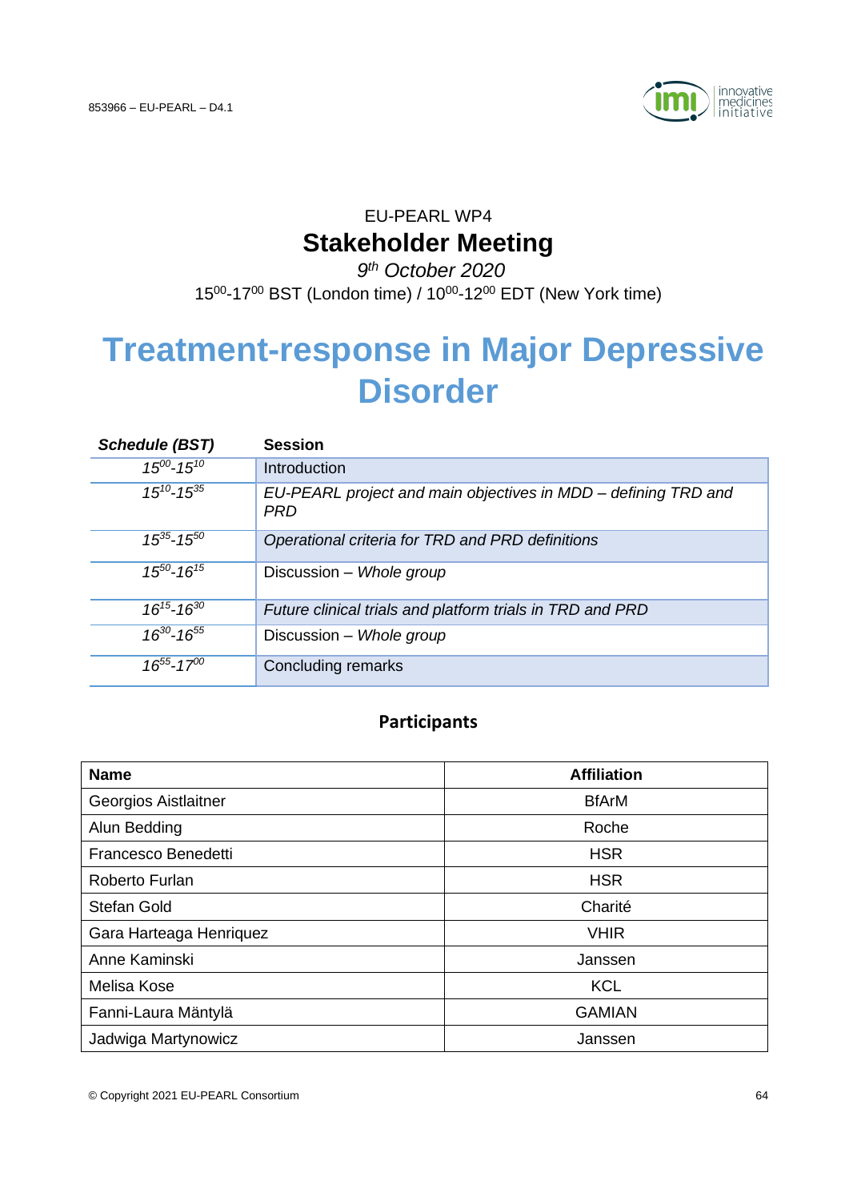EU-PEARL WP4

# Stakeholder Meeting

*9th October 2020*

$15^{00}$-$17^{00}$ BST (London time) / $10^{00}$-$12^{00}$ EDT (New York time)

# Treatment-response in Major Depressive Disorder

| *Schedule (BST)* | Session |
|---|---|
| *$15^{00}$-$15^{10}$* | Introduction |
| *$15^{10}$-$15^{35}$* | *EU-PEARL project and main objectives in MDD – defining TRD and PRD* |
| *$15^{35}$-$15^{50}$* | *Operational criteria for TRD and PRD definitions* |
| *$15^{50}$-$16^{15}$* | Discussion – *Whole group* |
| *$16^{15}$-$16^{30}$* | *Future clinical trials and platform trials in TRD and PRD* |
| *$16^{30}$-$16^{55}$* | Discussion – *Whole group* |
| *$16^{55}$-$17^{00}$* | Concluding remarks |

## Participants

| Name | Affiliation |
|---|---|
| Georgios Aistlaitner | BfArM |
| Alun Bedding | Roche |
| Francesco Benedetti | HSR |
| Roberto Furlan | HSR |
| Stefan Gold | Charité |
| Gara Harteaga Henriquez | VHIR |
| Anne Kaminski | Janssen |
| Melisa Kose | KCL |
| Fanni-Laura Mäntylä | GAMIAN |
| Jadwiga Martynowicz | Janssen |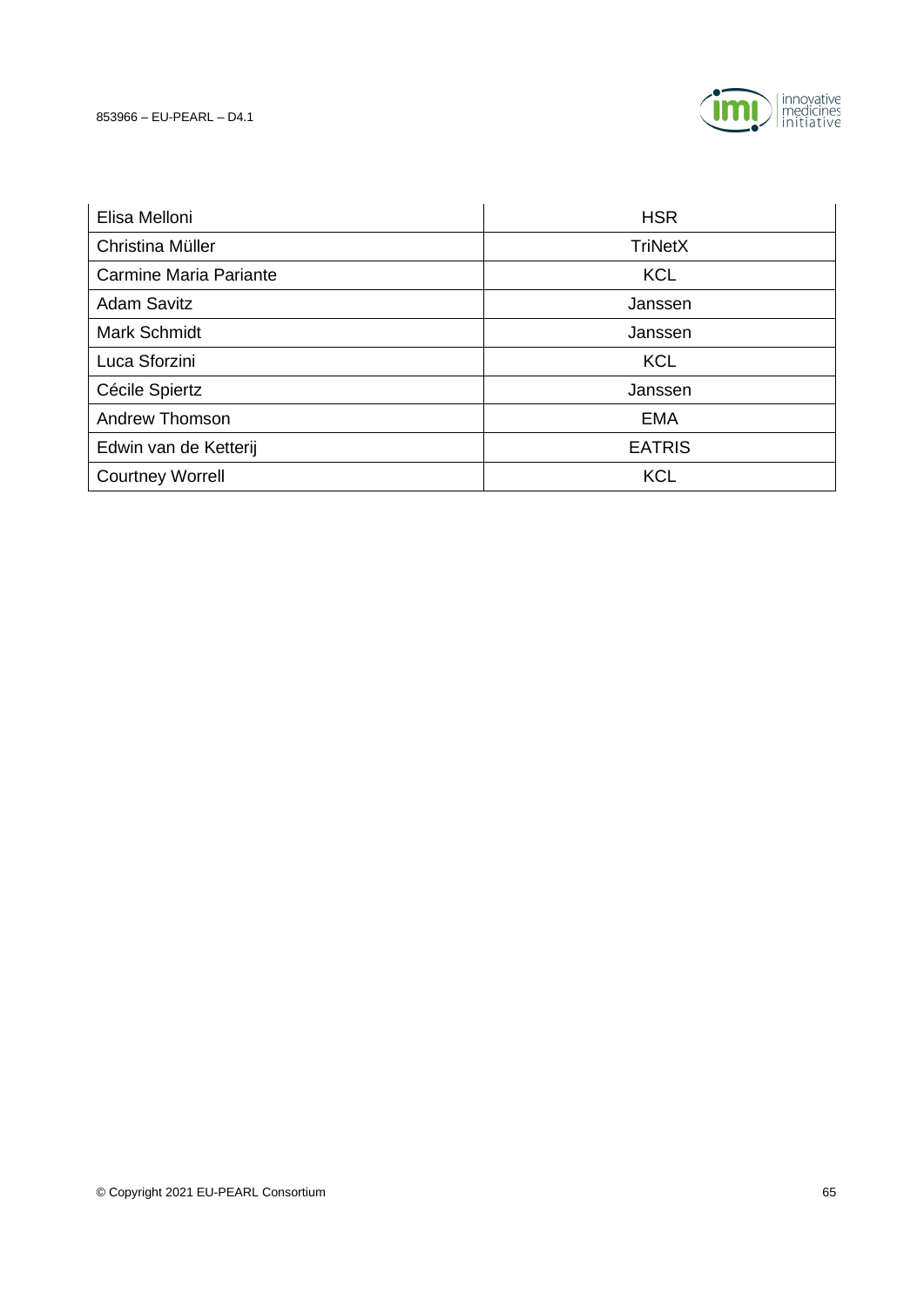| | |
|---|---|
| Elisa Melloni | HSR |
| Christina Müller | TriNetX |
| Carmine Maria Pariante | KCL |
| Adam Savitz | Janssen |
| Mark Schmidt | Janssen |
| Luca Sforzini | KCL |
| Cécile Spiertz | Janssen |
| Andrew Thomson | EMA |
| Edwin van de Ketterij | EATRIS |
| Courtney Worrell | KCL |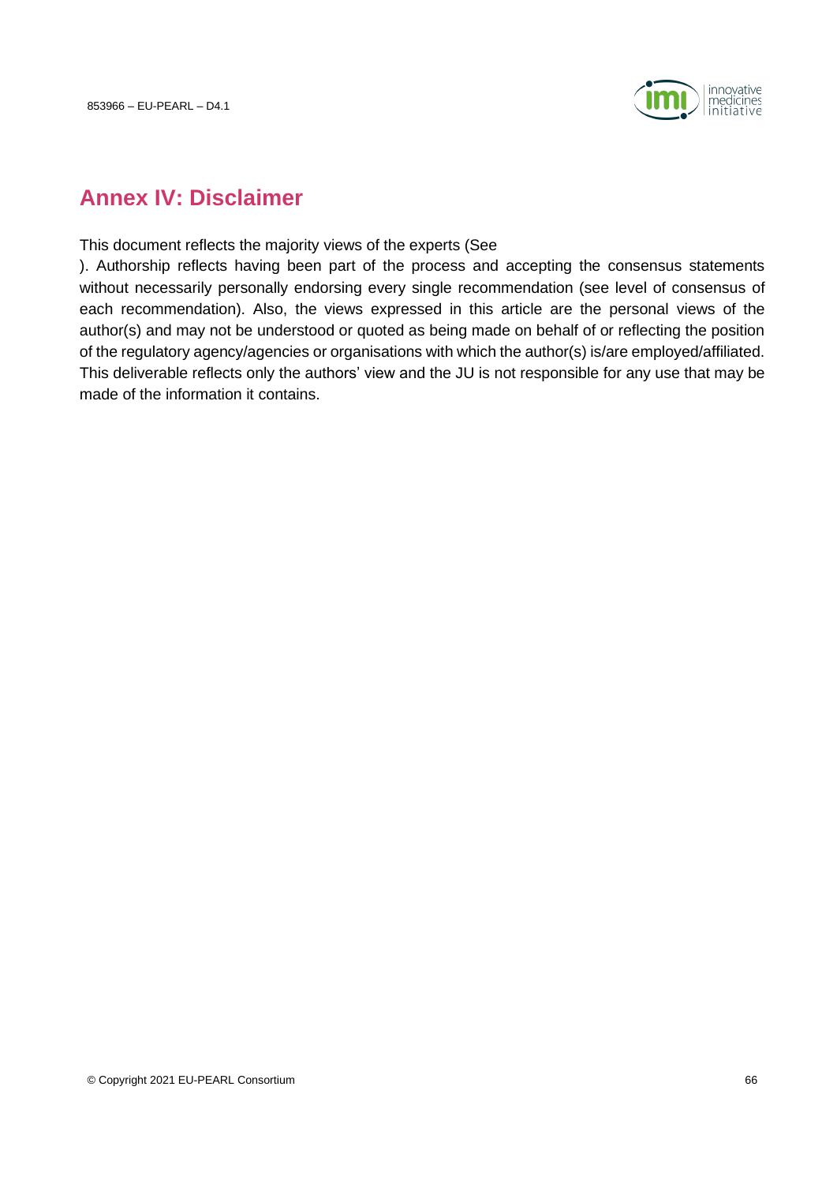## Annex IV: Disclaimer

This document reflects the majority views of the experts (See

). Authorship reflects having been part of the process and accepting the consensus statements without necessarily personally endorsing every single recommendation (see level of consensus of each recommendation). Also, the views expressed in this article are the personal views of the author(s) and may not be understood or quoted as being made on behalf of or reflecting the position of the regulatory agency/agencies or organisations with which the author(s) is/are employed/affiliated. This deliverable reflects only the authors' view and the JU is not responsible for any use that may be made of the information it contains.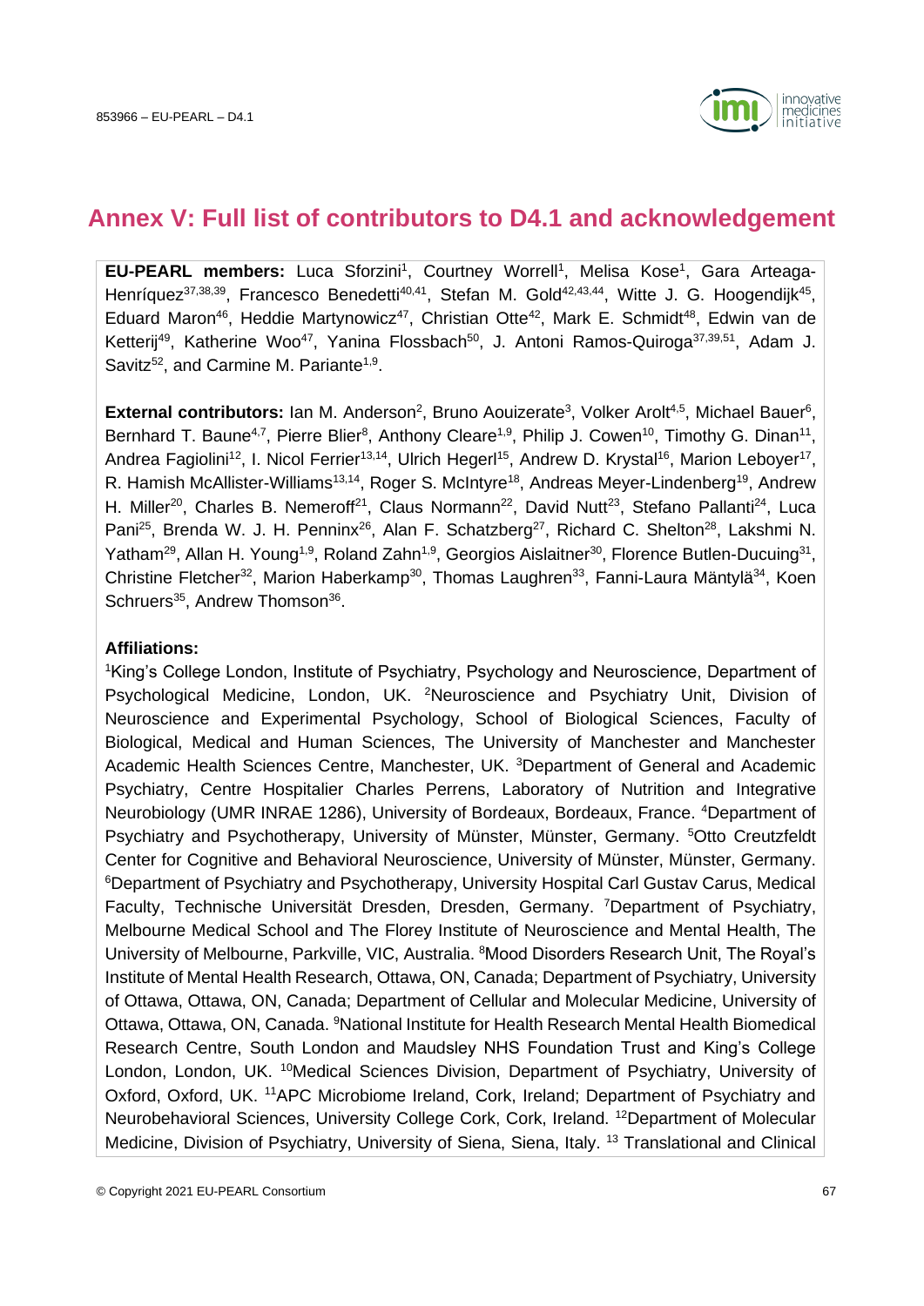# Annex V: Full list of contributors to D4.1 and acknowledgement

**EU-PEARL members:** Luca Sforzini[1], Courtney Worrell[1], Melisa Kose[1], Gara Arteaga-Henríquez[37,38,39], Francesco Benedetti[40,41], Stefan M. Gold[42,43,44], Witte J. G. Hoogendijk[45], Eduard Maron[46], Heddie Martynowicz[47], Christian Otte[42], Mark E. Schmidt[48], Edwin van de Ketterij[49], Katherine Woo[47], Yanina Flossbach[50], J. Antoni Ramos-Quiroga[37,39,51], Adam J. Savitz[52], and Carmine M. Pariante[1,9].

**External contributors:** Ian M. Anderson[2], Bruno Aouizerate[3], Volker Arolt[4,5], Michael Bauer[6], Bernhard T. Baune[4,7], Pierre Blier[8], Anthony Cleare[1,9], Philip J. Cowen[10], Timothy G. Dinan[11], Andrea Fagiolini[12], I. Nicol Ferrier[13,14], Ulrich Hegerl[15], Andrew D. Krystal[16], Marion Leboyer[17], R. Hamish McAllister-Williams[13,14], Roger S. McIntyre[18], Andreas Meyer-Lindenberg[19], Andrew H. Miller[20], Charles B. Nemeroff[21], Claus Normann[22], David Nutt[23], Stefano Pallanti[24], Luca Pani[25], Brenda W. J. H. Penninx[26], Alan F. Schatzberg[27], Richard C. Shelton[28], Lakshmi N. Yatham[29], Allan H. Young[1,9], Roland Zahn[1,9], Georgios Aislaitner[30], Florence Butlen-Ducuing[31], Christine Fletcher[32], Marion Haberkamp[30], Thomas Laughren[33], Fanni-Laura Mäntylä[34], Koen Schruers[35], Andrew Thomson[36].

**Affiliations:**

[1]King's College London, Institute of Psychiatry, Psychology and Neuroscience, Department of Psychological Medicine, London, UK. [2]Neuroscience and Psychiatry Unit, Division of Neuroscience and Experimental Psychology, School of Biological Sciences, Faculty of Biological, Medical and Human Sciences, The University of Manchester and Manchester Academic Health Sciences Centre, Manchester, UK. [3]Department of General and Academic Psychiatry, Centre Hospitalier Charles Perrens, Laboratory of Nutrition and Integrative Neurobiology (UMR INRAE 1286), University of Bordeaux, Bordeaux, France. [4]Department of Psychiatry and Psychotherapy, University of Münster, Münster, Germany. [5]Otto Creutzfeldt Center for Cognitive and Behavioral Neuroscience, University of Münster, Münster, Germany. [6]Department of Psychiatry and Psychotherapy, University Hospital Carl Gustav Carus, Medical Faculty, Technische Universität Dresden, Dresden, Germany. [7]Department of Psychiatry, Melbourne Medical School and The Florey Institute of Neuroscience and Mental Health, The University of Melbourne, Parkville, VIC, Australia. [8]Mood Disorders Research Unit, The Royal's Institute of Mental Health Research, Ottawa, ON, Canada; Department of Psychiatry, University of Ottawa, Ottawa, ON, Canada; Department of Cellular and Molecular Medicine, University of Ottawa, Ottawa, ON, Canada. [9]National Institute for Health Research Mental Health Biomedical Research Centre, South London and Maudsley NHS Foundation Trust and King's College London, London, UK. [10]Medical Sciences Division, Department of Psychiatry, University of Oxford, Oxford, UK. [11]APC Microbiome Ireland, Cork, Ireland; Department of Psychiatry and Neurobehavioral Sciences, University College Cork, Cork, Ireland. [12]Department of Molecular Medicine, Division of Psychiatry, University of Siena, Siena, Italy. [13] Translational and Clinical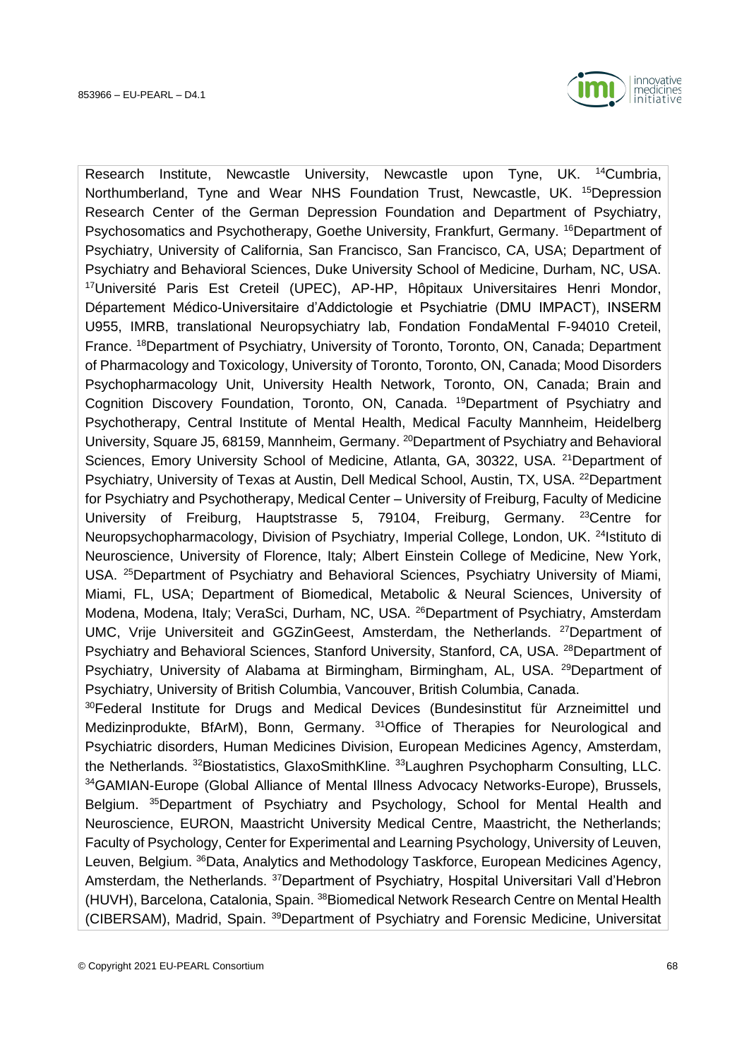Research Institute, Newcastle University, Newcastle upon Tyne, UK. [14]Cumbria, Northumberland, Tyne and Wear NHS Foundation Trust, Newcastle, UK. [15]Depression Research Center of the German Depression Foundation and Department of Psychiatry, Psychosomatics and Psychotherapy, Goethe University, Frankfurt, Germany. [16]Department of Psychiatry, University of California, San Francisco, San Francisco, CA, USA; Department of Psychiatry and Behavioral Sciences, Duke University School of Medicine, Durham, NC, USA. [17]Université Paris Est Creteil (UPEC), AP-HP, Hôpitaux Universitaires Henri Mondor, Département Médico-Universitaire d'Addictologie et Psychiatrie (DMU IMPACT), INSERM U955, IMRB, translational Neuropsychiatry lab, Fondation FondaMental F-94010 Creteil, France. [18]Department of Psychiatry, University of Toronto, Toronto, ON, Canada; Department of Pharmacology and Toxicology, University of Toronto, Toronto, ON, Canada; Mood Disorders Psychopharmacology Unit, University Health Network, Toronto, ON, Canada; Brain and Cognition Discovery Foundation, Toronto, ON, Canada. [19]Department of Psychiatry and Psychotherapy, Central Institute of Mental Health, Medical Faculty Mannheim, Heidelberg University, Square J5, 68159, Mannheim, Germany. [20]Department of Psychiatry and Behavioral Sciences, Emory University School of Medicine, Atlanta, GA, 30322, USA. [21]Department of Psychiatry, University of Texas at Austin, Dell Medical School, Austin, TX, USA. [22]Department for Psychiatry and Psychotherapy, Medical Center – University of Freiburg, Faculty of Medicine University of Freiburg, Hauptstrasse 5, 79104, Freiburg, Germany. [23]Centre for Neuropsychopharmacology, Division of Psychiatry, Imperial College, London, UK. [24]Istituto di Neuroscienze, University of Florence, Italy; Albert Einstein College of Medicine, New York, USA. [25]Department of Psychiatry and Behavioral Sciences, Psychiatry University of Miami, Miami, FL, USA; Department of Biomedical, Metabolic & Neural Sciences, University of Modena, Modena, Italy; VeraSci, Durham, NC, USA. [26]Department of Psychiatry, Amsterdam UMC, Vrije Universiteit and GGZinGeest, Amsterdam, the Netherlands. [27]Department of Psychiatry and Behavioral Sciences, Stanford University, Stanford, CA, USA. [28]Department of Psychiatry, University of Alabama at Birmingham, Birmingham, AL, USA. [29]Department of Psychiatry, University of British Columbia, Vancouver, British Columbia, Canada.
[30]Federal Institute for Drugs and Medical Devices (Bundesinstitut für Arzneimittel und Medizinprodukte, BfArM), Bonn, Germany. [31]Office of Therapies for Neurological and Psychiatric disorders, Human Medicines Division, European Medicines Agency, Amsterdam, the Netherlands. [32]Biostatistics, GlaxoSmithKline. [33]Laughren Psychopharm Consulting, LLC. [34]GAMIAN-Europe (Global Alliance of Mental Illness Advocacy Networks-Europe), Brussels, Belgium. [35]Department of Psychiatry and Psychology, School for Mental Health and Neuroscience, EURON, Maastricht University Medical Centre, Maastricht, the Netherlands; Faculty of Psychology, Center for Experimental and Learning Psychology, University of Leuven, Leuven, Belgium. [36]Data, Analytics and Methodology Taskforce, European Medicines Agency, Amsterdam, the Netherlands. [37]Department of Psychiatry, Hospital Universitari Vall d'Hebron (HUVH), Barcelona, Catalonia, Spain. [38]Biomedical Network Research Centre on Mental Health (CIBERSAM), Madrid, Spain. [39]Department of Psychiatry and Forensic Medicine, Universitat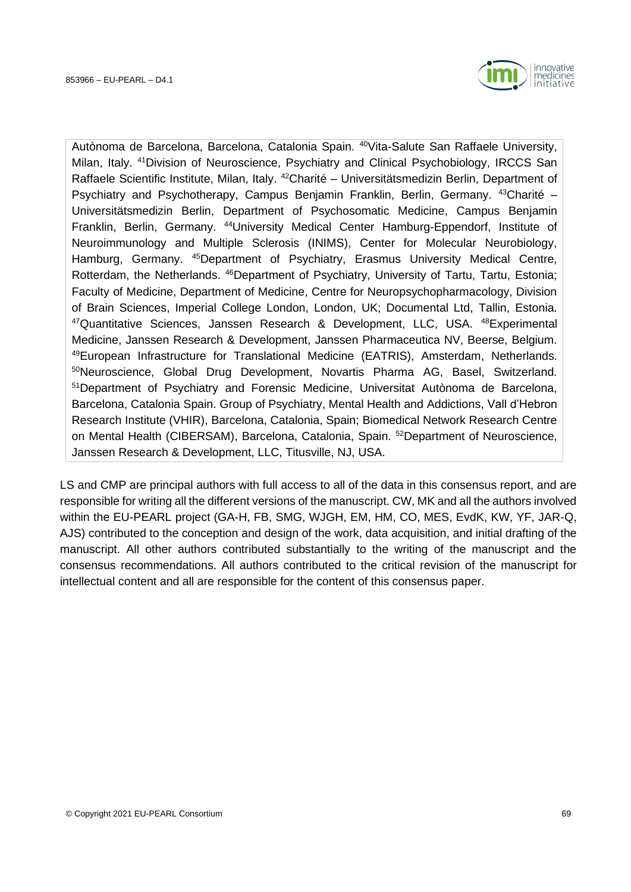Autònoma de Barcelona, Barcelona, Catalonia Spain. [40]Vita-Salute San Raffaele University, Milan, Italy. [41]Division of Neuroscience, Psychiatry and Clinical Psychobiology, IRCCS San Raffaele Scientific Institute, Milan, Italy. [42]Charité – Universitätsmedizin Berlin, Department of Psychiatry and Psychotherapy, Campus Benjamin Franklin, Berlin, Germany. [43]Charité – Universitätsmedizin Berlin, Department of Psychosomatic Medicine, Campus Benjamin Franklin, Berlin, Germany. [44]University Medical Center Hamburg-Eppendorf, Institute of Neuroimmunology and Multiple Sclerosis (INIMS), Center for Molecular Neurobiology, Hamburg, Germany. [45]Department of Psychiatry, Erasmus University Medical Centre, Rotterdam, the Netherlands. [46]Department of Psychiatry, University of Tartu, Tartu, Estonia; Faculty of Medicine, Department of Medicine, Centre for Neuropsychopharmacology, Division of Brain Sciences, Imperial College London, London, UK; Documental Ltd, Tallin, Estonia. [47]Quantitative Sciences, Janssen Research & Development, LLC, USA. [48]Experimental Medicine, Janssen Research & Development, Janssen Pharmaceutica NV, Beerse, Belgium. [49]European Infrastructure for Translational Medicine (EATRIS), Amsterdam, Netherlands. [50]Neuroscience, Global Drug Development, Novartis Pharma AG, Basel, Switzerland. [51]Department of Psychiatry and Forensic Medicine, Universitat Autònoma de Barcelona, Barcelona, Catalonia Spain. Group of Psychiatry, Mental Health and Addictions, Vall d'Hebron Research Institute (VHIR), Barcelona, Catalonia, Spain; Biomedical Network Research Centre on Mental Health (CIBERSAM), Barcelona, Catalonia, Spain. [52]Department of Neuroscience, Janssen Research & Development, LLC, Titusville, NJ, USA.

LS and CMP are principal authors with full access to all of the data in this consensus report, and are responsible for writing all the different versions of the manuscript. CW, MK and all the authors involved within the EU-PEARL project (GA-H, FB, SMG, WJGH, EM, HM, CO, MES, EvdK, KW, YF, JAR-Q, AJS) contributed to the conception and design of the work, data acquisition, and initial drafting of the manuscript. All other authors contributed substantially to the writing of the manuscript and the consensus recommendations. All authors contributed to the critical revision of the manuscript for intellectual content and all are responsible for the content of this consensus paper.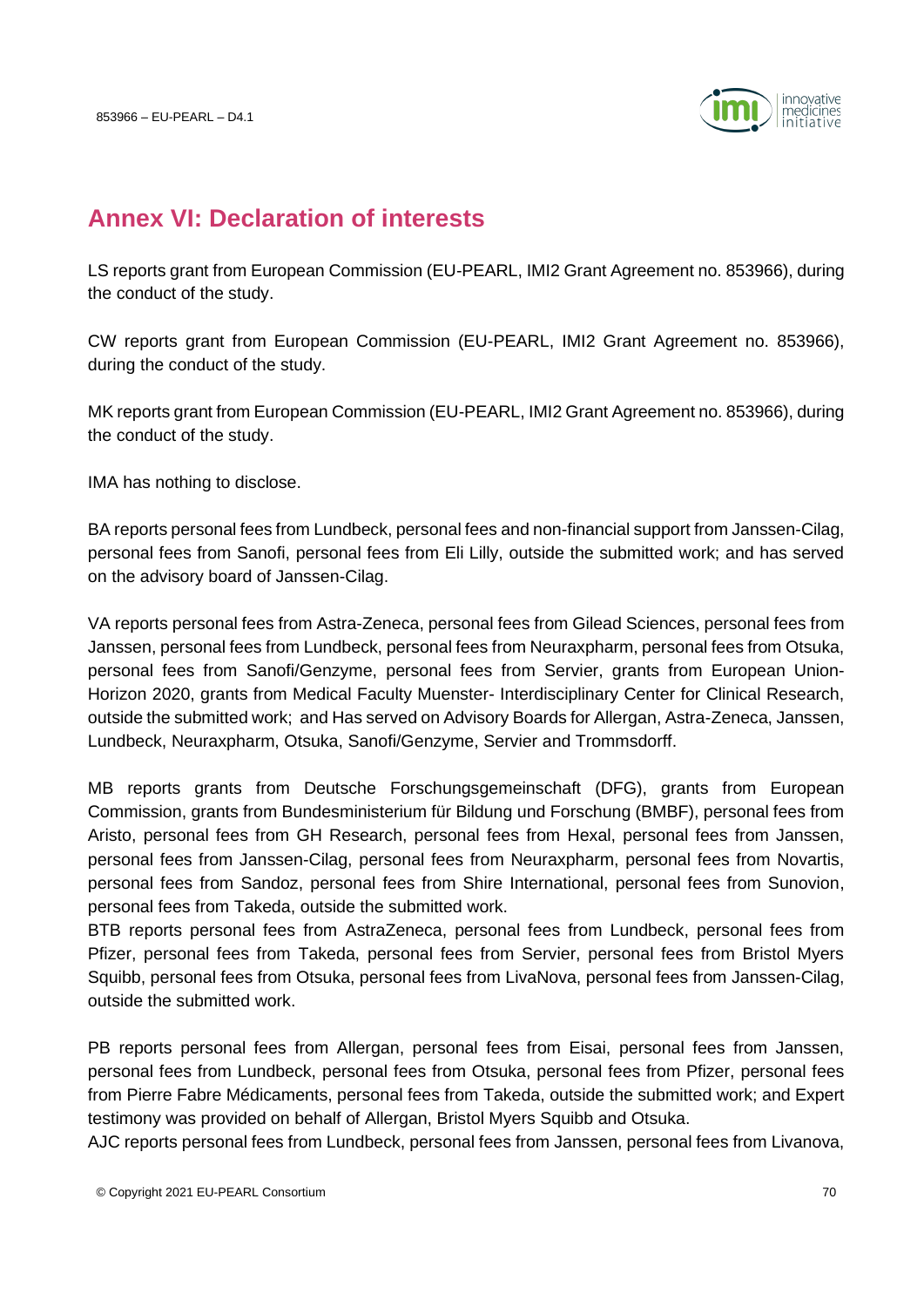## Annex VI: Declaration of interests

LS reports grant from European Commission (EU-PEARL, IMI2 Grant Agreement no. 853966), during the conduct of the study.

CW reports grant from European Commission (EU-PEARL, IMI2 Grant Agreement no. 853966), during the conduct of the study.

MK reports grant from European Commission (EU-PEARL, IMI2 Grant Agreement no. 853966), during the conduct of the study.

IMA has nothing to disclose.

BA reports personal fees from Lundbeck, personal fees and non-financial support from Janssen-Cilag, personal fees from Sanofi, personal fees from Eli Lilly, outside the submitted work; and has served on the advisory board of Janssen-Cilag.

VA reports personal fees from Astra-Zeneca, personal fees from Gilead Sciences, personal fees from Janssen, personal fees from Lundbeck, personal fees from Neuraxpharm, personal fees from Otsuka, personal fees from Sanofi/Genzyme, personal fees from Servier, grants from European Union-Horizon 2020, grants from Medical Faculty Muenster- Interdisciplinary Center for Clinical Research, outside the submitted work; and Has served on Advisory Boards for Allergan, Astra-Zeneca, Janssen, Lundbeck, Neuraxpharm, Otsuka, Sanofi/Genzyme, Servier and Trommsdorff.

MB reports grants from Deutsche Forschungsgemeinschaft (DFG), grants from European Commission, grants from Bundesministerium für Bildung und Forschung (BMBF), personal fees from Aristo, personal fees from GH Research, personal fees from Hexal, personal fees from Janssen, personal fees from Janssen-Cilag, personal fees from Neuraxpharm, personal fees from Novartis, personal fees from Sandoz, personal fees from Shire International, personal fees from Sunovion, personal fees from Takeda, outside the submitted work.
BTB reports personal fees from AstraZeneca, personal fees from Lundbeck, personal fees from Pfizer, personal fees from Takeda, personal fees from Servier, personal fees from Bristol Myers Squibb, personal fees from Otsuka, personal fees from LivaNova, personal fees from Janssen-Cilag, outside the submitted work.

PB reports personal fees from Allergan, personal fees from Eisai, personal fees from Janssen, personal fees from Lundbeck, personal fees from Otsuka, personal fees from Pfizer, personal fees from Pierre Fabre Médicaments, personal fees from Takeda, outside the submitted work; and Expert testimony was provided on behalf of Allergan, Bristol Myers Squibb and Otsuka.
AJC reports personal fees from Lundbeck, personal fees from Janssen, personal fees from Livanova,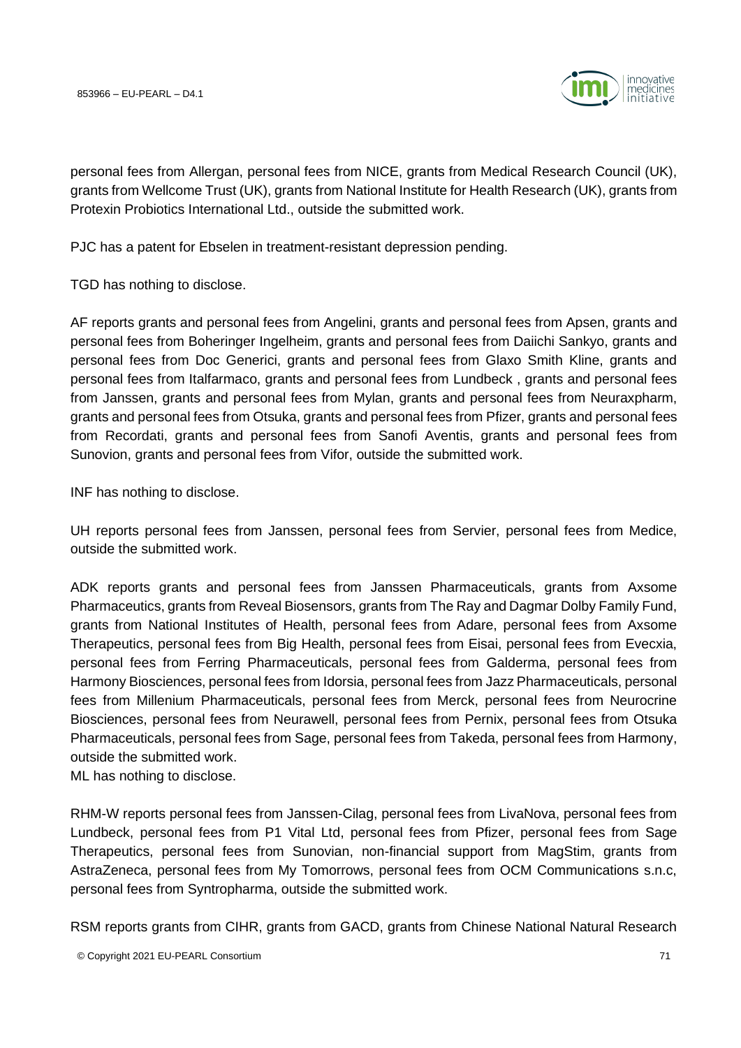personal fees from Allergan, personal fees from NICE, grants from Medical Research Council (UK), grants from Wellcome Trust (UK), grants from National Institute for Health Research (UK), grants from Protexin Probiotics International Ltd., outside the submitted work.

PJC has a patent for Ebselen in treatment-resistant depression pending.

TGD has nothing to disclose.

AF reports grants and personal fees from Angelini, grants and personal fees from Apsen, grants and personal fees from Boheringer Ingelheim, grants and personal fees from Daiichi Sankyo, grants and personal fees from Doc Generici, grants and personal fees from Glaxo Smith Kline, grants and personal fees from Italfarmaco, grants and personal fees from Lundbeck , grants and personal fees from Janssen, grants and personal fees from Mylan, grants and personal fees from Neuraxpharm, grants and personal fees from Otsuka, grants and personal fees from Pfizer, grants and personal fees from Recordati, grants and personal fees from Sanofi Aventis, grants and personal fees from Sunovion, grants and personal fees from Vifor, outside the submitted work.

INF has nothing to disclose.

UH reports personal fees from Janssen, personal fees from Servier, personal fees from Medice, outside the submitted work.

ADK reports grants and personal fees from Janssen Pharmaceuticals, grants from Axsome Pharmaceutics, grants from Reveal Biosensors, grants from The Ray and Dagmar Dolby Family Fund, grants from National Institutes of Health, personal fees from Adare, personal fees from Axsome Therapeutics, personal fees from Big Health, personal fees from Eisai, personal fees from Evecxia, personal fees from Ferring Pharmaceuticals, personal fees from Galderma, personal fees from Harmony Biosciences, personal fees from Idorsia, personal fees from Jazz Pharmaceuticals, personal fees from Millenium Pharmaceuticals, personal fees from Merck, personal fees from Neurocrine Biosciences, personal fees from Neurawell, personal fees from Pernix, personal fees from Otsuka Pharmaceuticals, personal fees from Sage, personal fees from Takeda, personal fees from Harmony, outside the submitted work.

ML has nothing to disclose.

RHM-W reports personal fees from Janssen-Cilag, personal fees from LivaNova, personal fees from Lundbeck, personal fees from P1 Vital Ltd, personal fees from Pfizer, personal fees from Sage Therapeutics, personal fees from Sunovian, non-financial support from MagStim, grants from AstraZeneca, personal fees from My Tomorrows, personal fees from OCM Communications s.n.c, personal fees from Syntropharma, outside the submitted work.

RSM reports grants from CIHR, grants from GACD, grants from Chinese National Natural Research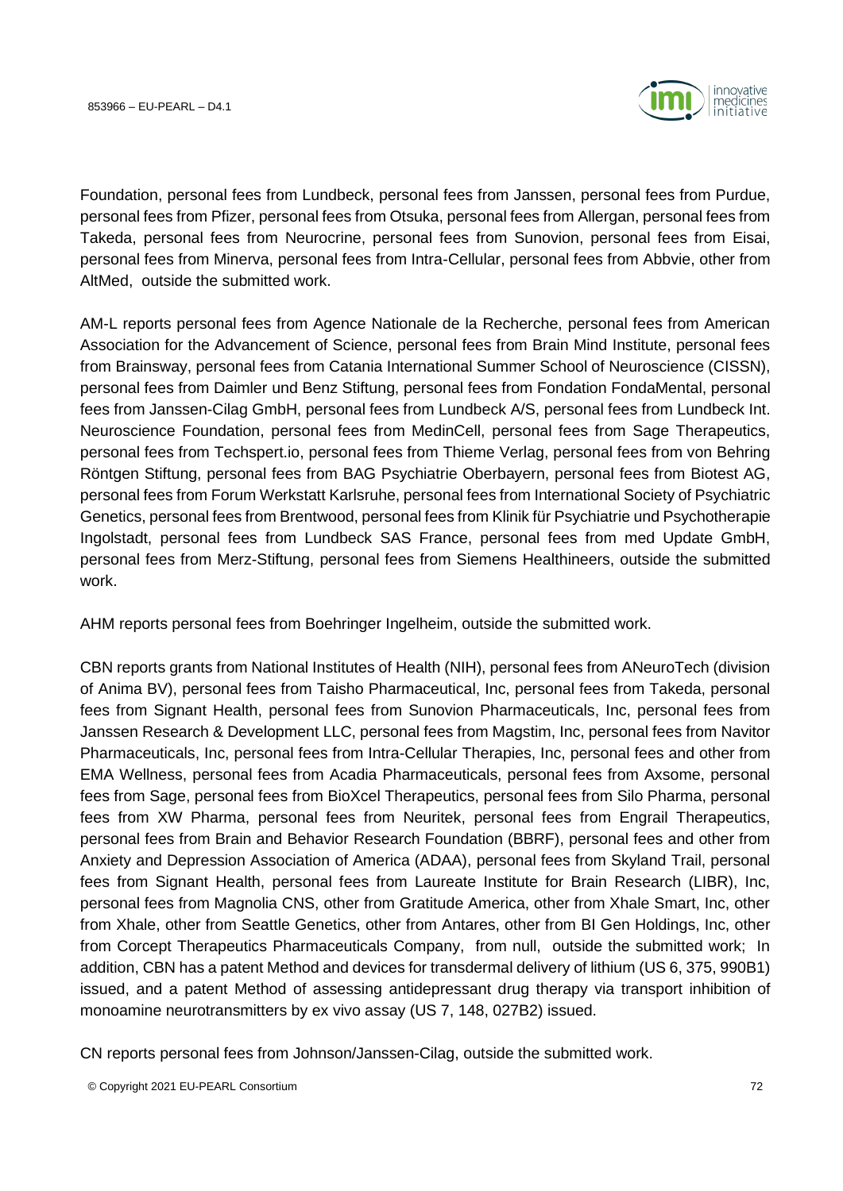Foundation, personal fees from Lundbeck, personal fees from Janssen, personal fees from Purdue, personal fees from Pfizer, personal fees from Otsuka, personal fees from Allergan, personal fees from Takeda, personal fees from Neurocrine, personal fees from Sunovion, personal fees from Eisai, personal fees from Minerva, personal fees from Intra-Cellular, personal fees from Abbvie, other from AltMed, outside the submitted work.

AM-L reports personal fees from Agence Nationale de la Recherche, personal fees from American Association for the Advancement of Science, personal fees from Brain Mind Institute, personal fees from Brainsway, personal fees from Catania International Summer School of Neuroscience (CISSN), personal fees from Daimler und Benz Stiftung, personal fees from Fondation FondaMental, personal fees from Janssen-Cilag GmbH, personal fees from Lundbeck A/S, personal fees from Lundbeck Int. Neuroscience Foundation, personal fees from MedinCell, personal fees from Sage Therapeutics, personal fees from Techspert.io, personal fees from Thieme Verlag, personal fees from von Behring Röntgen Stiftung, personal fees from BAG Psychiatrie Oberbayern, personal fees from Biotest AG, personal fees from Forum Werkstatt Karlsruhe, personal fees from International Society of Psychiatric Genetics, personal fees from Brentwood, personal fees from Klinik für Psychiatrie und Psychotherapie Ingolstadt, personal fees from Lundbeck SAS France, personal fees from med Update GmbH, personal fees from Merz-Stiftung, personal fees from Siemens Healthineers, outside the submitted work.

AHM reports personal fees from Boehringer Ingelheim, outside the submitted work.

CBN reports grants from National Institutes of Health (NIH), personal fees from ANeuroTech (division of Anima BV), personal fees from Taisho Pharmaceutical, Inc, personal fees from Takeda, personal fees from Signant Health, personal fees from Sunovion Pharmaceuticals, Inc, personal fees from Janssen Research & Development LLC, personal fees from Magstim, Inc, personal fees from Navitor Pharmaceuticals, Inc, personal fees from Intra-Cellular Therapies, Inc, personal fees and other from EMA Wellness, personal fees from Acadia Pharmaceuticals, personal fees from Axsome, personal fees from Sage, personal fees from BioXcel Therapeutics, personal fees from Silo Pharma, personal fees from XW Pharma, personal fees from Neuritek, personal fees from Engrail Therapeutics, personal fees from Brain and Behavior Research Foundation (BBRF), personal fees and other from Anxiety and Depression Association of America (ADAA), personal fees from Skyland Trail, personal fees from Signant Health, personal fees from Laureate Institute for Brain Research (LIBR), Inc, personal fees from Magnolia CNS, other from Gratitude America, other from Xhale Smart, Inc, other from Xhale, other from Seattle Genetics, other from Antares, other from BI Gen Holdings, Inc, other from Corcept Therapeutics Pharmaceuticals Company, from null, outside the submitted work; In addition, CBN has a patent Method and devices for transdermal delivery of lithium (US 6, 375, 990B1) issued, and a patent Method of assessing antidepressant drug therapy via transport inhibition of monoamine neurotransmitters by ex vivo assay (US 7, 148, 027B2) issued.

CN reports personal fees from Johnson/Janssen-Cilag, outside the submitted work.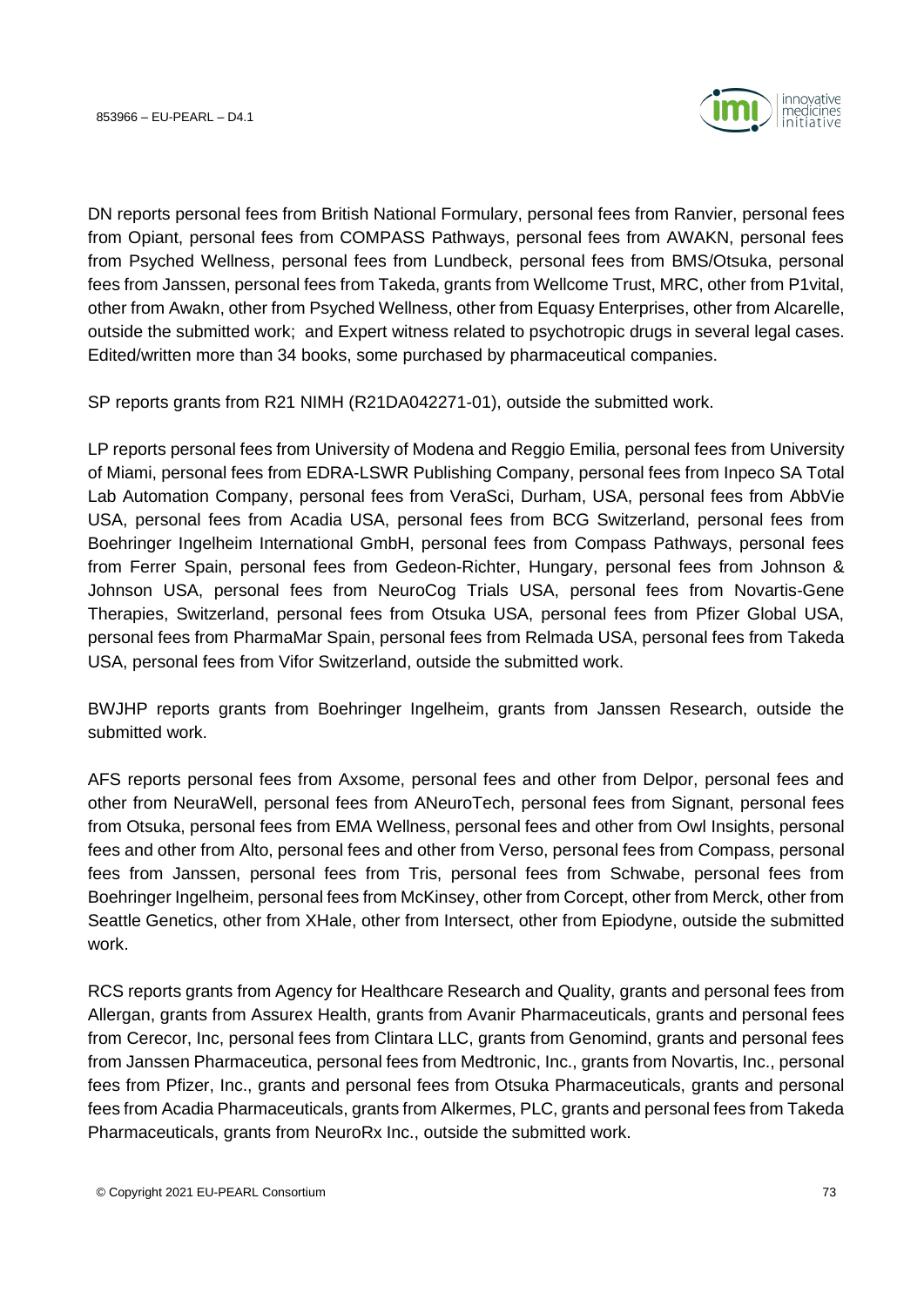DN reports personal fees from British National Formulary, personal fees from Ranvier, personal fees from Opiant, personal fees from COMPASS Pathways, personal fees from AWAKN, personal fees from Psyched Wellness, personal fees from Lundbeck, personal fees from BMS/Otsuka, personal fees from Janssen, personal fees from Takeda, grants from Wellcome Trust, MRC, other from P1vital, other from Awakn, other from Psyched Wellness, other from Equasy Enterprises, other from Alcarelle, outside the submitted work; and Expert witness related to psychotropic drugs in several legal cases. Edited/written more than 34 books, some purchased by pharmaceutical companies.

SP reports grants from R21 NIMH (R21DA042271-01), outside the submitted work.

LP reports personal fees from University of Modena and Reggio Emilia, personal fees from University of Miami, personal fees from EDRA-LSWR Publishing Company, personal fees from Inpeco SA Total Lab Automation Company, personal fees from VeraSci, Durham, USA, personal fees from AbbVie USA, personal fees from Acadia USA, personal fees from BCG Switzerland, personal fees from Boehringer Ingelheim International GmbH, personal fees from Compass Pathways, personal fees from Ferrer Spain, personal fees from Gedeon-Richter, Hungary, personal fees from Johnson & Johnson USA, personal fees from NeuroCog Trials USA, personal fees from Novartis-Gene Therapies, Switzerland, personal fees from Otsuka USA, personal fees from Pfizer Global USA, personal fees from PharmaMar Spain, personal fees from Relmada USA, personal fees from Takeda USA, personal fees from Vifor Switzerland, outside the submitted work.

BWJHP reports grants from Boehringer Ingelheim, grants from Janssen Research, outside the submitted work.

AFS reports personal fees from Axsome, personal fees and other from Delpor, personal fees and other from NeuraWell, personal fees from ANeuroTech, personal fees from Signant, personal fees from Otsuka, personal fees from EMA Wellness, personal fees and other from Owl Insights, personal fees and other from Alto, personal fees and other from Verso, personal fees from Compass, personal fees from Janssen, personal fees from Tris, personal fees from Schwabe, personal fees from Boehringer Ingelheim, personal fees from McKinsey, other from Corcept, other from Merck, other from Seattle Genetics, other from XHale, other from Intersect, other from Epiodyne, outside the submitted work.

RCS reports grants from Agency for Healthcare Research and Quality, grants and personal fees from Allergan, grants from Assurex Health, grants from Avanir Pharmaceuticals, grants and personal fees from Cerecor, Inc, personal fees from Clintara LLC, grants from Genomind, grants and personal fees from Janssen Pharmaceutica, personal fees from Medtronic, Inc., grants from Novartis, Inc., personal fees from Pfizer, Inc., grants and personal fees from Otsuka Pharmaceuticals, grants and personal fees from Acadia Pharmaceuticals, grants from Alkermes, PLC, grants and personal fees from Takeda Pharmaceuticals, grants from NeuroRx Inc., outside the submitted work.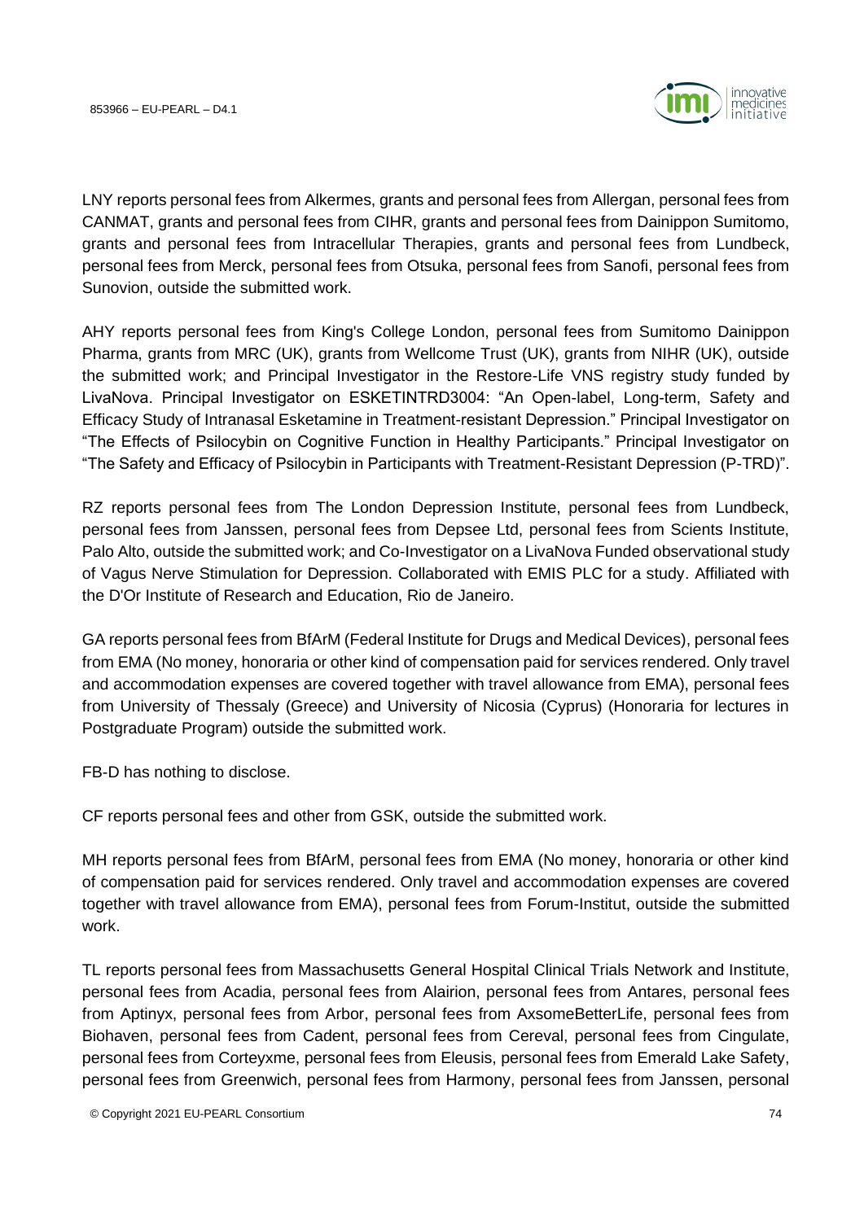LNY reports personal fees from Alkermes, grants and personal fees from Allergan, personal fees from CANMAT, grants and personal fees from CIHR, grants and personal fees from Dainippon Sumitomo, grants and personal fees from Intracellular Therapies, grants and personal fees from Lundbeck, personal fees from Merck, personal fees from Otsuka, personal fees from Sanofi, personal fees from Sunovion, outside the submitted work.

AHY reports personal fees from King's College London, personal fees from Sumitomo Dainippon Pharma, grants from MRC (UK), grants from Wellcome Trust (UK), grants from NIHR (UK), outside the submitted work; and Principal Investigator in the Restore-Life VNS registry study funded by LivaNova. Principal Investigator on ESKETINTRD3004: "An Open-label, Long-term, Safety and Efficacy Study of Intranasal Esketamine in Treatment-resistant Depression." Principal Investigator on "The Effects of Psilocybin on Cognitive Function in Healthy Participants." Principal Investigator on "The Safety and Efficacy of Psilocybin in Participants with Treatment-Resistant Depression (P-TRD)".

RZ reports personal fees from The London Depression Institute, personal fees from Lundbeck, personal fees from Janssen, personal fees from Depsee Ltd, personal fees from Scients Institute, Palo Alto, outside the submitted work; and Co-Investigator on a LivaNova Funded observational study of Vagus Nerve Stimulation for Depression. Collaborated with EMIS PLC for a study. Affiliated with the D'Or Institute of Research and Education, Rio de Janeiro.

GA reports personal fees from BfArM (Federal Institute for Drugs and Medical Devices), personal fees from EMA (No money, honoraria or other kind of compensation paid for services rendered. Only travel and accommodation expenses are covered together with travel allowance from EMA), personal fees from University of Thessaly (Greece) and University of Nicosia (Cyprus) (Honoraria for lectures in Postgraduate Program) outside the submitted work.

FB-D has nothing to disclose.

CF reports personal fees and other from GSK, outside the submitted work.

MH reports personal fees from BfArM, personal fees from EMA (No money, honoraria or other kind of compensation paid for services rendered. Only travel and accommodation expenses are covered together with travel allowance from EMA), personal fees from Forum-Institut, outside the submitted work.

TL reports personal fees from Massachusetts General Hospital Clinical Trials Network and Institute, personal fees from Acadia, personal fees from Alairion, personal fees from Antares, personal fees from Aptinyx, personal fees from Arbor, personal fees from AxsomeBetterLife, personal fees from Biohaven, personal fees from Cadent, personal fees from Cereval, personal fees from Cingulate, personal fees from Corteyxme, personal fees from Eleusis, personal fees from Emerald Lake Safety, personal fees from Greenwich, personal fees from Harmony, personal fees from Janssen, personal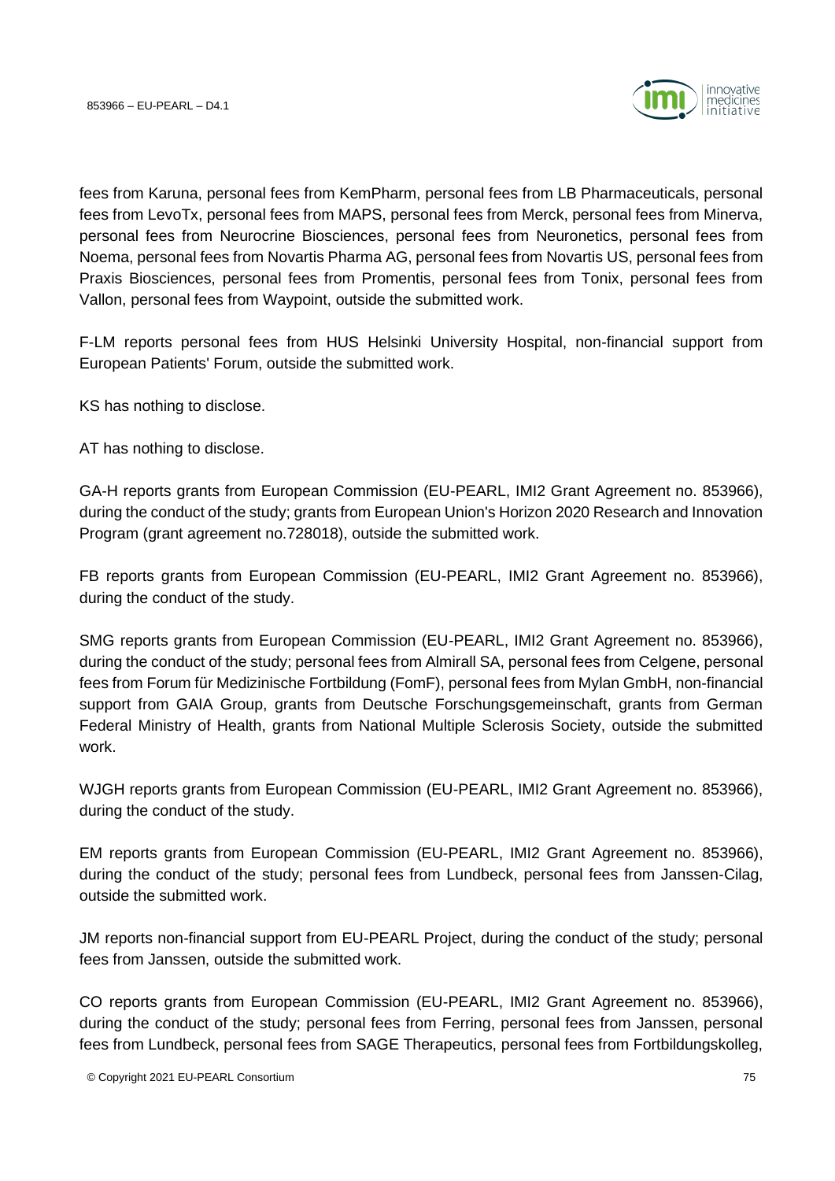fees from Karuna, personal fees from KemPharm, personal fees from LB Pharmaceuticals, personal fees from LevoTx, personal fees from MAPS, personal fees from Merck, personal fees from Minerva, personal fees from Neurocrine Biosciences, personal fees from Neuronetics, personal fees from Noema, personal fees from Novartis Pharma AG, personal fees from Novartis US, personal fees from Praxis Biosciences, personal fees from Promentis, personal fees from Tonix, personal fees from Vallon, personal fees from Waypoint, outside the submitted work.

F-LM reports personal fees from HUS Helsinki University Hospital, non-financial support from European Patients' Forum, outside the submitted work.

KS has nothing to disclose.

AT has nothing to disclose.

GA-H reports grants from European Commission (EU-PEARL, IMI2 Grant Agreement no. 853966), during the conduct of the study; grants from European Union's Horizon 2020 Research and Innovation Program (grant agreement no.728018), outside the submitted work.

FB reports grants from European Commission (EU-PEARL, IMI2 Grant Agreement no. 853966), during the conduct of the study.

SMG reports grants from European Commission (EU-PEARL, IMI2 Grant Agreement no. 853966), during the conduct of the study; personal fees from Almirall SA, personal fees from Celgene, personal fees from Forum für Medizinische Fortbildung (FomF), personal fees from Mylan GmbH, non-financial support from GAIA Group, grants from Deutsche Forschungsgemeinschaft, grants from German Federal Ministry of Health, grants from National Multiple Sclerosis Society, outside the submitted work.

WJGH reports grants from European Commission (EU-PEARL, IMI2 Grant Agreement no. 853966), during the conduct of the study.

EM reports grants from European Commission (EU-PEARL, IMI2 Grant Agreement no. 853966), during the conduct of the study; personal fees from Lundbeck, personal fees from Janssen-Cilag, outside the submitted work.

JM reports non-financial support from EU-PEARL Project, during the conduct of the study; personal fees from Janssen, outside the submitted work.

CO reports grants from European Commission (EU-PEARL, IMI2 Grant Agreement no. 853966), during the conduct of the study; personal fees from Ferring, personal fees from Janssen, personal fees from Lundbeck, personal fees from SAGE Therapeutics, personal fees from Fortbildungskolleg,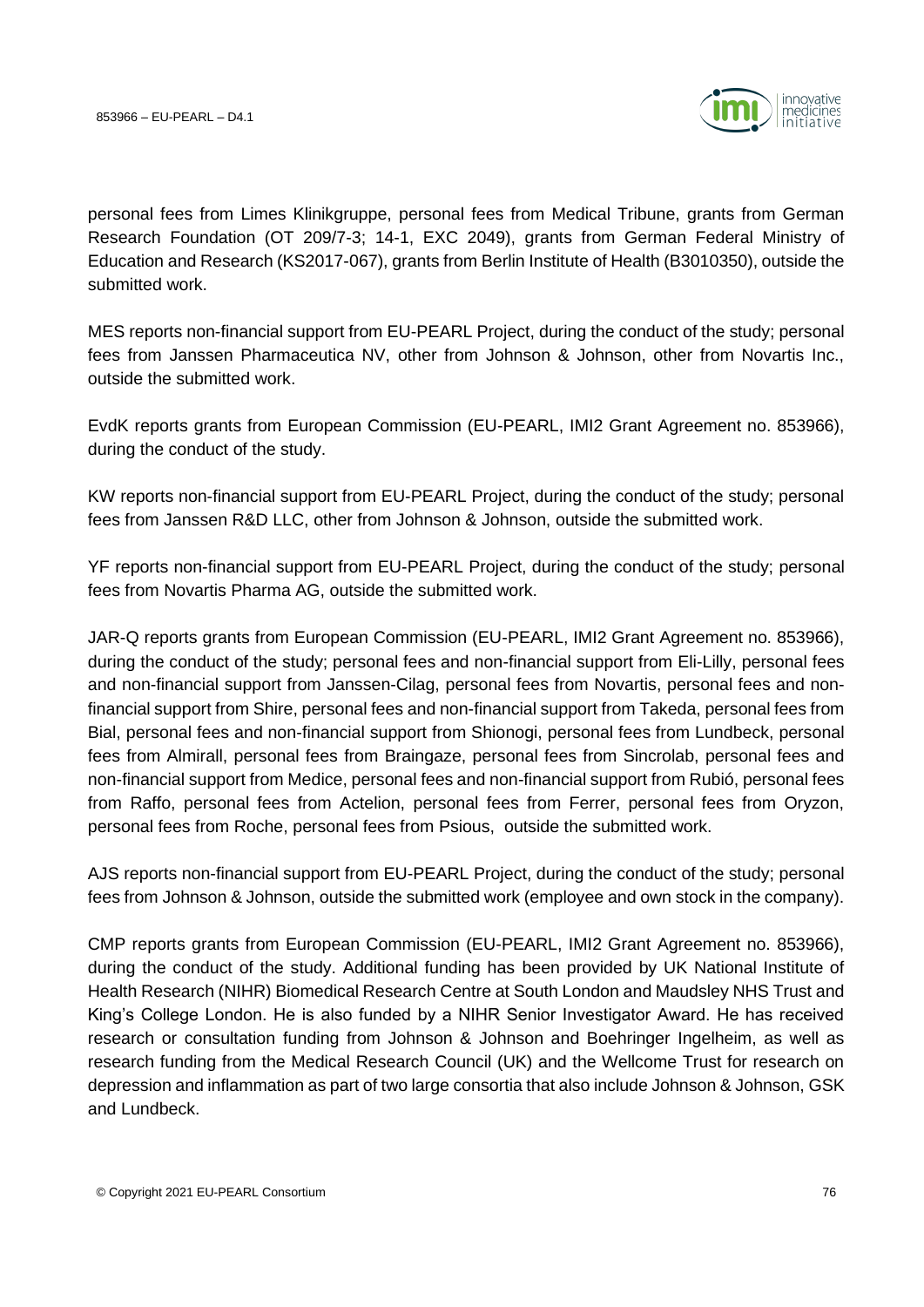personal fees from Limes Klinikgruppe, personal fees from Medical Tribune, grants from German Research Foundation (OT 209/7-3; 14-1, EXC 2049), grants from German Federal Ministry of Education and Research (KS2017-067), grants from Berlin Institute of Health (B3010350), outside the submitted work.

MES reports non-financial support from EU-PEARL Project, during the conduct of the study; personal fees from Janssen Pharmaceutica NV, other from Johnson & Johnson, other from Novartis Inc., outside the submitted work.

EvdK reports grants from European Commission (EU-PEARL, IMI2 Grant Agreement no. 853966), during the conduct of the study.

KW reports non-financial support from EU-PEARL Project, during the conduct of the study; personal fees from Janssen R&D LLC, other from Johnson & Johnson, outside the submitted work.

YF reports non-financial support from EU-PEARL Project, during the conduct of the study; personal fees from Novartis Pharma AG, outside the submitted work.

JAR-Q reports grants from European Commission (EU-PEARL, IMI2 Grant Agreement no. 853966), during the conduct of the study; personal fees and non-financial support from Eli-Lilly, personal fees and non-financial support from Janssen-Cilag, personal fees from Novartis, personal fees and non-financial support from Shire, personal fees and non-financial support from Takeda, personal fees from Bial, personal fees and non-financial support from Shionogi, personal fees from Lundbeck, personal fees from Almirall, personal fees from Braingaze, personal fees from Sincrolab, personal fees and non-financial support from Medice, personal fees and non-financial support from Rubió, personal fees from Raffo, personal fees from Actelion, personal fees from Ferrer, personal fees from Oryzon, personal fees from Roche, personal fees from Psious, outside the submitted work.

AJS reports non-financial support from EU-PEARL Project, during the conduct of the study; personal fees from Johnson & Johnson, outside the submitted work (employee and own stock in the company).

CMP reports grants from European Commission (EU-PEARL, IMI2 Grant Agreement no. 853966), during the conduct of the study. Additional funding has been provided by UK National Institute of Health Research (NIHR) Biomedical Research Centre at South London and Maudsley NHS Trust and King's College London. He is also funded by a NIHR Senior Investigator Award. He has received research or consultation funding from Johnson & Johnson and Boehringer Ingelheim, as well as research funding from the Medical Research Council (UK) and the Wellcome Trust for research on depression and inflammation as part of two large consortia that also include Johnson & Johnson, GSK and Lundbeck.